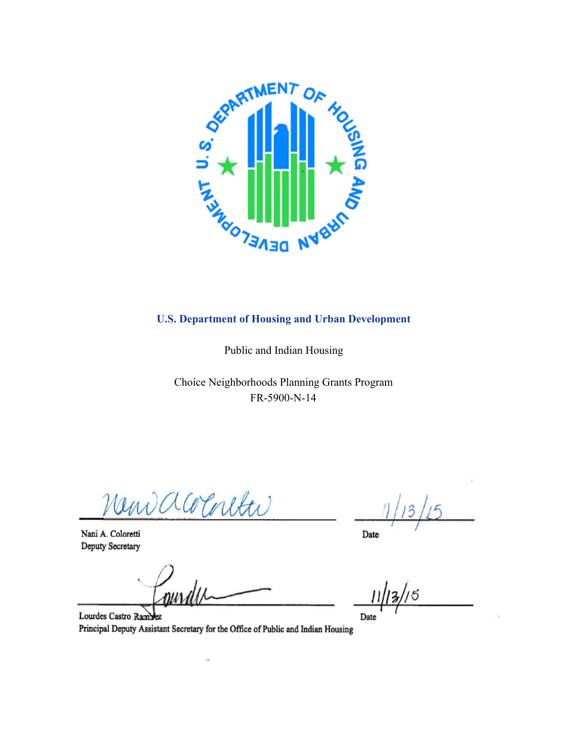**U.S. Department of Housing and Urban Development**

Public and Indian Housing

Choice Neighborhoods Planning Grants Program
FR-5900-N-14

Nani A. Coloretti
Deputy Secretary

Date 11/13/15

Lourdes Castro Ramírez
Principal Deputy Assistant Secretary for the Office of Public and Indian Housing

Date 11/13/15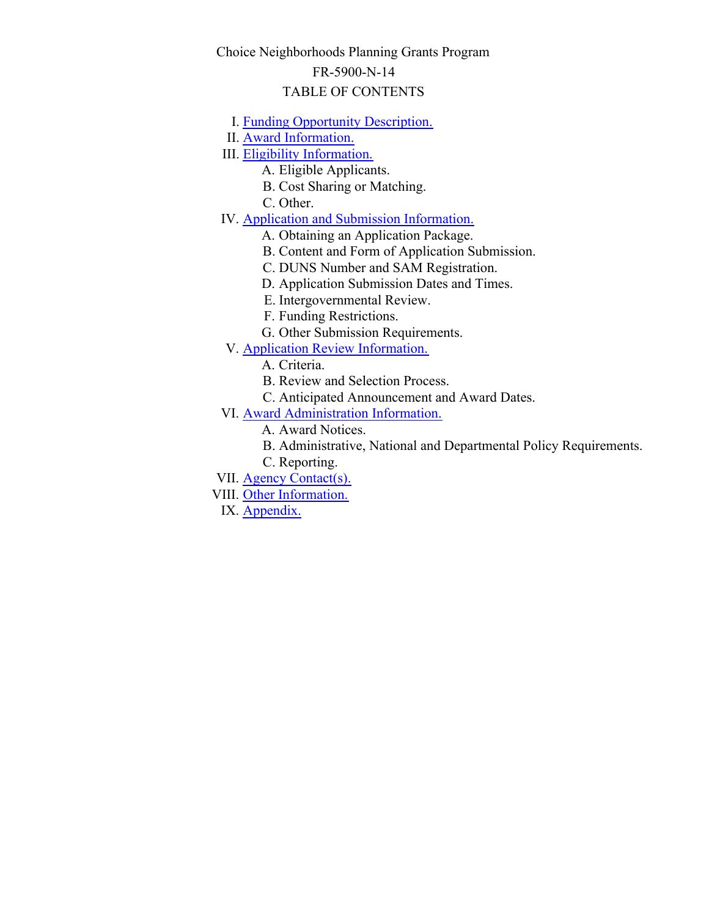Choice Neighborhoods Planning Grants Program

FR-5900-N-14

TABLE OF CONTENTS

- I. Funding Opportunity Description.
- II. Award Information.
- III. Eligibility Information.
  - A. Eligible Applicants.
  - B. Cost Sharing or Matching.
  - C. Other.
- IV. Application and Submission Information.
  - A. Obtaining an Application Package.
  - B. Content and Form of Application Submission.
  - C. DUNS Number and SAM Registration.
  - D. Application Submission Dates and Times.
  - E. Intergovernmental Review.
  - F. Funding Restrictions.
  - G. Other Submission Requirements.
- V. Application Review Information.
  - A. Criteria.
  - B. Review and Selection Process.
  - C. Anticipated Announcement and Award Dates.
- VI. Award Administration Information.
  - A. Award Notices.
  - B. Administrative, National and Departmental Policy Requirements.
  - C. Reporting.
- VII. Agency Contact(s).
- VIII. Other Information.
- IX. Appendix.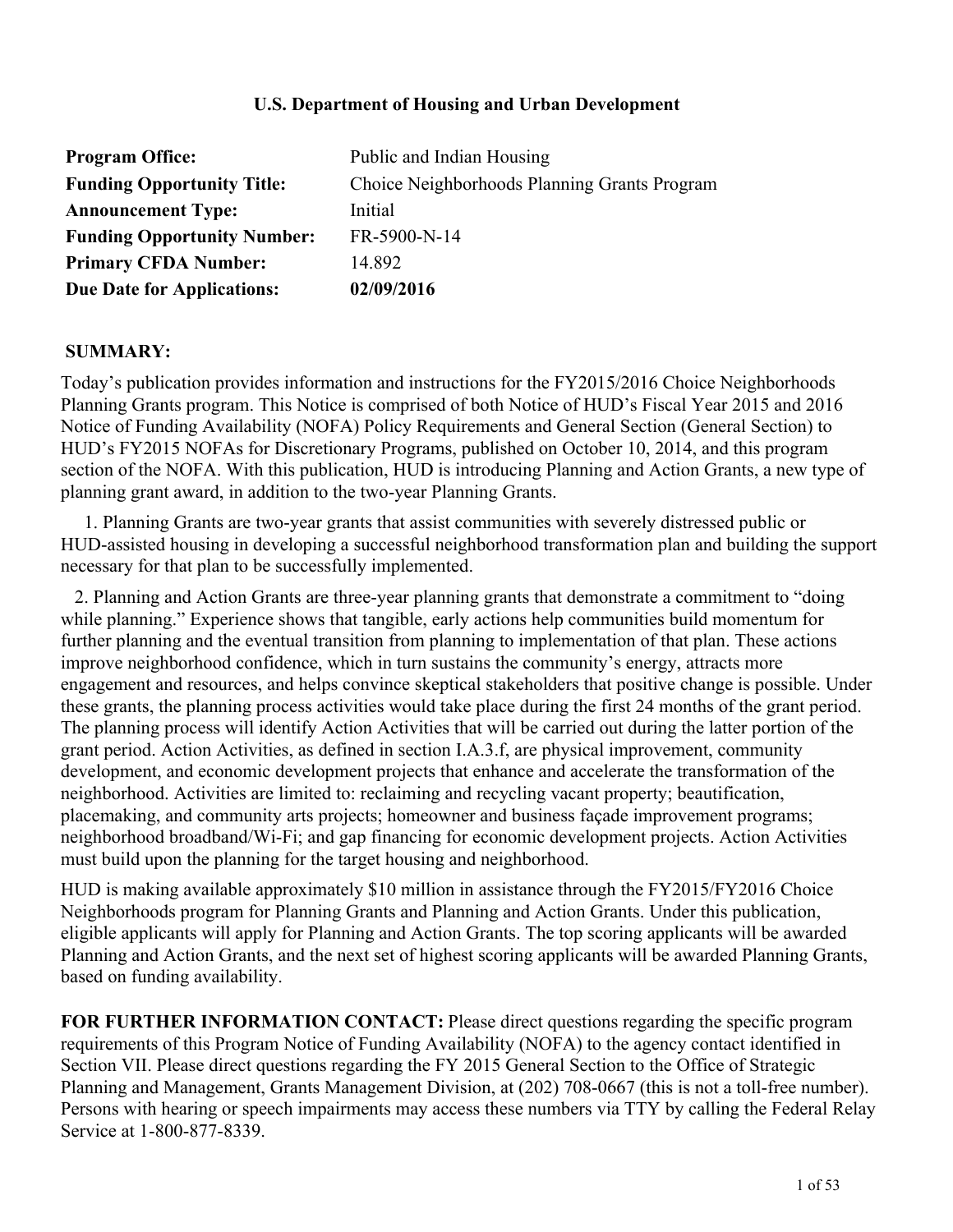**U.S. Department of Housing and Urban Development**

| | |
|---|---|
| **Program Office:** | Public and Indian Housing |
| **Funding Opportunity Title:** | Choice Neighborhoods Planning Grants Program |
| **Announcement Type:** | Initial |
| **Funding Opportunity Number:** | FR-5900-N-14 |
| **Primary CFDA Number:** | 14.892 |
| **Due Date for Applications:** | **02/09/2016** |

**SUMMARY:**

Today's publication provides information and instructions for the FY2015/2016 Choice Neighborhoods Planning Grants program. This Notice is comprised of both Notice of HUD's Fiscal Year 2015 and 2016 Notice of Funding Availability (NOFA) Policy Requirements and General Section (General Section) to HUD's FY2015 NOFAs for Discretionary Programs, published on October 10, 2014, and this program section of the NOFA. With this publication, HUD is introducing Planning and Action Grants, a new type of planning grant award, in addition to the two-year Planning Grants.

1. Planning Grants are two-year grants that assist communities with severely distressed public or HUD-assisted housing in developing a successful neighborhood transformation plan and building the support necessary for that plan to be successfully implemented.

2. Planning and Action Grants are three-year planning grants that demonstrate a commitment to "doing while planning." Experience shows that tangible, early actions help communities build momentum for further planning and the eventual transition from planning to implementation of that plan. These actions improve neighborhood confidence, which in turn sustains the community's energy, attracts more engagement and resources, and helps convince skeptical stakeholders that positive change is possible. Under these grants, the planning process activities would take place during the first 24 months of the grant period. The planning process will identify Action Activities that will be carried out during the latter portion of the grant period. Action Activities, as defined in section I.A.3.f, are physical improvement, community development, and economic development projects that enhance and accelerate the transformation of the neighborhood. Activities are limited to: reclaiming and recycling vacant property; beautification, placemaking, and community arts projects; homeowner and business façade improvement programs; neighborhood broadband/Wi-Fi; and gap financing for economic development projects. Action Activities must build upon the planning for the target housing and neighborhood.

HUD is making available approximately $10 million in assistance through the FY2015/FY2016 Choice Neighborhoods program for Planning Grants and Planning and Action Grants. Under this publication, eligible applicants will apply for Planning and Action Grants. The top scoring applicants will be awarded Planning and Action Grants, and the next set of highest scoring applicants will be awarded Planning Grants, based on funding availability.

**FOR FURTHER INFORMATION CONTACT:** Please direct questions regarding the specific program requirements of this Program Notice of Funding Availability (NOFA) to the agency contact identified in Section VII. Please direct questions regarding the FY 2015 General Section to the Office of Strategic Planning and Management, Grants Management Division, at (202) 708-0667 (this is not a toll-free number). Persons with hearing or speech impairments may access these numbers via TTY by calling the Federal Relay Service at 1-800-877-8339.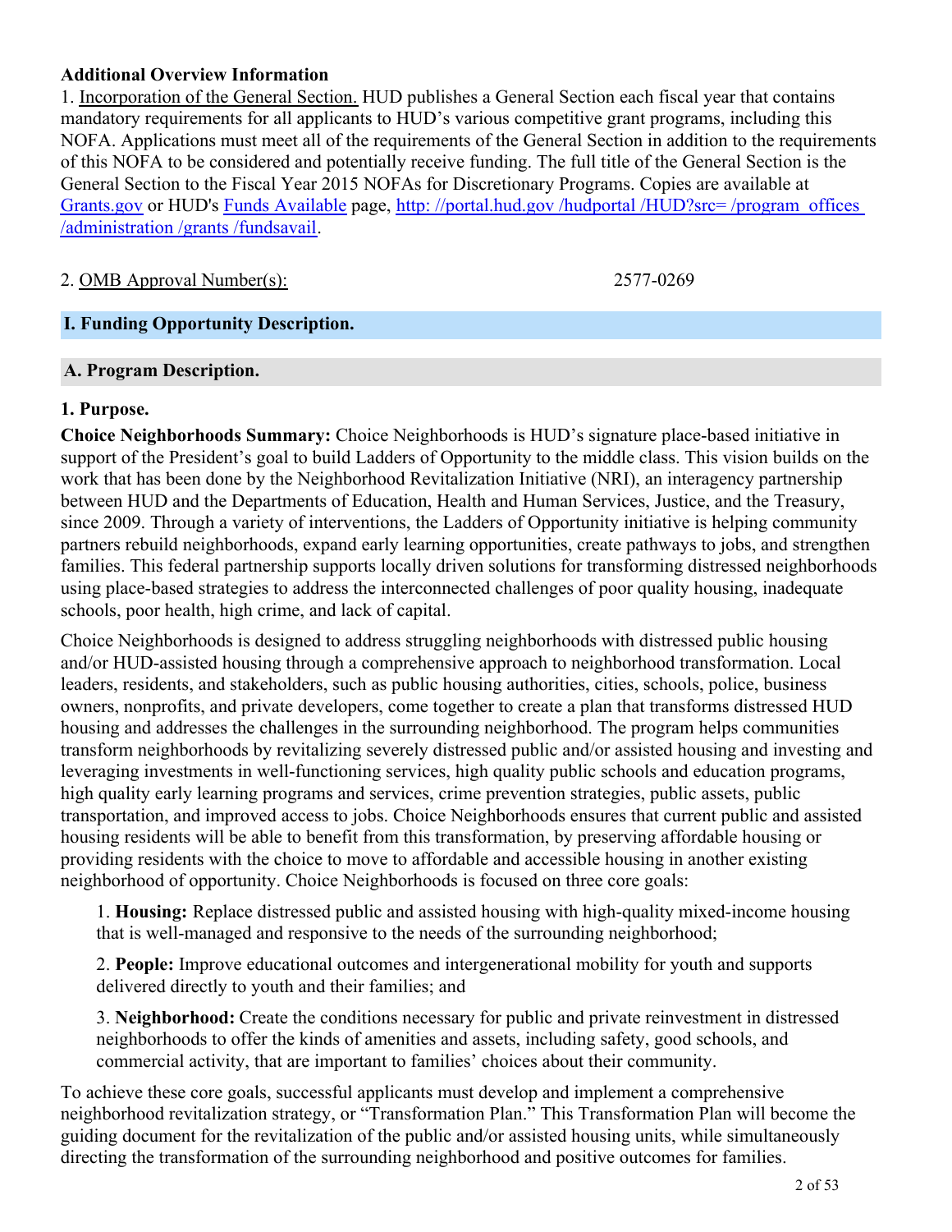**Additional Overview Information**

1. Incorporation of the General Section. HUD publishes a General Section each fiscal year that contains mandatory requirements for all applicants to HUD's various competitive grant programs, including this NOFA. Applications must meet all of the requirements of the General Section in addition to the requirements of this NOFA to be considered and potentially receive funding. The full title of the General Section is the General Section to the Fiscal Year 2015 NOFAs for Discretionary Programs. Copies are available at Grants.gov or HUD's Funds Available page, http: //portal.hud.gov /hudportal /HUD?src= /program_offices /administration /grants /fundsavail.

2. OMB Approval Number(s): 2577-0269

## I. Funding Opportunity Description.

### A. Program Description.

#### 1. Purpose.

**Choice Neighborhoods Summary:** Choice Neighborhoods is HUD's signature place-based initiative in support of the President's goal to build Ladders of Opportunity to the middle class. This vision builds on the work that has been done by the Neighborhood Revitalization Initiative (NRI), an interagency partnership between HUD and the Departments of Education, Health and Human Services, Justice, and the Treasury, since 2009. Through a variety of interventions, the Ladders of Opportunity initiative is helping community partners rebuild neighborhoods, expand early learning opportunities, create pathways to jobs, and strengthen families. This federal partnership supports locally driven solutions for transforming distressed neighborhoods using place-based strategies to address the interconnected challenges of poor quality housing, inadequate schools, poor health, high crime, and lack of capital.

Choice Neighborhoods is designed to address struggling neighborhoods with distressed public housing and/or HUD-assisted housing through a comprehensive approach to neighborhood transformation. Local leaders, residents, and stakeholders, such as public housing authorities, cities, schools, police, business owners, nonprofits, and private developers, come together to create a plan that transforms distressed HUD housing and addresses the challenges in the surrounding neighborhood. The program helps communities transform neighborhoods by revitalizing severely distressed public and/or assisted housing and investing and leveraging investments in well-functioning services, high quality public schools and education programs, high quality early learning programs and services, crime prevention strategies, public assets, public transportation, and improved access to jobs. Choice Neighborhoods ensures that current public and assisted housing residents will be able to benefit from this transformation, by preserving affordable housing or providing residents with the choice to move to affordable and accessible housing in another existing neighborhood of opportunity. Choice Neighborhoods is focused on three core goals:

1. **Housing:** Replace distressed public and assisted housing with high-quality mixed-income housing that is well-managed and responsive to the needs of the surrounding neighborhood;

2. **People:** Improve educational outcomes and intergenerational mobility for youth and supports delivered directly to youth and their families; and

3. **Neighborhood:** Create the conditions necessary for public and private reinvestment in distressed neighborhoods to offer the kinds of amenities and assets, including safety, good schools, and commercial activity, that are important to families' choices about their community.

To achieve these core goals, successful applicants must develop and implement a comprehensive neighborhood revitalization strategy, or "Transformation Plan." This Transformation Plan will become the guiding document for the revitalization of the public and/or assisted housing units, while simultaneously directing the transformation of the surrounding neighborhood and positive outcomes for families.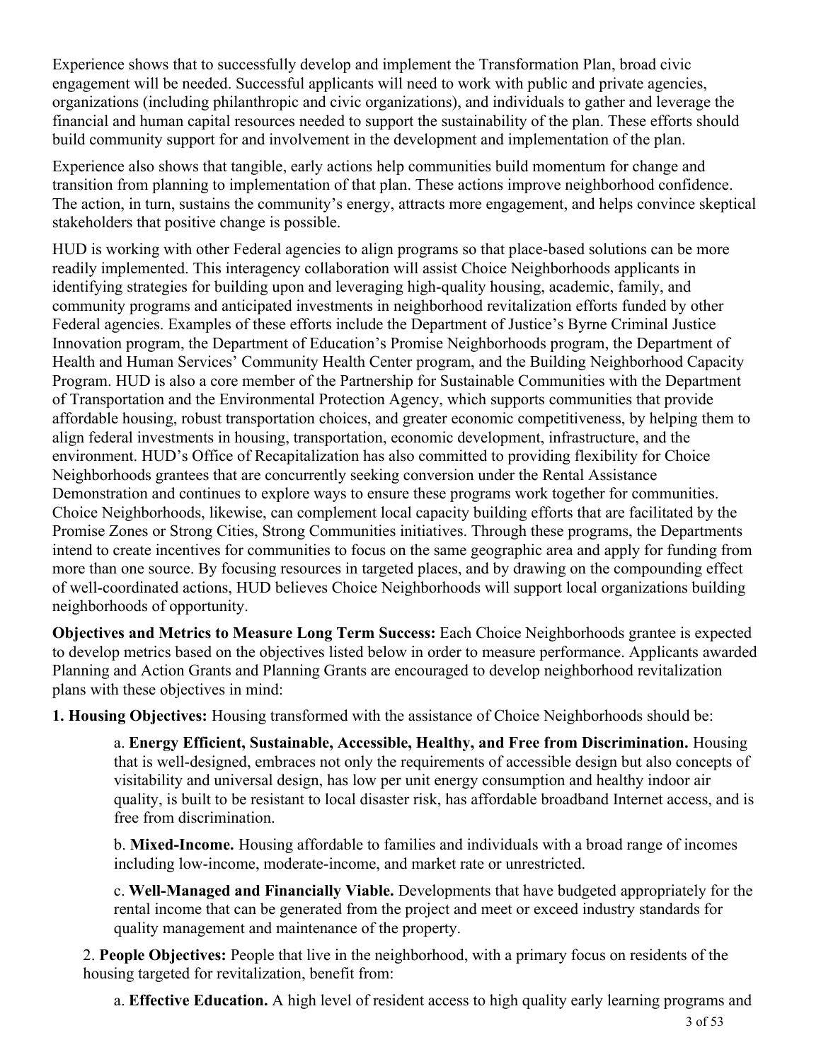Experience shows that to successfully develop and implement the Transformation Plan, broad civic engagement will be needed. Successful applicants will need to work with public and private agencies, organizations (including philanthropic and civic organizations), and individuals to gather and leverage the financial and human capital resources needed to support the sustainability of the plan. These efforts should build community support for and involvement in the development and implementation of the plan.

Experience also shows that tangible, early actions help communities build momentum for change and transition from planning to implementation of that plan. These actions improve neighborhood confidence. The action, in turn, sustains the community's energy, attracts more engagement, and helps convince skeptical stakeholders that positive change is possible.

HUD is working with other Federal agencies to align programs so that place-based solutions can be more readily implemented. This interagency collaboration will assist Choice Neighborhoods applicants in identifying strategies for building upon and leveraging high-quality housing, academic, family, and community programs and anticipated investments in neighborhood revitalization efforts funded by other Federal agencies. Examples of these efforts include the Department of Justice's Byrne Criminal Justice Innovation program, the Department of Education's Promise Neighborhoods program, the Department of Health and Human Services' Community Health Center program, and the Building Neighborhood Capacity Program. HUD is also a core member of the Partnership for Sustainable Communities with the Department of Transportation and the Environmental Protection Agency, which supports communities that provide affordable housing, robust transportation choices, and greater economic competitiveness, by helping them to align federal investments in housing, transportation, economic development, infrastructure, and the environment. HUD's Office of Recapitalization has also committed to providing flexibility for Choice Neighborhoods grantees that are concurrently seeking conversion under the Rental Assistance Demonstration and continues to explore ways to ensure these programs work together for communities. Choice Neighborhoods, likewise, can complement local capacity building efforts that are facilitated by the Promise Zones or Strong Cities, Strong Communities initiatives. Through these programs, the Departments intend to create incentives for communities to focus on the same geographic area and apply for funding from more than one source. By focusing resources in targeted places, and by drawing on the compounding effect of well-coordinated actions, HUD believes Choice Neighborhoods will support local organizations building neighborhoods of opportunity.

**Objectives and Metrics to Measure Long Term Success:** Each Choice Neighborhoods grantee is expected to develop metrics based on the objectives listed below in order to measure performance. Applicants awarded Planning and Action Grants and Planning Grants are encouraged to develop neighborhood revitalization plans with these objectives in mind:

**1. Housing Objectives:** Housing transformed with the assistance of Choice Neighborhoods should be:

a. **Energy Efficient, Sustainable, Accessible, Healthy, and Free from Discrimination.** Housing that is well-designed, embraces not only the requirements of accessible design but also concepts of visitability and universal design, has low per unit energy consumption and healthy indoor air quality, is built to be resistant to local disaster risk, has affordable broadband Internet access, and is free from discrimination.

b. **Mixed-Income.** Housing affordable to families and individuals with a broad range of incomes including low-income, moderate-income, and market rate or unrestricted.

c. **Well-Managed and Financially Viable.** Developments that have budgeted appropriately for the rental income that can be generated from the project and meet or exceed industry standards for quality management and maintenance of the property.

2. **People Objectives:** People that live in the neighborhood, with a primary focus on residents of the housing targeted for revitalization, benefit from:

a. **Effective Education.** A high level of resident access to high quality early learning programs and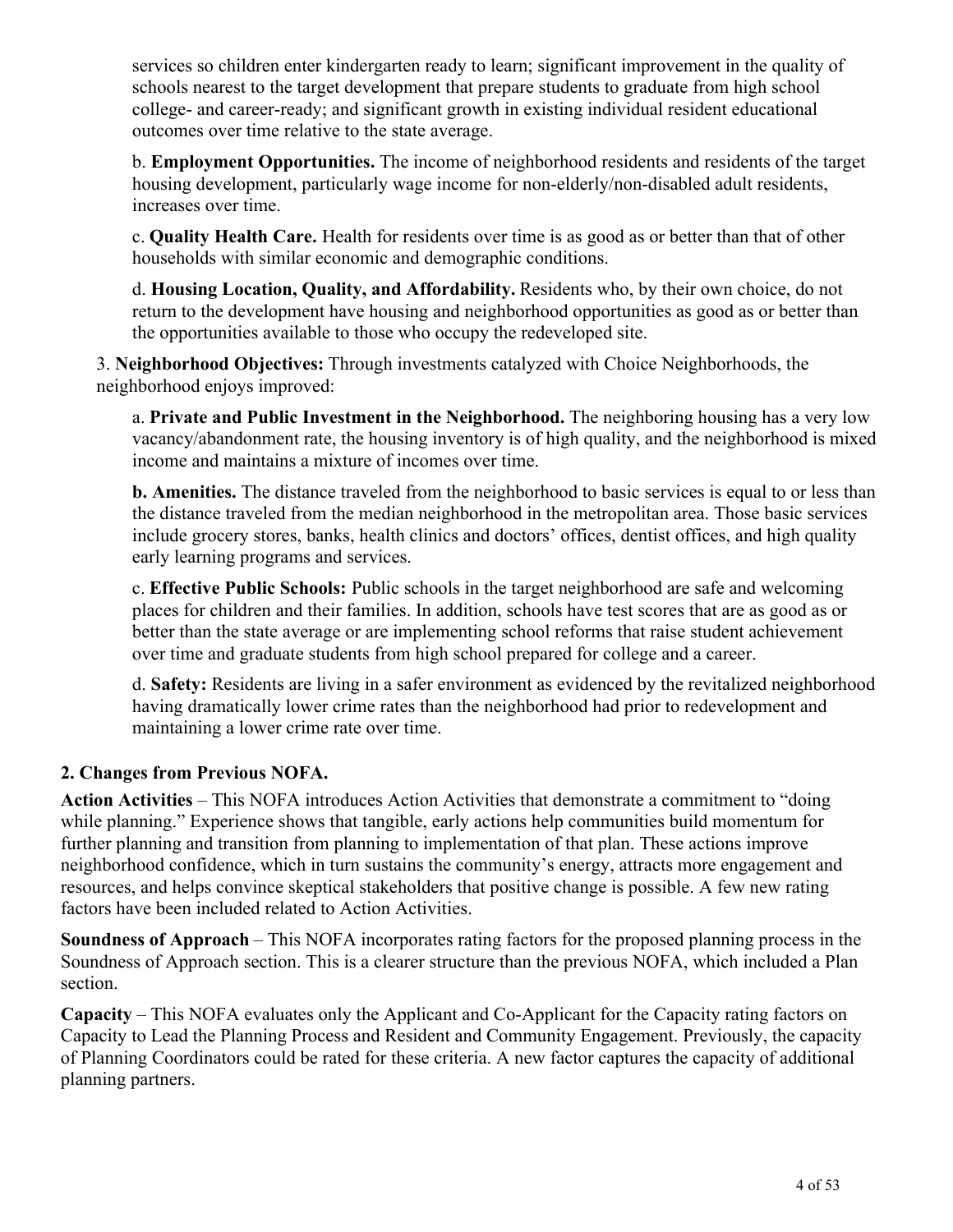services so children enter kindergarten ready to learn; significant improvement in the quality of schools nearest to the target development that prepare students to graduate from high school college- and career-ready; and significant growth in existing individual resident educational outcomes over time relative to the state average.

b. **Employment Opportunities.** The income of neighborhood residents and residents of the target housing development, particularly wage income for non-elderly/non-disabled adult residents, increases over time.

c. **Quality Health Care.** Health for residents over time is as good as or better than that of other households with similar economic and demographic conditions.

d. **Housing Location, Quality, and Affordability.** Residents who, by their own choice, do not return to the development have housing and neighborhood opportunities as good as or better than the opportunities available to those who occupy the redeveloped site.

3. **Neighborhood Objectives:** Through investments catalyzed with Choice Neighborhoods, the neighborhood enjoys improved:

a. **Private and Public Investment in the Neighborhood.** The neighboring housing has a very low vacancy/abandonment rate, the housing inventory is of high quality, and the neighborhood is mixed income and maintains a mixture of incomes over time.

**b. Amenities.** The distance traveled from the neighborhood to basic services is equal to or less than the distance traveled from the median neighborhood in the metropolitan area. Those basic services include grocery stores, banks, health clinics and doctors' offices, dentist offices, and high quality early learning programs and services.

c. **Effective Public Schools:** Public schools in the target neighborhood are safe and welcoming places for children and their families. In addition, schools have test scores that are as good as or better than the state average or are implementing school reforms that raise student achievement over time and graduate students from high school prepared for college and a career.

d. **Safety:** Residents are living in a safer environment as evidenced by the revitalized neighborhood having dramatically lower crime rates than the neighborhood had prior to redevelopment and maintaining a lower crime rate over time.

### 2. Changes from Previous NOFA.

**Action Activities** – This NOFA introduces Action Activities that demonstrate a commitment to "doing while planning." Experience shows that tangible, early actions help communities build momentum for further planning and transition from planning to implementation of that plan. These actions improve neighborhood confidence, which in turn sustains the community's energy, attracts more engagement and resources, and helps convince skeptical stakeholders that positive change is possible. A few new rating factors have been included related to Action Activities.

**Soundness of Approach** – This NOFA incorporates rating factors for the proposed planning process in the Soundness of Approach section. This is a clearer structure than the previous NOFA, which included a Plan section.

**Capacity** – This NOFA evaluates only the Applicant and Co-Applicant for the Capacity rating factors on Capacity to Lead the Planning Process and Resident and Community Engagement. Previously, the capacity of Planning Coordinators could be rated for these criteria. A new factor captures the capacity of additional planning partners.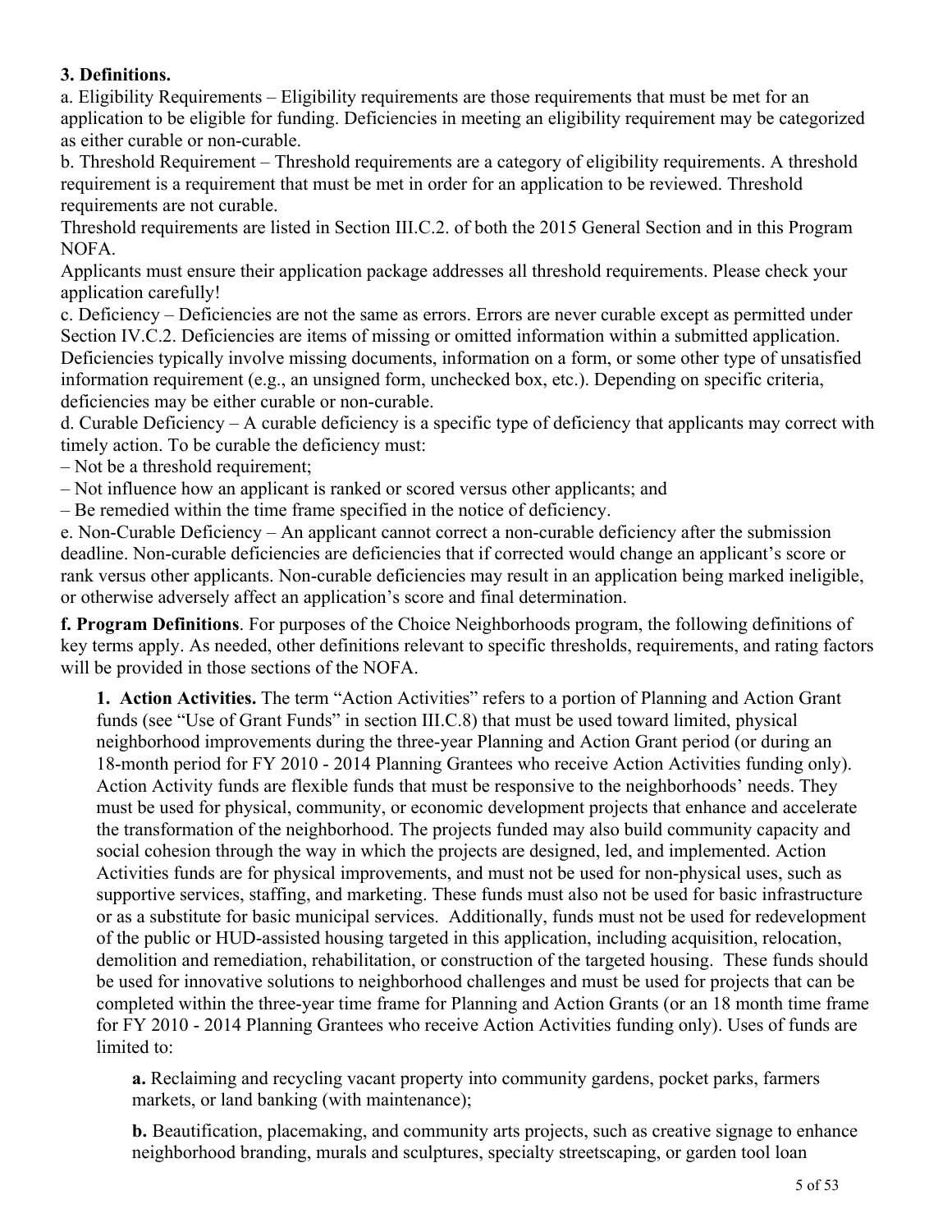**3. Definitions.**

a. Eligibility Requirements – Eligibility requirements are those requirements that must be met for an application to be eligible for funding. Deficiencies in meeting an eligibility requirement may be categorized as either curable or non-curable.

b. Threshold Requirement – Threshold requirements are a category of eligibility requirements. A threshold requirement is a requirement that must be met in order for an application to be reviewed. Threshold requirements are not curable.

Threshold requirements are listed in Section III.C.2. of both the 2015 General Section and in this Program NOFA.

Applicants must ensure their application package addresses all threshold requirements. Please check your application carefully!

c. Deficiency – Deficiencies are not the same as errors. Errors are never curable except as permitted under Section IV.C.2. Deficiencies are items of missing or omitted information within a submitted application. Deficiencies typically involve missing documents, information on a form, or some other type of unsatisfied information requirement (e.g., an unsigned form, unchecked box, etc.). Depending on specific criteria, deficiencies may be either curable or non-curable.

d. Curable Deficiency – A curable deficiency is a specific type of deficiency that applicants may correct with timely action. To be curable the deficiency must:

– Not be a threshold requirement;

– Not influence how an applicant is ranked or scored versus other applicants; and

– Be remedied within the time frame specified in the notice of deficiency.

e. Non-Curable Deficiency – An applicant cannot correct a non-curable deficiency after the submission deadline. Non-curable deficiencies are deficiencies that if corrected would change an applicant's score or rank versus other applicants. Non-curable deficiencies may result in an application being marked ineligible, or otherwise adversely affect an application's score and final determination.

**f. Program Definitions**. For purposes of the Choice Neighborhoods program, the following definitions of key terms apply. As needed, other definitions relevant to specific thresholds, requirements, and rating factors will be provided in those sections of the NOFA.

**1. Action Activities.** The term "Action Activities" refers to a portion of Planning and Action Grant funds (see "Use of Grant Funds" in section III.C.8) that must be used toward limited, physical neighborhood improvements during the three-year Planning and Action Grant period (or during an 18-month period for FY 2010 - 2014 Planning Grantees who receive Action Activities funding only). Action Activity funds are flexible funds that must be responsive to the neighborhoods' needs. They must be used for physical, community, or economic development projects that enhance and accelerate the transformation of the neighborhood. The projects funded may also build community capacity and social cohesion through the way in which the projects are designed, led, and implemented. Action Activities funds are for physical improvements, and must not be used for non-physical uses, such as supportive services, staffing, and marketing. These funds must also not be used for basic infrastructure or as a substitute for basic municipal services. Additionally, funds must not be used for redevelopment of the public or HUD-assisted housing targeted in this application, including acquisition, relocation, demolition and remediation, rehabilitation, or construction of the targeted housing. These funds should be used for innovative solutions to neighborhood challenges and must be used for projects that can be completed within the three-year time frame for Planning and Action Grants (or an 18 month time frame for FY 2010 - 2014 Planning Grantees who receive Action Activities funding only). Uses of funds are limited to:

**a.** Reclaiming and recycling vacant property into community gardens, pocket parks, farmers markets, or land banking (with maintenance);

**b.** Beautification, placemaking, and community arts projects, such as creative signage to enhance neighborhood branding, murals and sculptures, specialty streetscaping, or garden tool loan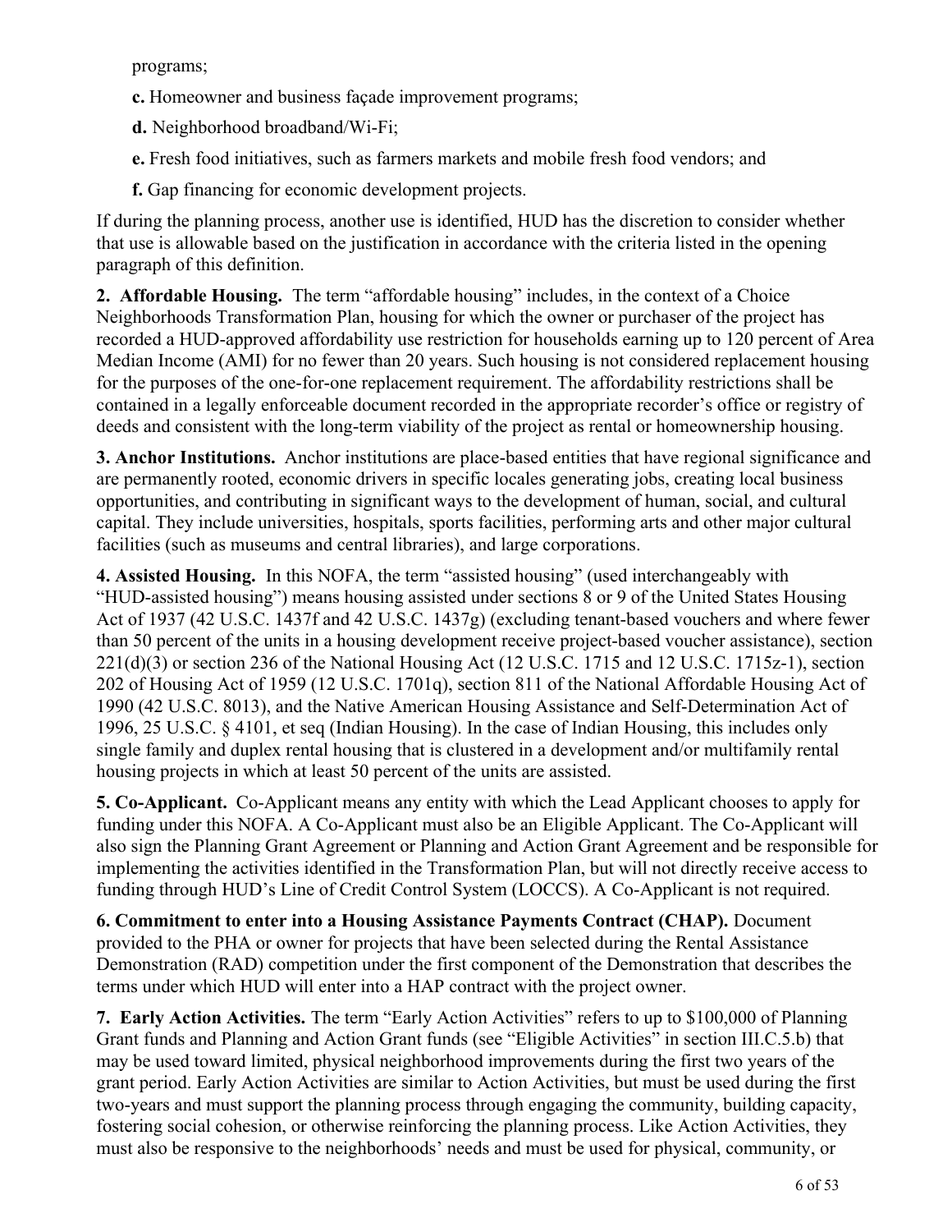programs;

**c.** Homeowner and business façade improvement programs;

**d.** Neighborhood broadband/Wi-Fi;

**e.** Fresh food initiatives, such as farmers markets and mobile fresh food vendors; and

**f.** Gap financing for economic development projects.

If during the planning process, another use is identified, HUD has the discretion to consider whether that use is allowable based on the justification in accordance with the criteria listed in the opening paragraph of this definition.

**2. Affordable Housing.** The term "affordable housing" includes, in the context of a Choice Neighborhoods Transformation Plan, housing for which the owner or purchaser of the project has recorded a HUD-approved affordability use restriction for households earning up to 120 percent of Area Median Income (AMI) for no fewer than 20 years. Such housing is not considered replacement housing for the purposes of the one-for-one replacement requirement. The affordability restrictions shall be contained in a legally enforceable document recorded in the appropriate recorder's office or registry of deeds and consistent with the long-term viability of the project as rental or homeownership housing.

**3. Anchor Institutions.** Anchor institutions are place-based entities that have regional significance and are permanently rooted, economic drivers in specific locales generating jobs, creating local business opportunities, and contributing in significant ways to the development of human, social, and cultural capital. They include universities, hospitals, sports facilities, performing arts and other major cultural facilities (such as museums and central libraries), and large corporations.

**4. Assisted Housing.** In this NOFA, the term "assisted housing" (used interchangeably with "HUD-assisted housing") means housing assisted under sections 8 or 9 of the United States Housing Act of 1937 (42 U.S.C. 1437f and 42 U.S.C. 1437g) (excluding tenant-based vouchers and where fewer than 50 percent of the units in a housing development receive project-based voucher assistance), section 221(d)(3) or section 236 of the National Housing Act (12 U.S.C. 1715 and 12 U.S.C. 1715z-1), section 202 of Housing Act of 1959 (12 U.S.C. 1701q), section 811 of the National Affordable Housing Act of 1990 (42 U.S.C. 8013), and the Native American Housing Assistance and Self-Determination Act of 1996, 25 U.S.C. § 4101, et seq (Indian Housing). In the case of Indian Housing, this includes only single family and duplex rental housing that is clustered in a development and/or multifamily rental housing projects in which at least 50 percent of the units are assisted.

**5. Co-Applicant.** Co-Applicant means any entity with which the Lead Applicant chooses to apply for funding under this NOFA. A Co-Applicant must also be an Eligible Applicant. The Co-Applicant will also sign the Planning Grant Agreement or Planning and Action Grant Agreement and be responsible for implementing the activities identified in the Transformation Plan, but will not directly receive access to funding through HUD's Line of Credit Control System (LOCCS). A Co-Applicant is not required.

**6. Commitment to enter into a Housing Assistance Payments Contract (CHAP).** Document provided to the PHA or owner for projects that have been selected during the Rental Assistance Demonstration (RAD) competition under the first component of the Demonstration that describes the terms under which HUD will enter into a HAP contract with the project owner.

**7. Early Action Activities.** The term "Early Action Activities" refers to up to $100,000 of Planning Grant funds and Planning and Action Grant funds (see "Eligible Activities" in section III.C.5.b) that may be used toward limited, physical neighborhood improvements during the first two years of the grant period. Early Action Activities are similar to Action Activities, but must be used during the first two-years and must support the planning process through engaging the community, building capacity, fostering social cohesion, or otherwise reinforcing the planning process. Like Action Activities, they must also be responsive to the neighborhoods' needs and must be used for physical, community, or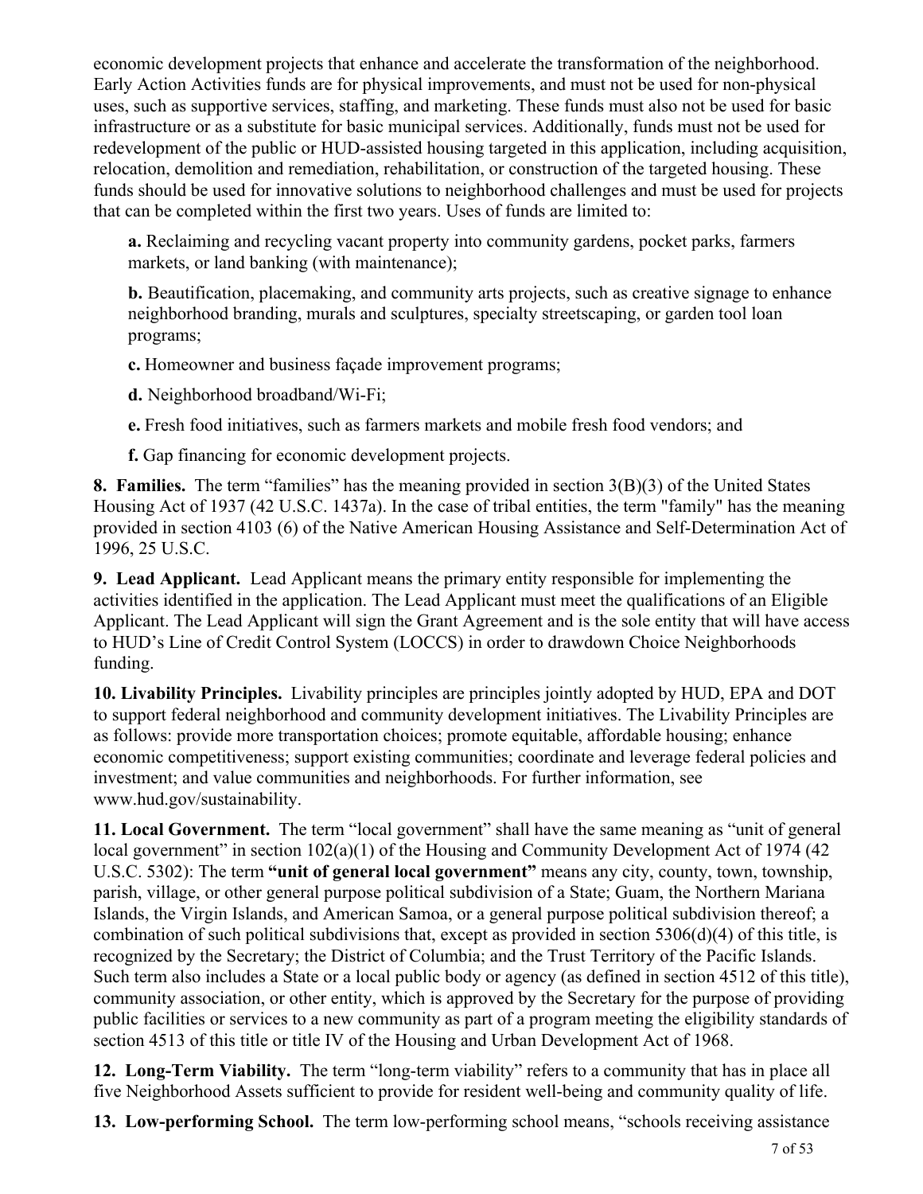economic development projects that enhance and accelerate the transformation of the neighborhood. Early Action Activities funds are for physical improvements, and must not be used for non-physical uses, such as supportive services, staffing, and marketing. These funds must also not be used for basic infrastructure or as a substitute for basic municipal services. Additionally, funds must not be used for redevelopment of the public or HUD-assisted housing targeted in this application, including acquisition, relocation, demolition and remediation, rehabilitation, or construction of the targeted housing. These funds should be used for innovative solutions to neighborhood challenges and must be used for projects that can be completed within the first two years. Uses of funds are limited to:

**a.** Reclaiming and recycling vacant property into community gardens, pocket parks, farmers markets, or land banking (with maintenance);

**b.** Beautification, placemaking, and community arts projects, such as creative signage to enhance neighborhood branding, murals and sculptures, specialty streetscaping, or garden tool loan programs;

**c.** Homeowner and business façade improvement programs;

**d.** Neighborhood broadband/Wi-Fi;

**e.** Fresh food initiatives, such as farmers markets and mobile fresh food vendors; and

**f.** Gap financing for economic development projects.

**8. Families.** The term "families" has the meaning provided in section 3(B)(3) of the United States Housing Act of 1937 (42 U.S.C. 1437a). In the case of tribal entities, the term "family" has the meaning provided in section 4103 (6) of the Native American Housing Assistance and Self-Determination Act of 1996, 25 U.S.C.

**9. Lead Applicant.** Lead Applicant means the primary entity responsible for implementing the activities identified in the application. The Lead Applicant must meet the qualifications of an Eligible Applicant. The Lead Applicant will sign the Grant Agreement and is the sole entity that will have access to HUD's Line of Credit Control System (LOCCS) in order to drawdown Choice Neighborhoods funding.

**10. Livability Principles.** Livability principles are principles jointly adopted by HUD, EPA and DOT to support federal neighborhood and community development initiatives. The Livability Principles are as follows: provide more transportation choices; promote equitable, affordable housing; enhance economic competitiveness; support existing communities; coordinate and leverage federal policies and investment; and value communities and neighborhoods. For further information, see www.hud.gov/sustainability.

**11. Local Government.** The term "local government" shall have the same meaning as "unit of general local government" in section 102(a)(1) of the Housing and Community Development Act of 1974 (42 U.S.C. 5302): The term **"unit of general local government"** means any city, county, town, township, parish, village, or other general purpose political subdivision of a State; Guam, the Northern Mariana Islands, the Virgin Islands, and American Samoa, or a general purpose political subdivision thereof; a combination of such political subdivisions that, except as provided in section 5306(d)(4) of this title, is recognized by the Secretary; the District of Columbia; and the Trust Territory of the Pacific Islands. Such term also includes a State or a local public body or agency (as defined in section 4512 of this title), community association, or other entity, which is approved by the Secretary for the purpose of providing public facilities or services to a new community as part of a program meeting the eligibility standards of section 4513 of this title or title IV of the Housing and Urban Development Act of 1968.

**12. Long-Term Viability.** The term "long-term viability" refers to a community that has in place all five Neighborhood Assets sufficient to provide for resident well-being and community quality of life.

**13. Low-performing School.** The term low-performing school means, "schools receiving assistance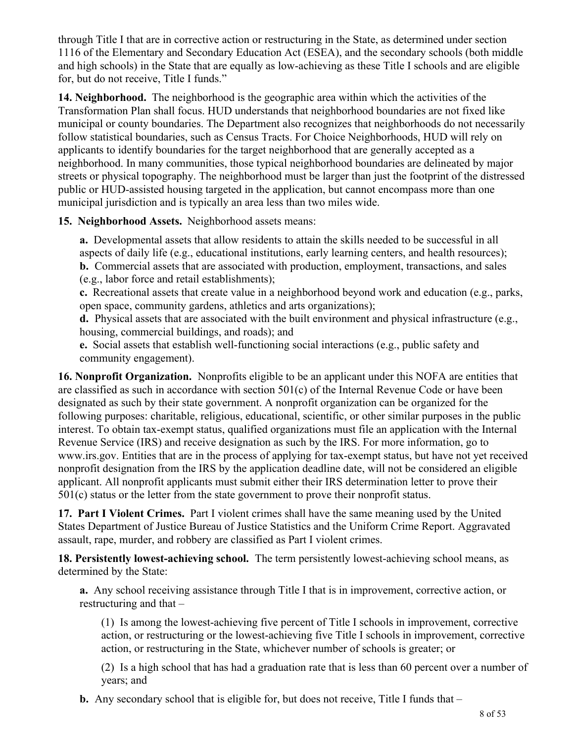through Title I that are in corrective action or restructuring in the State, as determined under section 1116 of the Elementary and Secondary Education Act (ESEA), and the secondary schools (both middle and high schools) in the State that are equally as low-achieving as these Title I schools and are eligible for, but do not receive, Title I funds."

**14. Neighborhood.** The neighborhood is the geographic area within which the activities of the Transformation Plan shall focus. HUD understands that neighborhood boundaries are not fixed like municipal or county boundaries. The Department also recognizes that neighborhoods do not necessarily follow statistical boundaries, such as Census Tracts. For Choice Neighborhoods, HUD will rely on applicants to identify boundaries for the target neighborhood that are generally accepted as a neighborhood. In many communities, those typical neighborhood boundaries are delineated by major streets or physical topography. The neighborhood must be larger than just the footprint of the distressed public or HUD-assisted housing targeted in the application, but cannot encompass more than one municipal jurisdiction and is typically an area less than two miles wide.

**15. Neighborhood Assets.** Neighborhood assets means:

**a.** Developmental assets that allow residents to attain the skills needed to be successful in all aspects of daily life (e.g., educational institutions, early learning centers, and health resources);
**b.** Commercial assets that are associated with production, employment, transactions, and sales (e.g., labor force and retail establishments);
**c.** Recreational assets that create value in a neighborhood beyond work and education (e.g., parks, open space, community gardens, athletics and arts organizations);
**d.** Physical assets that are associated with the built environment and physical infrastructure (e.g., housing, commercial buildings, and roads); and
**e.** Social assets that establish well-functioning social interactions (e.g., public safety and community engagement).

**16. Nonprofit Organization.** Nonprofits eligible to be an applicant under this NOFA are entities that are classified as such in accordance with section 501(c) of the Internal Revenue Code or have been designated as such by their state government. A nonprofit organization can be organized for the following purposes: charitable, religious, educational, scientific, or other similar purposes in the public interest. To obtain tax-exempt status, qualified organizations must file an application with the Internal Revenue Service (IRS) and receive designation as such by the IRS. For more information, go to www.irs.gov. Entities that are in the process of applying for tax-exempt status, but have not yet received nonprofit designation from the IRS by the application deadline date, will not be considered an eligible applicant. All nonprofit applicants must submit either their IRS determination letter to prove their 501(c) status or the letter from the state government to prove their nonprofit status.

**17. Part I Violent Crimes.** Part I violent crimes shall have the same meaning used by the United States Department of Justice Bureau of Justice Statistics and the Uniform Crime Report. Aggravated assault, rape, murder, and robbery are classified as Part I violent crimes.

**18. Persistently lowest-achieving school.** The term persistently lowest-achieving school means, as determined by the State:

**a.** Any school receiving assistance through Title I that is in improvement, corrective action, or restructuring and that –

(1) Is among the lowest-achieving five percent of Title I schools in improvement, corrective action, or restructuring or the lowest-achieving five Title I schools in improvement, corrective action, or restructuring in the State, whichever number of schools is greater; or

(2) Is a high school that has had a graduation rate that is less than 60 percent over a number of years; and

**b.** Any secondary school that is eligible for, but does not receive, Title I funds that –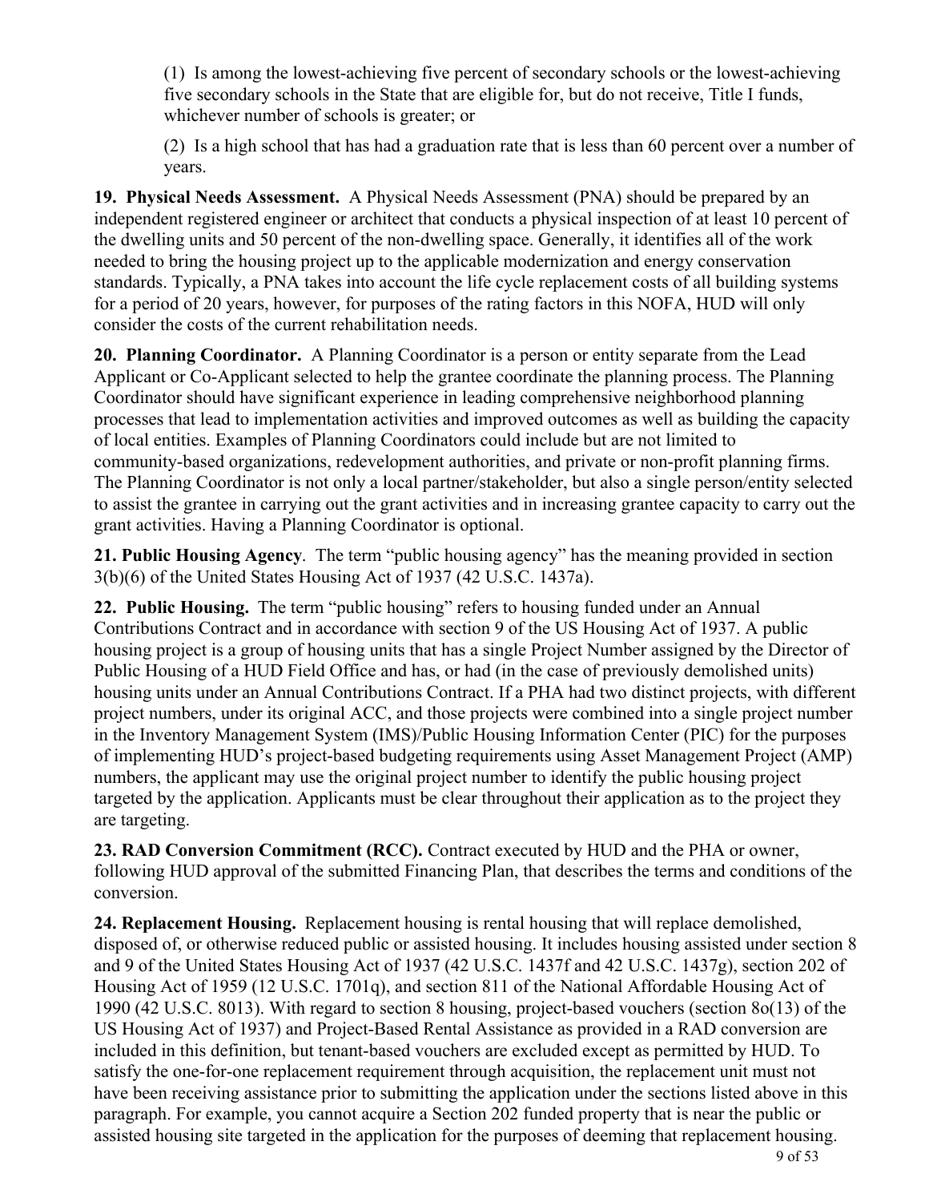(1) Is among the lowest-achieving five percent of secondary schools or the lowest-achieving five secondary schools in the State that are eligible for, but do not receive, Title I funds, whichever number of schools is greater; or

(2) Is a high school that has had a graduation rate that is less than 60 percent over a number of years.

**19. Physical Needs Assessment.** A Physical Needs Assessment (PNA) should be prepared by an independent registered engineer or architect that conducts a physical inspection of at least 10 percent of the dwelling units and 50 percent of the non-dwelling space. Generally, it identifies all of the work needed to bring the housing project up to the applicable modernization and energy conservation standards. Typically, a PNA takes into account the life cycle replacement costs of all building systems for a period of 20 years, however, for purposes of the rating factors in this NOFA, HUD will only consider the costs of the current rehabilitation needs.

**20. Planning Coordinator.** A Planning Coordinator is a person or entity separate from the Lead Applicant or Co-Applicant selected to help the grantee coordinate the planning process. The Planning Coordinator should have significant experience in leading comprehensive neighborhood planning processes that lead to implementation activities and improved outcomes as well as building the capacity of local entities. Examples of Planning Coordinators could include but are not limited to community-based organizations, redevelopment authorities, and private or non-profit planning firms. The Planning Coordinator is not only a local partner/stakeholder, but also a single person/entity selected to assist the grantee in carrying out the grant activities and in increasing grantee capacity to carry out the grant activities. Having a Planning Coordinator is optional.

**21. Public Housing Agency**. The term "public housing agency" has the meaning provided in section 3(b)(6) of the United States Housing Act of 1937 (42 U.S.C. 1437a).

**22. Public Housing.** The term "public housing" refers to housing funded under an Annual Contributions Contract and in accordance with section 9 of the US Housing Act of 1937. A public housing project is a group of housing units that has a single Project Number assigned by the Director of Public Housing of a HUD Field Office and has, or had (in the case of previously demolished units) housing units under an Annual Contributions Contract. If a PHA had two distinct projects, with different project numbers, under its original ACC, and those projects were combined into a single project number in the Inventory Management System (IMS)/Public Housing Information Center (PIC) for the purposes of implementing HUD's project-based budgeting requirements using Asset Management Project (AMP) numbers, the applicant may use the original project number to identify the public housing project targeted by the application. Applicants must be clear throughout their application as to the project they are targeting.

**23. RAD Conversion Commitment (RCC).** Contract executed by HUD and the PHA or owner, following HUD approval of the submitted Financing Plan, that describes the terms and conditions of the conversion.

**24. Replacement Housing.** Replacement housing is rental housing that will replace demolished, disposed of, or otherwise reduced public or assisted housing. It includes housing assisted under section 8 and 9 of the United States Housing Act of 1937 (42 U.S.C. 1437f and 42 U.S.C. 1437g), section 202 of Housing Act of 1959 (12 U.S.C. 1701q), and section 811 of the National Affordable Housing Act of 1990 (42 U.S.C. 8013). With regard to section 8 housing, project-based vouchers (section 8o(13) of the US Housing Act of 1937) and Project-Based Rental Assistance as provided in a RAD conversion are included in this definition, but tenant-based vouchers are excluded except as permitted by HUD. To satisfy the one-for-one replacement requirement through acquisition, the replacement unit must not have been receiving assistance prior to submitting the application under the sections listed above in this paragraph. For example, you cannot acquire a Section 202 funded property that is near the public or assisted housing site targeted in the application for the purposes of deeming that replacement housing.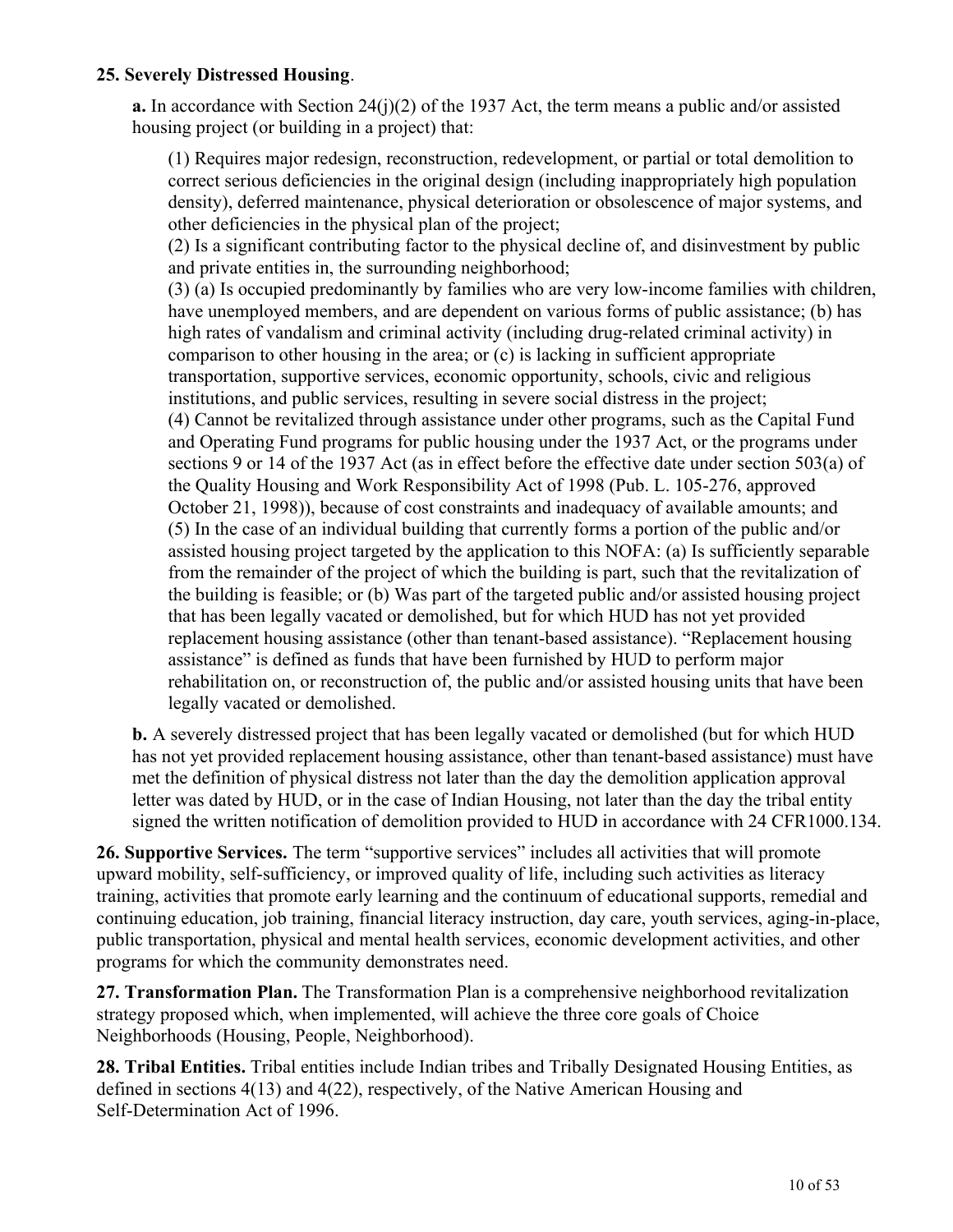**25. Severely Distressed Housing**.

**a.** In accordance with Section 24(j)(2) of the 1937 Act, the term means a public and/or assisted housing project (or building in a project) that:

(1) Requires major redesign, reconstruction, redevelopment, or partial or total demolition to correct serious deficiencies in the original design (including inappropriately high population density), deferred maintenance, physical deterioration or obsolescence of major systems, and other deficiencies in the physical plan of the project;
(2) Is a significant contributing factor to the physical decline of, and disinvestment by public and private entities in, the surrounding neighborhood;
(3) (a) Is occupied predominantly by families who are very low-income families with children, have unemployed members, and are dependent on various forms of public assistance; (b) has high rates of vandalism and criminal activity (including drug-related criminal activity) in comparison to other housing in the area; or (c) is lacking in sufficient appropriate transportation, supportive services, economic opportunity, schools, civic and religious institutions, and public services, resulting in severe social distress in the project;
(4) Cannot be revitalized through assistance under other programs, such as the Capital Fund and Operating Fund programs for public housing under the 1937 Act, or the programs under sections 9 or 14 of the 1937 Act (as in effect before the effective date under section 503(a) of the Quality Housing and Work Responsibility Act of 1998 (Pub. L. 105-276, approved October 21, 1998)), because of cost constraints and inadequacy of available amounts; and
(5) In the case of an individual building that currently forms a portion of the public and/or assisted housing project targeted by the application to this NOFA: (a) Is sufficiently separable from the remainder of the project of which the building is part, such that the revitalization of the building is feasible; or (b) Was part of the targeted public and/or assisted housing project that has been legally vacated or demolished, but for which HUD has not yet provided replacement housing assistance (other than tenant-based assistance). "Replacement housing assistance" is defined as funds that have been furnished by HUD to perform major rehabilitation on, or reconstruction of, the public and/or assisted housing units that have been legally vacated or demolished.

**b.** A severely distressed project that has been legally vacated or demolished (but for which HUD has not yet provided replacement housing assistance, other than tenant-based assistance) must have met the definition of physical distress not later than the day the demolition application approval letter was dated by HUD, or in the case of Indian Housing, not later than the day the tribal entity signed the written notification of demolition provided to HUD in accordance with 24 CFR1000.134.

**26. Supportive Services.** The term "supportive services" includes all activities that will promote upward mobility, self-sufficiency, or improved quality of life, including such activities as literacy training, activities that promote early learning and the continuum of educational supports, remedial and continuing education, job training, financial literacy instruction, day care, youth services, aging-in-place, public transportation, physical and mental health services, economic development activities, and other programs for which the community demonstrates need.

**27. Transformation Plan.** The Transformation Plan is a comprehensive neighborhood revitalization strategy proposed which, when implemented, will achieve the three core goals of Choice Neighborhoods (Housing, People, Neighborhood).

**28. Tribal Entities.** Tribal entities include Indian tribes and Tribally Designated Housing Entities, as defined in sections 4(13) and 4(22), respectively, of the Native American Housing and Self-Determination Act of 1996.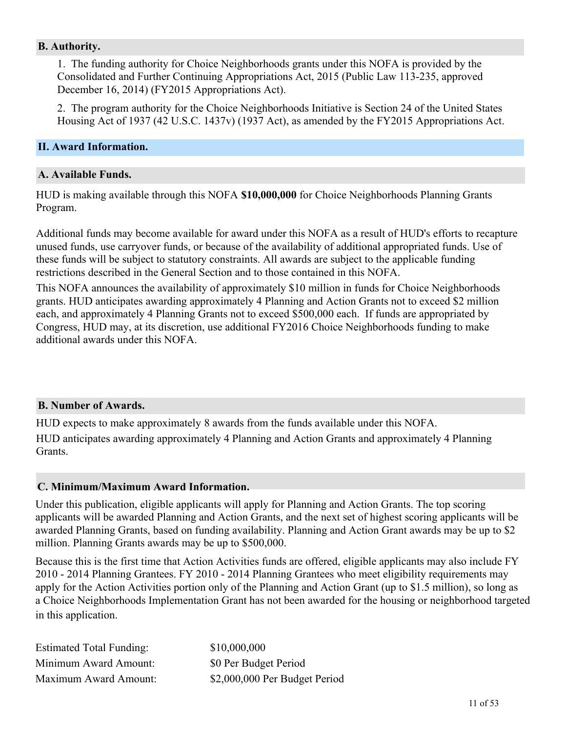### B. Authority.

1. The funding authority for Choice Neighborhoods grants under this NOFA is provided by the Consolidated and Further Continuing Appropriations Act, 2015 (Public Law 113-235, approved December 16, 2014) (FY2015 Appropriations Act).

2. The program authority for the Choice Neighborhoods Initiative is Section 24 of the United States Housing Act of 1937 (42 U.S.C. 1437v) (1937 Act), as amended by the FY2015 Appropriations Act.

## II. Award Information.

### A. Available Funds.

HUD is making available through this NOFA **$10,000,000** for Choice Neighborhoods Planning Grants Program.

Additional funds may become available for award under this NOFA as a result of HUD's efforts to recapture unused funds, use carryover funds, or because of the availability of additional appropriated funds. Use of these funds will be subject to statutory constraints. All awards are subject to the applicable funding restrictions described in the General Section and to those contained in this NOFA.

This NOFA announces the availability of approximately $10 million in funds for Choice Neighborhoods grants. HUD anticipates awarding approximately 4 Planning and Action Grants not to exceed $2 million each, and approximately 4 Planning Grants not to exceed $500,000 each. If funds are appropriated by Congress, HUD may, at its discretion, use additional FY2016 Choice Neighborhoods funding to make additional awards under this NOFA.

### B. Number of Awards.

HUD expects to make approximately 8 awards from the funds available under this NOFA.

HUD anticipates awarding approximately 4 Planning and Action Grants and approximately 4 Planning Grants.

### C. Minimum/Maximum Award Information.

Under this publication, eligible applicants will apply for Planning and Action Grants. The top scoring applicants will be awarded Planning and Action Grants, and the next set of highest scoring applicants will be awarded Planning Grants, based on funding availability. Planning and Action Grant awards may be up to $2 million. Planning Grants awards may be up to $500,000.

Because this is the first time that Action Activities funds are offered, eligible applicants may also include FY 2010 - 2014 Planning Grantees. FY 2010 - 2014 Planning Grantees who meet eligibility requirements may apply for the Action Activities portion only of the Planning and Action Grant (up to $1.5 million), so long as a Choice Neighborhoods Implementation Grant has not been awarded for the housing or neighborhood targeted in this application.

| | |
|---|---|
| Estimated Total Funding: | $10,000,000 |
| Minimum Award Amount: | $0 Per Budget Period |
| Maximum Award Amount: | $2,000,000 Per Budget Period |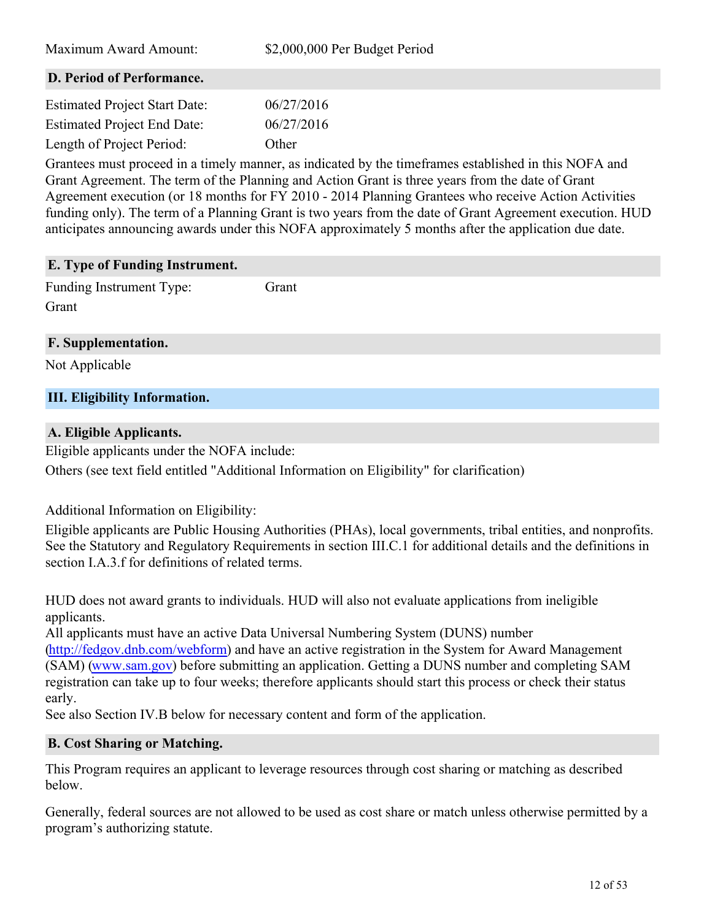Maximum Award Amount: $2,000,000 Per Budget Period

## D. Period of Performance.

| | |
|---|---|
| Estimated Project Start Date: | 06/27/2016 |
| Estimated Project End Date: | 06/27/2016 |
| Length of Project Period: | Other |

Grantees must proceed in a timely manner, as indicated by the timeframes established in this NOFA and Grant Agreement. The term of the Planning and Action Grant is three years from the date of Grant Agreement execution (or 18 months for FY 2010 - 2014 Planning Grantees who receive Action Activities funding only). The term of a Planning Grant is two years from the date of Grant Agreement execution. HUD anticipates announcing awards under this NOFA approximately 5 months after the application due date.

## E. Type of Funding Instrument.

Funding Instrument Type: Grant

Grant

## F. Supplementation.

Not Applicable

# III. Eligibility Information.

## A. Eligible Applicants.

Eligible applicants under the NOFA include:

Others (see text field entitled "Additional Information on Eligibility" for clarification)

Additional Information on Eligibility:

Eligible applicants are Public Housing Authorities (PHAs), local governments, tribal entities, and nonprofits. See the Statutory and Regulatory Requirements in section III.C.1 for additional details and the definitions in section I.A.3.f for definitions of related terms.

HUD does not award grants to individuals. HUD will also not evaluate applications from ineligible applicants.

All applicants must have an active Data Universal Numbering System (DUNS) number (http://fedgov.dnb.com/webform) and have an active registration in the System for Award Management (SAM) (www.sam.gov) before submitting an application. Getting a DUNS number and completing SAM registration can take up to four weeks; therefore applicants should start this process or check their status early.

See also Section IV.B below for necessary content and form of the application.

## B. Cost Sharing or Matching.

This Program requires an applicant to leverage resources through cost sharing or matching as described below.

Generally, federal sources are not allowed to be used as cost share or match unless otherwise permitted by a program's authorizing statute.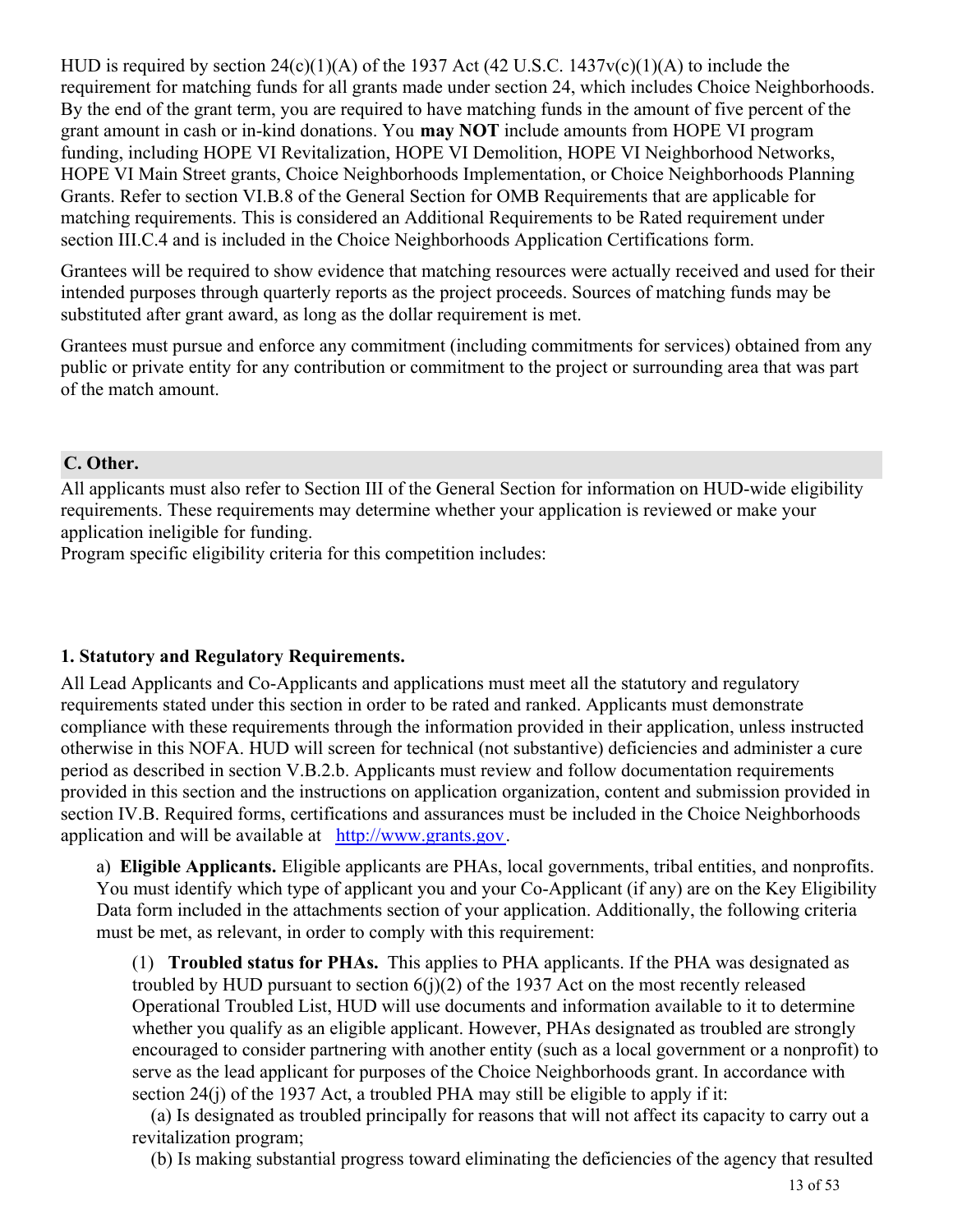HUD is required by section 24(c)(1)(A) of the 1937 Act (42 U.S.C. 1437v(c)(1)(A) to include the requirement for matching funds for all grants made under section 24, which includes Choice Neighborhoods. By the end of the grant term, you are required to have matching funds in the amount of five percent of the grant amount in cash or in-kind donations. You **may NOT** include amounts from HOPE VI program funding, including HOPE VI Revitalization, HOPE VI Demolition, HOPE VI Neighborhood Networks, HOPE VI Main Street grants, Choice Neighborhoods Implementation, or Choice Neighborhoods Planning Grants. Refer to section VI.B.8 of the General Section for OMB Requirements that are applicable for matching requirements. This is considered an Additional Requirements to be Rated requirement under section III.C.4 and is included in the Choice Neighborhoods Application Certifications form.

Grantees will be required to show evidence that matching resources were actually received and used for their intended purposes through quarterly reports as the project proceeds. Sources of matching funds may be substituted after grant award, as long as the dollar requirement is met.

Grantees must pursue and enforce any commitment (including commitments for services) obtained from any public or private entity for any contribution or commitment to the project or surrounding area that was part of the match amount.

## C. Other.

All applicants must also refer to Section III of the General Section for information on HUD-wide eligibility requirements. These requirements may determine whether your application is reviewed or make your application ineligible for funding.

Program specific eligibility criteria for this competition includes:

### 1. Statutory and Regulatory Requirements.

All Lead Applicants and Co-Applicants and applications must meet all the statutory and regulatory requirements stated under this section in order to be rated and ranked. Applicants must demonstrate compliance with these requirements through the information provided in their application, unless instructed otherwise in this NOFA. HUD will screen for technical (not substantive) deficiencies and administer a cure period as described in section V.B.2.b. Applicants must review and follow documentation requirements provided in this section and the instructions on application organization, content and submission provided in section IV.B. Required forms, certifications and assurances must be included in the Choice Neighborhoods application and will be available at [http://www.grants.gov](http://www.grants.gov).

a) **Eligible Applicants.** Eligible applicants are PHAs, local governments, tribal entities, and nonprofits. You must identify which type of applicant you and your Co-Applicant (if any) are on the Key Eligibility Data form included in the attachments section of your application. Additionally, the following criteria must be met, as relevant, in order to comply with this requirement:

(1) **Troubled status for PHAs.** This applies to PHA applicants. If the PHA was designated as troubled by HUD pursuant to section 6(j)(2) of the 1937 Act on the most recently released Operational Troubled List, HUD will use documents and information available to it to determine whether you qualify as an eligible applicant. However, PHAs designated as troubled are strongly encouraged to consider partnering with another entity (such as a local government or a nonprofit) to serve as the lead applicant for purposes of the Choice Neighborhoods grant. In accordance with section 24(j) of the 1937 Act, a troubled PHA may still be eligible to apply if it:

(a) Is designated as troubled principally for reasons that will not affect its capacity to carry out a revitalization program;

(b) Is making substantial progress toward eliminating the deficiencies of the agency that resulted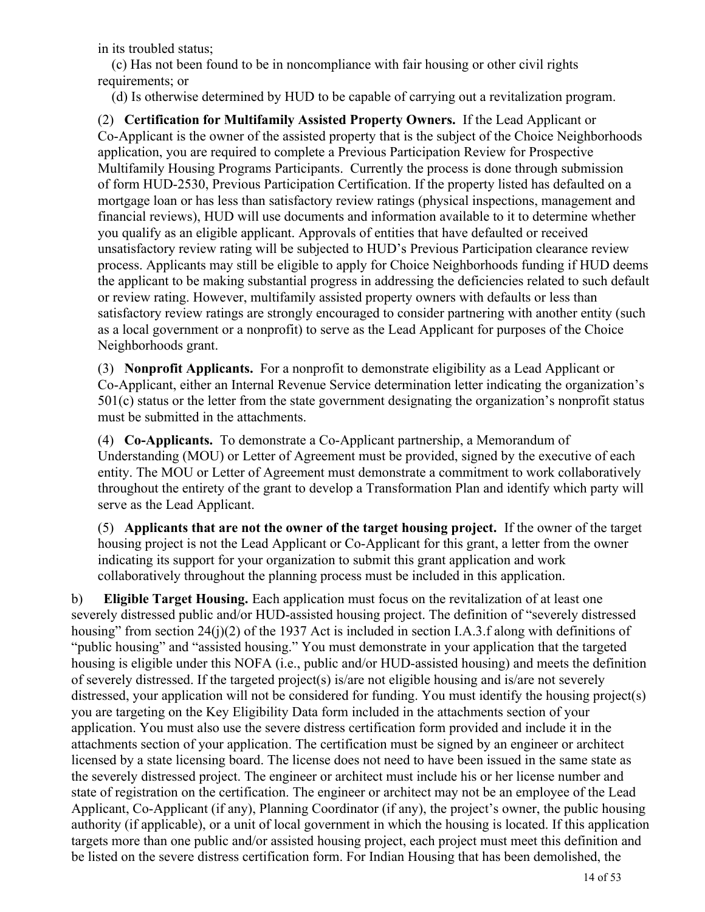in its troubled status;

(c) Has not been found to be in noncompliance with fair housing or other civil rights requirements; or

(d) Is otherwise determined by HUD to be capable of carrying out a revitalization program.

(2) **Certification for Multifamily Assisted Property Owners.** If the Lead Applicant or Co-Applicant is the owner of the assisted property that is the subject of the Choice Neighborhoods application, you are required to complete a Previous Participation Review for Prospective Multifamily Housing Programs Participants. Currently the process is done through submission of form HUD-2530, Previous Participation Certification. If the property listed has defaulted on a mortgage loan or has less than satisfactory review ratings (physical inspections, management and financial reviews), HUD will use documents and information available to it to determine whether you qualify as an eligible applicant. Approvals of entities that have defaulted or received unsatisfactory review rating will be subjected to HUD's Previous Participation clearance review process. Applicants may still be eligible to apply for Choice Neighborhoods funding if HUD deems the applicant to be making substantial progress in addressing the deficiencies related to such default or review rating. However, multifamily assisted property owners with defaults or less than satisfactory review ratings are strongly encouraged to consider partnering with another entity (such as a local government or a nonprofit) to serve as the Lead Applicant for purposes of the Choice Neighborhoods grant.

(3) **Nonprofit Applicants.** For a nonprofit to demonstrate eligibility as a Lead Applicant or Co-Applicant, either an Internal Revenue Service determination letter indicating the organization's 501(c) status or the letter from the state government designating the organization's nonprofit status must be submitted in the attachments.

(4) **Co-Applicants.** To demonstrate a Co-Applicant partnership, a Memorandum of Understanding (MOU) or Letter of Agreement must be provided, signed by the executive of each entity. The MOU or Letter of Agreement must demonstrate a commitment to work collaboratively throughout the entirety of the grant to develop a Transformation Plan and identify which party will serve as the Lead Applicant.

(5) **Applicants that are not the owner of the target housing project.** If the owner of the target housing project is not the Lead Applicant or Co-Applicant for this grant, a letter from the owner indicating its support for your organization to submit this grant application and work collaboratively throughout the planning process must be included in this application.

b) **Eligible Target Housing.** Each application must focus on the revitalization of at least one severely distressed public and/or HUD-assisted housing project. The definition of "severely distressed housing" from section 24(j)(2) of the 1937 Act is included in section I.A.3.f along with definitions of "public housing" and "assisted housing." You must demonstrate in your application that the targeted housing is eligible under this NOFA (i.e., public and/or HUD-assisted housing) and meets the definition of severely distressed. If the targeted project(s) is/are not eligible housing and is/are not severely distressed, your application will not be considered for funding. You must identify the housing project(s) you are targeting on the Key Eligibility Data form included in the attachments section of your application. You must also use the severe distress certification form provided and include it in the attachments section of your application. The certification must be signed by an engineer or architect licensed by a state licensing board. The license does not need to have been issued in the same state as the severely distressed project. The engineer or architect must include his or her license number and state of registration on the certification. The engineer or architect may not be an employee of the Lead Applicant, Co-Applicant (if any), Planning Coordinator (if any), the project's owner, the public housing authority (if applicable), or a unit of local government in which the housing is located. If this application targets more than one public and/or assisted housing project, each project must meet this definition and be listed on the severe distress certification form. For Indian Housing that has been demolished, the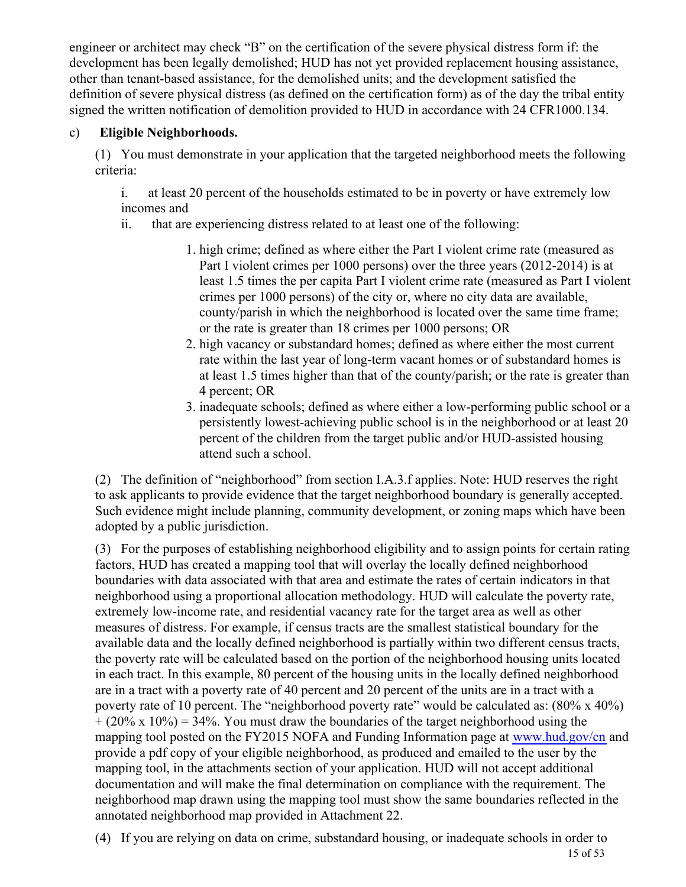engineer or architect may check "B" on the certification of the severe physical distress form if: the development has been legally demolished; HUD has not yet provided replacement housing assistance, other than tenant-based assistance, for the demolished units; and the development satisfied the definition of severe physical distress (as defined on the certification form) as of the day the tribal entity signed the written notification of demolition provided to HUD in accordance with 24 CFR1000.134.

c) **Eligible Neighborhoods.**

(1) You must demonstrate in your application that the targeted neighborhood meets the following criteria:

i. at least 20 percent of the households estimated to be in poverty or have extremely low incomes and

ii. that are experiencing distress related to at least one of the following:

1. high crime; defined as where either the Part I violent crime rate (measured as Part I violent crimes per 1000 persons) over the three years (2012-2014) is at least 1.5 times the per capita Part I violent crime rate (measured as Part I violent crimes per 1000 persons) of the city or, where no city data are available, county/parish in which the neighborhood is located over the same time frame; or the rate is greater than 18 crimes per 1000 persons; OR
2. high vacancy or substandard homes; defined as where either the most current rate within the last year of long-term vacant homes or of substandard homes is at least 1.5 times higher than that of the county/parish; or the rate is greater than 4 percent; OR
3. inadequate schools; defined as where either a low-performing public school or a persistently lowest-achieving public school is in the neighborhood or at least 20 percent of the children from the target public and/or HUD-assisted housing attend such a school.

(2) The definition of "neighborhood" from section I.A.3.f applies. Note: HUD reserves the right to ask applicants to provide evidence that the target neighborhood boundary is generally accepted. Such evidence might include planning, community development, or zoning maps which have been adopted by a public jurisdiction.

(3) For the purposes of establishing neighborhood eligibility and to assign points for certain rating factors, HUD has created a mapping tool that will overlay the locally defined neighborhood boundaries with data associated with that area and estimate the rates of certain indicators in that neighborhood using a proportional allocation methodology. HUD will calculate the poverty rate, extremely low-income rate, and residential vacancy rate for the target area as well as other measures of distress. For example, if census tracts are the smallest statistical boundary for the available data and the locally defined neighborhood is partially within two different census tracts, the poverty rate will be calculated based on the portion of the neighborhood housing units located in each tract. In this example, 80 percent of the housing units in the locally defined neighborhood are in a tract with a poverty rate of 40 percent and 20 percent of the units are in a tract with a poverty rate of 10 percent. The "neighborhood poverty rate" would be calculated as: (80% x 40%) + (20% x 10%) = 34%. You must draw the boundaries of the target neighborhood using the mapping tool posted on the FY2015 NOFA and Funding Information page at www.hud.gov/cn and provide a pdf copy of your eligible neighborhood, as produced and emailed to the user by the mapping tool, in the attachments section of your application. HUD will not accept additional documentation and will make the final determination on compliance with the requirement. The neighborhood map drawn using the mapping tool must show the same boundaries reflected in the annotated neighborhood map provided in Attachment 22.

(4) If you are relying on data on crime, substandard housing, or inadequate schools in order to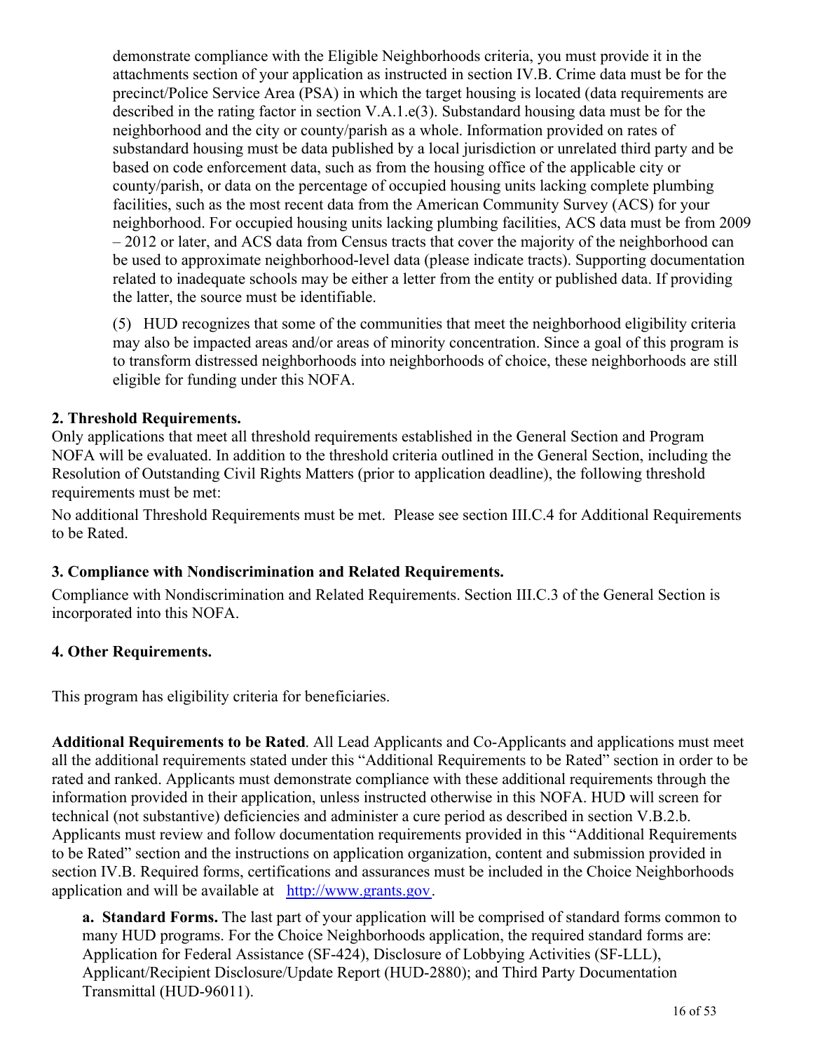demonstrate compliance with the Eligible Neighborhoods criteria, you must provide it in the attachments section of your application as instructed in section IV.B. Crime data must be for the precinct/Police Service Area (PSA) in which the target housing is located (data requirements are described in the rating factor in section V.A.1.e(3). Substandard housing data must be for the neighborhood and the city or county/parish as a whole. Information provided on rates of substandard housing must be data published by a local jurisdiction or unrelated third party and be based on code enforcement data, such as from the housing office of the applicable city or county/parish, or data on the percentage of occupied housing units lacking complete plumbing facilities, such as the most recent data from the American Community Survey (ACS) for your neighborhood. For occupied housing units lacking plumbing facilities, ACS data must be from 2009 – 2012 or later, and ACS data from Census tracts that cover the majority of the neighborhood can be used to approximate neighborhood-level data (please indicate tracts). Supporting documentation related to inadequate schools may be either a letter from the entity or published data. If providing the latter, the source must be identifiable.

(5) HUD recognizes that some of the communities that meet the neighborhood eligibility criteria may also be impacted areas and/or areas of minority concentration. Since a goal of this program is to transform distressed neighborhoods into neighborhoods of choice, these neighborhoods are still eligible for funding under this NOFA.

**2. Threshold Requirements.**

Only applications that meet all threshold requirements established in the General Section and Program NOFA will be evaluated. In addition to the threshold criteria outlined in the General Section, including the Resolution of Outstanding Civil Rights Matters (prior to application deadline), the following threshold requirements must be met:

No additional Threshold Requirements must be met. Please see section III.C.4 for Additional Requirements to be Rated.

**3. Compliance with Nondiscrimination and Related Requirements.**

Compliance with Nondiscrimination and Related Requirements. Section III.C.3 of the General Section is incorporated into this NOFA.

**4. Other Requirements.**

This program has eligibility criteria for beneficiaries.

**Additional Requirements to be Rated**. All Lead Applicants and Co-Applicants and applications must meet all the additional requirements stated under this "Additional Requirements to be Rated" section in order to be rated and ranked. Applicants must demonstrate compliance with these additional requirements through the information provided in their application, unless instructed otherwise in this NOFA. HUD will screen for technical (not substantive) deficiencies and administer a cure period as described in section V.B.2.b. Applicants must review and follow documentation requirements provided in this "Additional Requirements to be Rated" section and the instructions on application organization, content and submission provided in section IV.B. Required forms, certifications and assurances must be included in the Choice Neighborhoods application and will be available at http://www.grants.gov.

**a. Standard Forms.** The last part of your application will be comprised of standard forms common to many HUD programs. For the Choice Neighborhoods application, the required standard forms are: Application for Federal Assistance (SF-424), Disclosure of Lobbying Activities (SF-LLL), Applicant/Recipient Disclosure/Update Report (HUD-2880); and Third Party Documentation Transmittal (HUD-96011).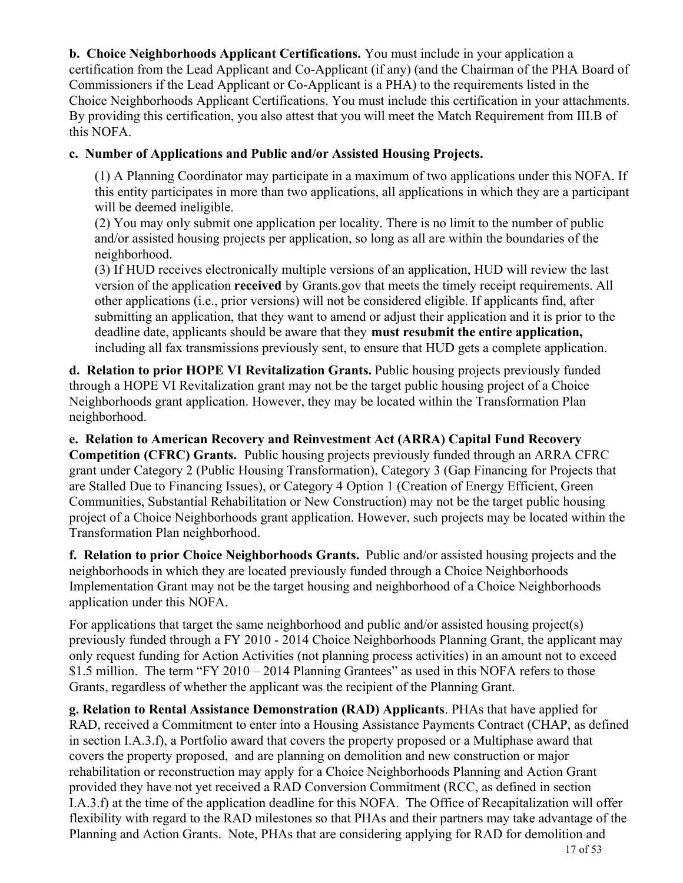**b. Choice Neighborhoods Applicant Certifications.** You must include in your application a certification from the Lead Applicant and Co-Applicant (if any) (and the Chairman of the PHA Board of Commissioners if the Lead Applicant or Co-Applicant is a PHA) to the requirements listed in the Choice Neighborhoods Applicant Certifications. You must include this certification in your attachments. By providing this certification, you also attest that you will meet the Match Requirement from III.B of this NOFA.

**c. Number of Applications and Public and/or Assisted Housing Projects.**

(1) A Planning Coordinator may participate in a maximum of two applications under this NOFA. If this entity participates in more than two applications, all applications in which they are a participant will be deemed ineligible.

(2) You may only submit one application per locality. There is no limit to the number of public and/or assisted housing projects per application, so long as all are within the boundaries of the neighborhood.

(3) If HUD receives electronically multiple versions of an application, HUD will review the last version of the application **received** by Grants.gov that meets the timely receipt requirements. All other applications (i.e., prior versions) will not be considered eligible. If applicants find, after submitting an application, that they want to amend or adjust their application and it is prior to the deadline date, applicants should be aware that they **must resubmit the entire application,** including all fax transmissions previously sent, to ensure that HUD gets a complete application.

**d. Relation to prior HOPE VI Revitalization Grants.** Public housing projects previously funded through a HOPE VI Revitalization grant may not be the target public housing project of a Choice Neighborhoods grant application. However, they may be located within the Transformation Plan neighborhood.

**e. Relation to American Recovery and Reinvestment Act (ARRA) Capital Fund Recovery Competition (CFRC) Grants.** Public housing projects previously funded through an ARRA CFRC grant under Category 2 (Public Housing Transformation), Category 3 (Gap Financing for Projects that are Stalled Due to Financing Issues), or Category 4 Option 1 (Creation of Energy Efficient, Green Communities, Substantial Rehabilitation or New Construction) may not be the target public housing project of a Choice Neighborhoods grant application. However, such projects may be located within the Transformation Plan neighborhood.

**f. Relation to prior Choice Neighborhoods Grants.** Public and/or assisted housing projects and the neighborhoods in which they are located previously funded through a Choice Neighborhoods Implementation Grant may not be the target housing and neighborhood of a Choice Neighborhoods application under this NOFA.

For applications that target the same neighborhood and public and/or assisted housing project(s) previously funded through a FY 2010 - 2014 Choice Neighborhoods Planning Grant, the applicant may only request funding for Action Activities (not planning process activities) in an amount not to exceed \$1.5 million. The term "FY 2010 – 2014 Planning Grantees" as used in this NOFA refers to those Grants, regardless of whether the applicant was the recipient of the Planning Grant.

**g. Relation to Rental Assistance Demonstration (RAD) Applicants**. PHAs that have applied for RAD, received a Commitment to enter into a Housing Assistance Payments Contract (CHAP, as defined in section I.A.3.f), a Portfolio award that covers the property proposed or a Multiphase award that covers the property proposed, and are planning on demolition and new construction or major rehabilitation or reconstruction may apply for a Choice Neighborhoods Planning and Action Grant provided they have not yet received a RAD Conversion Commitment (RCC, as defined in section I.A.3.f) at the time of the application deadline for this NOFA. The Office of Recapitalization will offer flexibility with regard to the RAD milestones so that PHAs and their partners may take advantage of the Planning and Action Grants. Note, PHAs that are considering applying for RAD for demolition and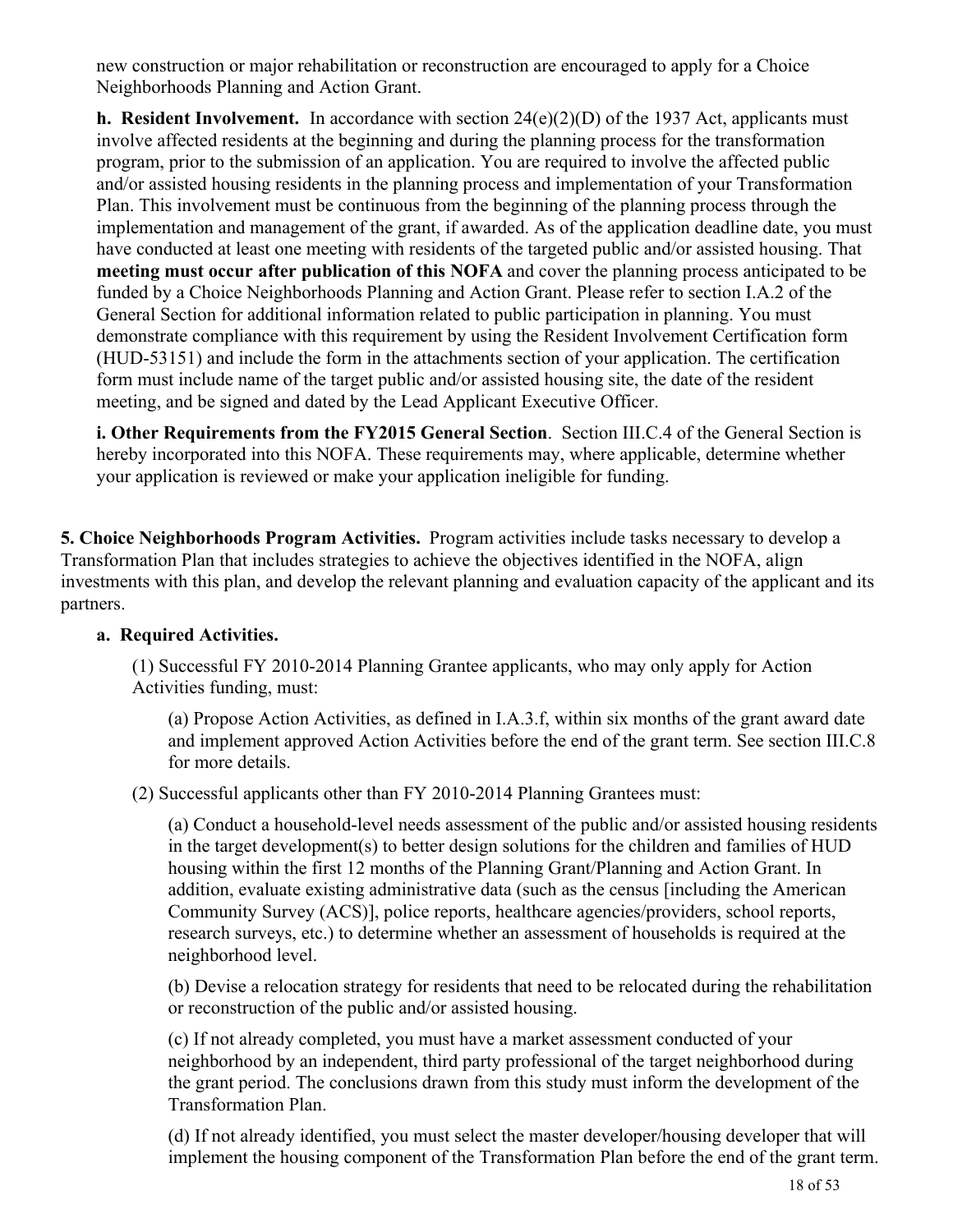new construction or major rehabilitation or reconstruction are encouraged to apply for a Choice Neighborhoods Planning and Action Grant.

**h. Resident Involvement.** In accordance with section 24(e)(2)(D) of the 1937 Act, applicants must involve affected residents at the beginning and during the planning process for the transformation program, prior to the submission of an application. You are required to involve the affected public and/or assisted housing residents in the planning process and implementation of your Transformation Plan. This involvement must be continuous from the beginning of the planning process through the implementation and management of the grant, if awarded. As of the application deadline date, you must have conducted at least one meeting with residents of the targeted public and/or assisted housing. That **meeting must occur after publication of this NOFA** and cover the planning process anticipated to be funded by a Choice Neighborhoods Planning and Action Grant. Please refer to section I.A.2 of the General Section for additional information related to public participation in planning. You must demonstrate compliance with this requirement by using the Resident Involvement Certification form (HUD-53151) and include the form in the attachments section of your application. The certification form must include name of the target public and/or assisted housing site, the date of the resident meeting, and be signed and dated by the Lead Applicant Executive Officer.

**i. Other Requirements from the FY2015 General Section**. Section III.C.4 of the General Section is hereby incorporated into this NOFA. These requirements may, where applicable, determine whether your application is reviewed or make your application ineligible for funding.

**5. Choice Neighborhoods Program Activities.** Program activities include tasks necessary to develop a Transformation Plan that includes strategies to achieve the objectives identified in the NOFA, align investments with this plan, and develop the relevant planning and evaluation capacity of the applicant and its partners.

**a. Required Activities.**

(1) Successful FY 2010-2014 Planning Grantee applicants, who may only apply for Action Activities funding, must:

(a) Propose Action Activities, as defined in I.A.3.f, within six months of the grant award date and implement approved Action Activities before the end of the grant term. See section III.C.8 for more details.

(2) Successful applicants other than FY 2010-2014 Planning Grantees must:

(a) Conduct a household-level needs assessment of the public and/or assisted housing residents in the target development(s) to better design solutions for the children and families of HUD housing within the first 12 months of the Planning Grant/Planning and Action Grant. In addition, evaluate existing administrative data (such as the census [including the American Community Survey (ACS)], police reports, healthcare agencies/providers, school reports, research surveys, etc.) to determine whether an assessment of households is required at the neighborhood level.

(b) Devise a relocation strategy for residents that need to be relocated during the rehabilitation or reconstruction of the public and/or assisted housing.

(c) If not already completed, you must have a market assessment conducted of your neighborhood by an independent, third party professional of the target neighborhood during the grant period. The conclusions drawn from this study must inform the development of the Transformation Plan.

(d) If not already identified, you must select the master developer/housing developer that will implement the housing component of the Transformation Plan before the end of the grant term.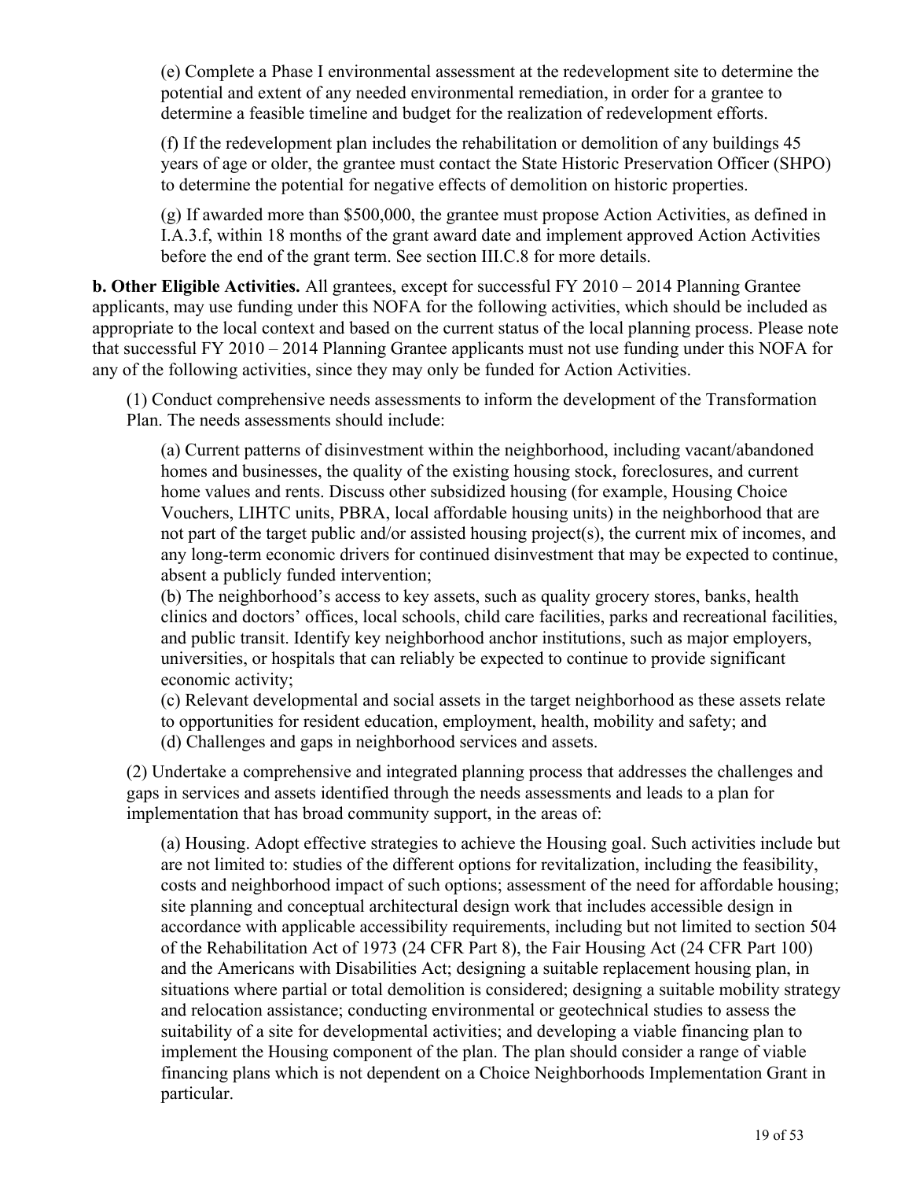(e) Complete a Phase I environmental assessment at the redevelopment site to determine the potential and extent of any needed environmental remediation, in order for a grantee to determine a feasible timeline and budget for the realization of redevelopment efforts.

(f) If the redevelopment plan includes the rehabilitation or demolition of any buildings 45 years of age or older, the grantee must contact the State Historic Preservation Officer (SHPO) to determine the potential for negative effects of demolition on historic properties.

(g) If awarded more than $500,000, the grantee must propose Action Activities, as defined in I.A.3.f, within 18 months of the grant award date and implement approved Action Activities before the end of the grant term. See section III.C.8 for more details.

**b. Other Eligible Activities.** All grantees, except for successful FY 2010 – 2014 Planning Grantee applicants, may use funding under this NOFA for the following activities, which should be included as appropriate to the local context and based on the current status of the local planning process. Please note that successful FY 2010 – 2014 Planning Grantee applicants must not use funding under this NOFA for any of the following activities, since they may only be funded for Action Activities.

(1) Conduct comprehensive needs assessments to inform the development of the Transformation Plan. The needs assessments should include:

(a) Current patterns of disinvestment within the neighborhood, including vacant/abandoned homes and businesses, the quality of the existing housing stock, foreclosures, and current home values and rents. Discuss other subsidized housing (for example, Housing Choice Vouchers, LIHTC units, PBRA, local affordable housing units) in the neighborhood that are not part of the target public and/or assisted housing project(s), the current mix of incomes, and any long-term economic drivers for continued disinvestment that may be expected to continue, absent a publicly funded intervention;
(b) The neighborhood's access to key assets, such as quality grocery stores, banks, health clinics and doctors' offices, local schools, child care facilities, parks and recreational facilities, and public transit. Identify key neighborhood anchor institutions, such as major employers, universities, or hospitals that can reliably be expected to continue to provide significant economic activity;
(c) Relevant developmental and social assets in the target neighborhood as these assets relate to opportunities for resident education, employment, health, mobility and safety; and
(d) Challenges and gaps in neighborhood services and assets.

(2) Undertake a comprehensive and integrated planning process that addresses the challenges and gaps in services and assets identified through the needs assessments and leads to a plan for implementation that has broad community support, in the areas of:

(a) Housing. Adopt effective strategies to achieve the Housing goal. Such activities include but are not limited to: studies of the different options for revitalization, including the feasibility, costs and neighborhood impact of such options; assessment of the need for affordable housing; site planning and conceptual architectural design work that includes accessible design in accordance with applicable accessibility requirements, including but not limited to section 504 of the Rehabilitation Act of 1973 (24 CFR Part 8), the Fair Housing Act (24 CFR Part 100) and the Americans with Disabilities Act; designing a suitable replacement housing plan, in situations where partial or total demolition is considered; designing a suitable mobility strategy and relocation assistance; conducting environmental or geotechnical studies to assess the suitability of a site for developmental activities; and developing a viable financing plan to implement the Housing component of the plan. The plan should consider a range of viable financing plans which is not dependent on a Choice Neighborhoods Implementation Grant in particular.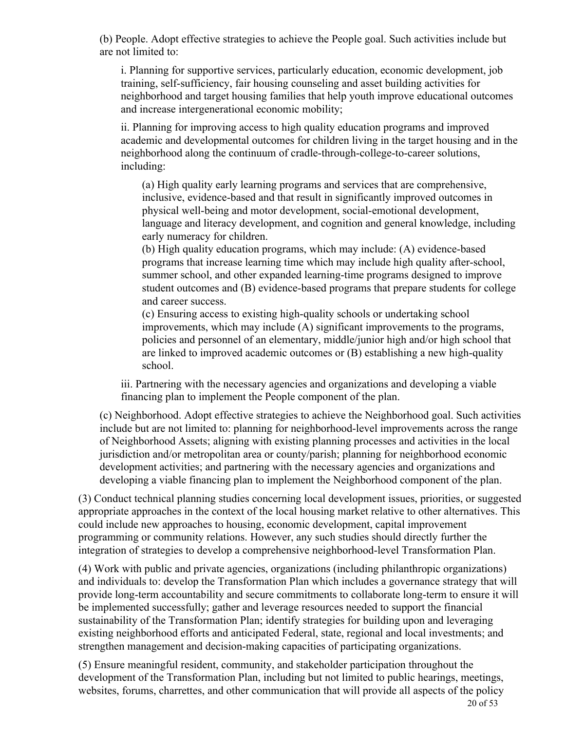(b) People. Adopt effective strategies to achieve the People goal. Such activities include but are not limited to:

i. Planning for supportive services, particularly education, economic development, job training, self-sufficiency, fair housing counseling and asset building activities for neighborhood and target housing families that help youth improve educational outcomes and increase intergenerational economic mobility;

ii. Planning for improving access to high quality education programs and improved academic and developmental outcomes for children living in the target housing and in the neighborhood along the continuum of cradle-through-college-to-career solutions, including:

(a) High quality early learning programs and services that are comprehensive, inclusive, evidence-based and that result in significantly improved outcomes in physical well-being and motor development, social-emotional development, language and literacy development, and cognition and general knowledge, including early numeracy for children.
(b) High quality education programs, which may include: (A) evidence-based programs that increase learning time which may include high quality after-school, summer school, and other expanded learning-time programs designed to improve student outcomes and (B) evidence-based programs that prepare students for college and career success.
(c) Ensuring access to existing high-quality schools or undertaking school improvements, which may include (A) significant improvements to the programs, policies and personnel of an elementary, middle/junior high and/or high school that are linked to improved academic outcomes or (B) establishing a new high-quality school.

iii. Partnering with the necessary agencies and organizations and developing a viable financing plan to implement the People component of the plan.

(c) Neighborhood. Adopt effective strategies to achieve the Neighborhood goal. Such activities include but are not limited to: planning for neighborhood-level improvements across the range of Neighborhood Assets; aligning with existing planning processes and activities in the local jurisdiction and/or metropolitan area or county/parish; planning for neighborhood economic development activities; and partnering with the necessary agencies and organizations and developing a viable financing plan to implement the Neighborhood component of the plan.

(3) Conduct technical planning studies concerning local development issues, priorities, or suggested appropriate approaches in the context of the local housing market relative to other alternatives. This could include new approaches to housing, economic development, capital improvement programming or community relations. However, any such studies should directly further the integration of strategies to develop a comprehensive neighborhood-level Transformation Plan.

(4) Work with public and private agencies, organizations (including philanthropic organizations) and individuals to: develop the Transformation Plan which includes a governance strategy that will provide long-term accountability and secure commitments to collaborate long-term to ensure it will be implemented successfully; gather and leverage resources needed to support the financial sustainability of the Transformation Plan; identify strategies for building upon and leveraging existing neighborhood efforts and anticipated Federal, state, regional and local investments; and strengthen management and decision-making capacities of participating organizations.

(5) Ensure meaningful resident, community, and stakeholder participation throughout the development of the Transformation Plan, including but not limited to public hearings, meetings, websites, forums, charrettes, and other communication that will provide all aspects of the policy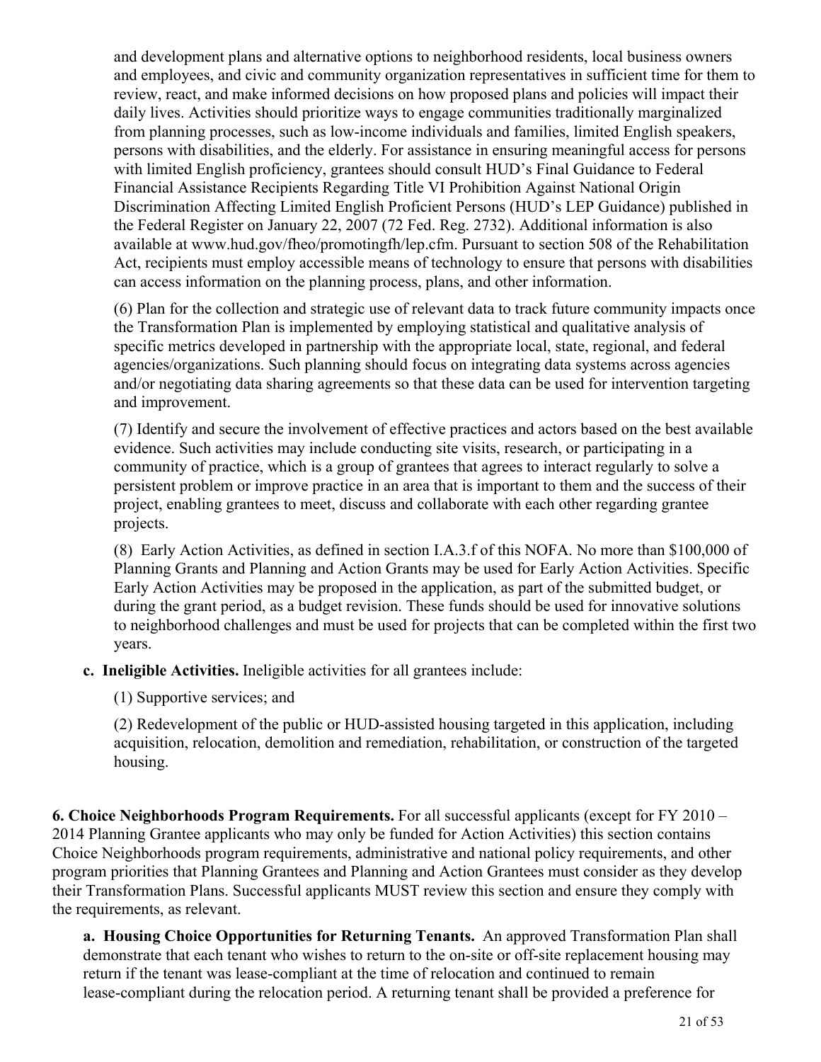and development plans and alternative options to neighborhood residents, local business owners and employees, and civic and community organization representatives in sufficient time for them to review, react, and make informed decisions on how proposed plans and policies will impact their daily lives. Activities should prioritize ways to engage communities traditionally marginalized from planning processes, such as low-income individuals and families, limited English speakers, persons with disabilities, and the elderly. For assistance in ensuring meaningful access for persons with limited English proficiency, grantees should consult HUD's Final Guidance to Federal Financial Assistance Recipients Regarding Title VI Prohibition Against National Origin Discrimination Affecting Limited English Proficient Persons (HUD's LEP Guidance) published in the Federal Register on January 22, 2007 (72 Fed. Reg. 2732). Additional information is also available at www.hud.gov/fheo/promotingfh/lep.cfm. Pursuant to section 508 of the Rehabilitation Act, recipients must employ accessible means of technology to ensure that persons with disabilities can access information on the planning process, plans, and other information.

(6) Plan for the collection and strategic use of relevant data to track future community impacts once the Transformation Plan is implemented by employing statistical and qualitative analysis of specific metrics developed in partnership with the appropriate local, state, regional, and federal agencies/organizations. Such planning should focus on integrating data systems across agencies and/or negotiating data sharing agreements so that these data can be used for intervention targeting and improvement.

(7) Identify and secure the involvement of effective practices and actors based on the best available evidence. Such activities may include conducting site visits, research, or participating in a community of practice, which is a group of grantees that agrees to interact regularly to solve a persistent problem or improve practice in an area that is important to them and the success of their project, enabling grantees to meet, discuss and collaborate with each other regarding grantee projects.

(8) Early Action Activities, as defined in section I.A.3.f of this NOFA. No more than $100,000 of Planning Grants and Planning and Action Grants may be used for Early Action Activities. Specific Early Action Activities may be proposed in the application, as part of the submitted budget, or during the grant period, as a budget revision. These funds should be used for innovative solutions to neighborhood challenges and must be used for projects that can be completed within the first two years.

**c. Ineligible Activities.** Ineligible activities for all grantees include:

(1) Supportive services; and

(2) Redevelopment of the public or HUD-assisted housing targeted in this application, including acquisition, relocation, demolition and remediation, rehabilitation, or construction of the targeted housing.

**6. Choice Neighborhoods Program Requirements.** For all successful applicants (except for FY 2010 – 2014 Planning Grantee applicants who may only be funded for Action Activities) this section contains Choice Neighborhoods program requirements, administrative and national policy requirements, and other program priorities that Planning Grantees and Planning and Action Grantees must consider as they develop their Transformation Plans. Successful applicants MUST review this section and ensure they comply with the requirements, as relevant.

**a. Housing Choice Opportunities for Returning Tenants.** An approved Transformation Plan shall demonstrate that each tenant who wishes to return to the on-site or off-site replacement housing may return if the tenant was lease-compliant at the time of relocation and continued to remain lease-compliant during the relocation period. A returning tenant shall be provided a preference for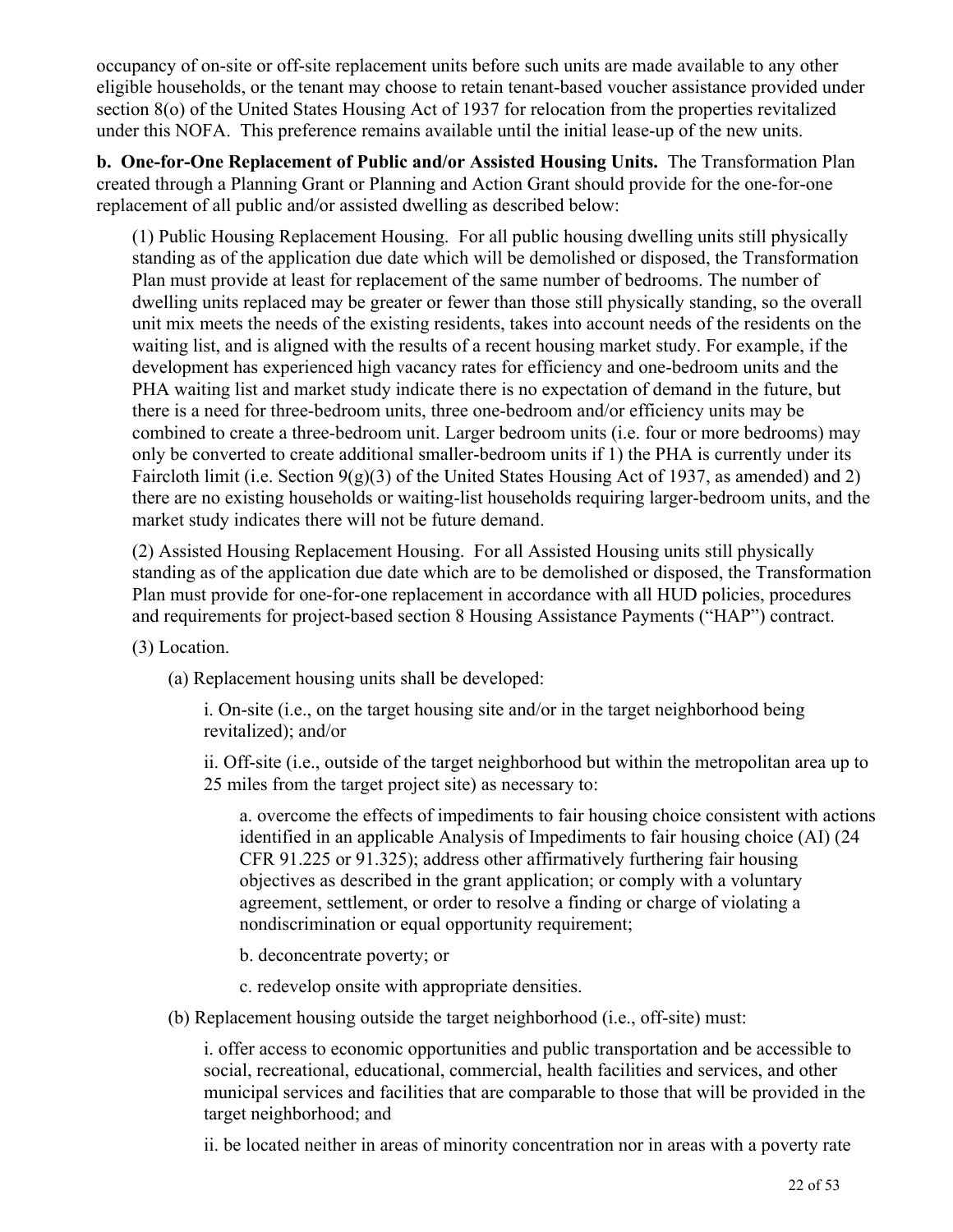occupancy of on-site or off-site replacement units before such units are made available to any other eligible households, or the tenant may choose to retain tenant-based voucher assistance provided under section 8(o) of the United States Housing Act of 1937 for relocation from the properties revitalized under this NOFA. This preference remains available until the initial lease-up of the new units.

**b. One-for-One Replacement of Public and/or Assisted Housing Units.** The Transformation Plan created through a Planning Grant or Planning and Action Grant should provide for the one-for-one replacement of all public and/or assisted dwelling as described below:

(1) Public Housing Replacement Housing. For all public housing dwelling units still physically standing as of the application due date which will be demolished or disposed, the Transformation Plan must provide at least for replacement of the same number of bedrooms. The number of dwelling units replaced may be greater or fewer than those still physically standing, so the overall unit mix meets the needs of the existing residents, takes into account needs of the residents on the waiting list, and is aligned with the results of a recent housing market study. For example, if the development has experienced high vacancy rates for efficiency and one-bedroom units and the PHA waiting list and market study indicate there is no expectation of demand in the future, but there is a need for three-bedroom units, three one-bedroom and/or efficiency units may be combined to create a three-bedroom unit. Larger bedroom units (i.e. four or more bedrooms) may only be converted to create additional smaller-bedroom units if 1) the PHA is currently under its Faircloth limit (i.e. Section 9(g)(3) of the United States Housing Act of 1937, as amended) and 2) there are no existing households or waiting-list households requiring larger-bedroom units, and the market study indicates there will not be future demand.

(2) Assisted Housing Replacement Housing. For all Assisted Housing units still physically standing as of the application due date which are to be demolished or disposed, the Transformation Plan must provide for one-for-one replacement in accordance with all HUD policies, procedures and requirements for project-based section 8 Housing Assistance Payments ("HAP") contract.

(3) Location.

(a) Replacement housing units shall be developed:

i. On-site (i.e., on the target housing site and/or in the target neighborhood being revitalized); and/or

ii. Off-site (i.e., outside of the target neighborhood but within the metropolitan area up to 25 miles from the target project site) as necessary to:

a. overcome the effects of impediments to fair housing choice consistent with actions identified in an applicable Analysis of Impediments to fair housing choice (AI) (24 CFR 91.225 or 91.325); address other affirmatively furthering fair housing objectives as described in the grant application; or comply with a voluntary agreement, settlement, or order to resolve a finding or charge of violating a nondiscrimination or equal opportunity requirement;

b. deconcentrate poverty; or

c. redevelop onsite with appropriate densities.

(b) Replacement housing outside the target neighborhood (i.e., off-site) must:

i. offer access to economic opportunities and public transportation and be accessible to social, recreational, educational, commercial, health facilities and services, and other municipal services and facilities that are comparable to those that will be provided in the target neighborhood; and

ii. be located neither in areas of minority concentration nor in areas with a poverty rate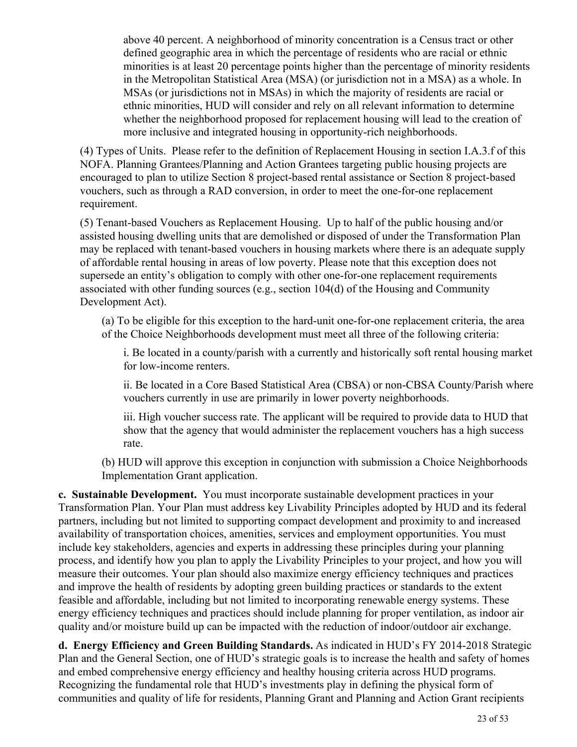above 40 percent. A neighborhood of minority concentration is a Census tract or other defined geographic area in which the percentage of residents who are racial or ethnic minorities is at least 20 percentage points higher than the percentage of minority residents in the Metropolitan Statistical Area (MSA) (or jurisdiction not in a MSA) as a whole. In MSAs (or jurisdictions not in MSAs) in which the majority of residents are racial or ethnic minorities, HUD will consider and rely on all relevant information to determine whether the neighborhood proposed for replacement housing will lead to the creation of more inclusive and integrated housing in opportunity-rich neighborhoods.

(4) Types of Units. Please refer to the definition of Replacement Housing in section I.A.3.f of this NOFA. Planning Grantees/Planning and Action Grantees targeting public housing projects are encouraged to plan to utilize Section 8 project-based rental assistance or Section 8 project-based vouchers, such as through a RAD conversion, in order to meet the one-for-one replacement requirement.

(5) Tenant-based Vouchers as Replacement Housing. Up to half of the public housing and/or assisted housing dwelling units that are demolished or disposed of under the Transformation Plan may be replaced with tenant-based vouchers in housing markets where there is an adequate supply of affordable rental housing in areas of low poverty. Please note that this exception does not supersede an entity's obligation to comply with other one-for-one replacement requirements associated with other funding sources (e.g., section 104(d) of the Housing and Community Development Act).

(a) To be eligible for this exception to the hard-unit one-for-one replacement criteria, the area of the Choice Neighborhoods development must meet all three of the following criteria:

i. Be located in a county/parish with a currently and historically soft rental housing market for low-income renters.

ii. Be located in a Core Based Statistical Area (CBSA) or non-CBSA County/Parish where vouchers currently in use are primarily in lower poverty neighborhoods.

iii. High voucher success rate. The applicant will be required to provide data to HUD that show that the agency that would administer the replacement vouchers has a high success rate.

(b) HUD will approve this exception in conjunction with submission a Choice Neighborhoods Implementation Grant application.

**c. Sustainable Development.** You must incorporate sustainable development practices in your Transformation Plan. Your Plan must address key Livability Principles adopted by HUD and its federal partners, including but not limited to supporting compact development and proximity to and increased availability of transportation choices, amenities, services and employment opportunities. You must include key stakeholders, agencies and experts in addressing these principles during your planning process, and identify how you plan to apply the Livability Principles to your project, and how you will measure their outcomes. Your plan should also maximize energy efficiency techniques and practices and improve the health of residents by adopting green building practices or standards to the extent feasible and affordable, including but not limited to incorporating renewable energy systems. These energy efficiency techniques and practices should include planning for proper ventilation, as indoor air quality and/or moisture build up can be impacted with the reduction of indoor/outdoor air exchange.

**d. Energy Efficiency and Green Building Standards.** As indicated in HUD's FY 2014-2018 Strategic Plan and the General Section, one of HUD's strategic goals is to increase the health and safety of homes and embed comprehensive energy efficiency and healthy housing criteria across HUD programs. Recognizing the fundamental role that HUD's investments play in defining the physical form of communities and quality of life for residents, Planning Grant and Planning and Action Grant recipients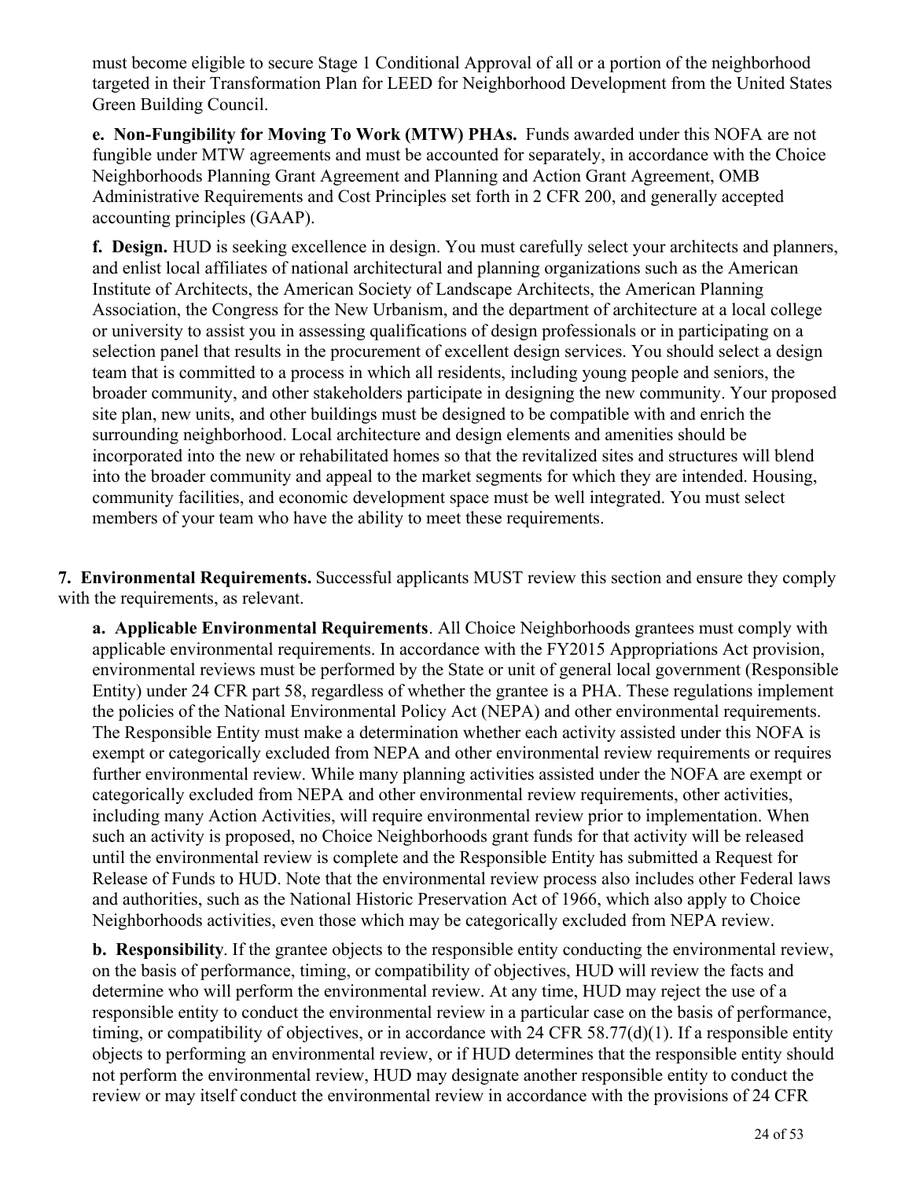must become eligible to secure Stage 1 Conditional Approval of all or a portion of the neighborhood targeted in their Transformation Plan for LEED for Neighborhood Development from the United States Green Building Council.

**e. Non-Fungibility for Moving To Work (MTW) PHAs.** Funds awarded under this NOFA are not fungible under MTW agreements and must be accounted for separately, in accordance with the Choice Neighborhoods Planning Grant Agreement and Planning and Action Grant Agreement, OMB Administrative Requirements and Cost Principles set forth in 2 CFR 200, and generally accepted accounting principles (GAAP).

**f. Design.** HUD is seeking excellence in design. You must carefully select your architects and planners, and enlist local affiliates of national architectural and planning organizations such as the American Institute of Architects, the American Society of Landscape Architects, the American Planning Association, the Congress for the New Urbanism, and the department of architecture at a local college or university to assist you in assessing qualifications of design professionals or in participating on a selection panel that results in the procurement of excellent design services. You should select a design team that is committed to a process in which all residents, including young people and seniors, the broader community, and other stakeholders participate in designing the new community. Your proposed site plan, new units, and other buildings must be designed to be compatible with and enrich the surrounding neighborhood. Local architecture and design elements and amenities should be incorporated into the new or rehabilitated homes so that the revitalized sites and structures will blend into the broader community and appeal to the market segments for which they are intended. Housing, community facilities, and economic development space must be well integrated. You must select members of your team who have the ability to meet these requirements.

**7. Environmental Requirements.** Successful applicants MUST review this section and ensure they comply with the requirements, as relevant.

**a. Applicable Environmental Requirements**. All Choice Neighborhoods grantees must comply with applicable environmental requirements. In accordance with the FY2015 Appropriations Act provision, environmental reviews must be performed by the State or unit of general local government (Responsible Entity) under 24 CFR part 58, regardless of whether the grantee is a PHA. These regulations implement the policies of the National Environmental Policy Act (NEPA) and other environmental requirements. The Responsible Entity must make a determination whether each activity assisted under this NOFA is exempt or categorically excluded from NEPA and other environmental review requirements or requires further environmental review. While many planning activities assisted under the NOFA are exempt or categorically excluded from NEPA and other environmental review requirements, other activities, including many Action Activities, will require environmental review prior to implementation. When such an activity is proposed, no Choice Neighborhoods grant funds for that activity will be released until the environmental review is complete and the Responsible Entity has submitted a Request for Release of Funds to HUD. Note that the environmental review process also includes other Federal laws and authorities, such as the National Historic Preservation Act of 1966, which also apply to Choice Neighborhoods activities, even those which may be categorically excluded from NEPA review.

**b. Responsibility**. If the grantee objects to the responsible entity conducting the environmental review, on the basis of performance, timing, or compatibility of objectives, HUD will review the facts and determine who will perform the environmental review. At any time, HUD may reject the use of a responsible entity to conduct the environmental review in a particular case on the basis of performance, timing, or compatibility of objectives, or in accordance with 24 CFR 58.77(d)(1). If a responsible entity objects to performing an environmental review, or if HUD determines that the responsible entity should not perform the environmental review, HUD may designate another responsible entity to conduct the review or may itself conduct the environmental review in accordance with the provisions of 24 CFR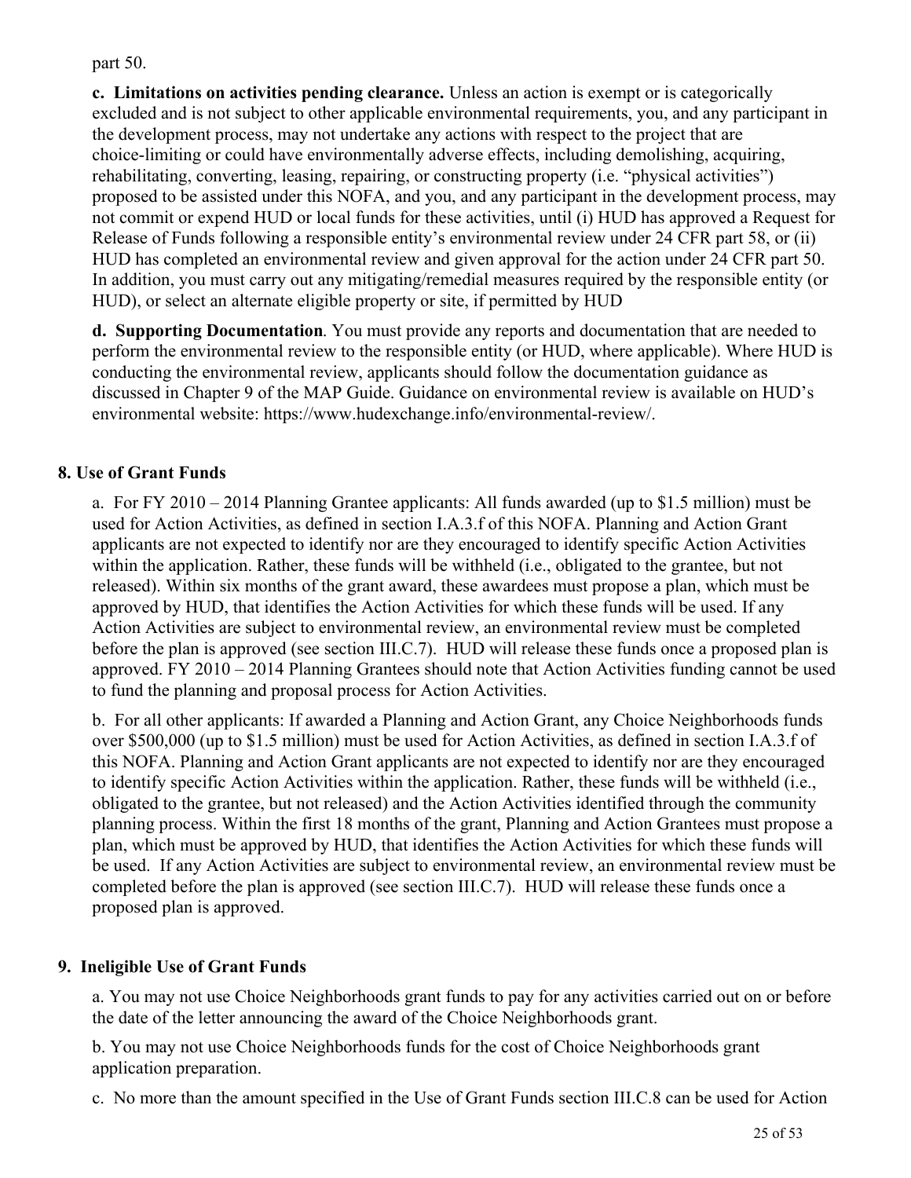part 50.

**c. Limitations on activities pending clearance.** Unless an action is exempt or is categorically excluded and is not subject to other applicable environmental requirements, you, and any participant in the development process, may not undertake any actions with respect to the project that are choice-limiting or could have environmentally adverse effects, including demolishing, acquiring, rehabilitating, converting, leasing, repairing, or constructing property (i.e. "physical activities") proposed to be assisted under this NOFA, and you, and any participant in the development process, may not commit or expend HUD or local funds for these activities, until (i) HUD has approved a Request for Release of Funds following a responsible entity's environmental review under 24 CFR part 58, or (ii) HUD has completed an environmental review and given approval for the action under 24 CFR part 50. In addition, you must carry out any mitigating/remedial measures required by the responsible entity (or HUD), or select an alternate eligible property or site, if permitted by HUD

**d. Supporting Documentation**. You must provide any reports and documentation that are needed to perform the environmental review to the responsible entity (or HUD, where applicable). Where HUD is conducting the environmental review, applicants should follow the documentation guidance as discussed in Chapter 9 of the MAP Guide. Guidance on environmental review is available on HUD's environmental website: https://www.hudexchange.info/environmental-review/.

### 8. Use of Grant Funds

a. For FY 2010 – 2014 Planning Grantee applicants: All funds awarded (up to $1.5 million) must be used for Action Activities, as defined in section I.A.3.f of this NOFA. Planning and Action Grant applicants are not expected to identify nor are they encouraged to identify specific Action Activities within the application. Rather, these funds will be withheld (i.e., obligated to the grantee, but not released). Within six months of the grant award, these awardees must propose a plan, which must be approved by HUD, that identifies the Action Activities for which these funds will be used. If any Action Activities are subject to environmental review, an environmental review must be completed before the plan is approved (see section III.C.7). HUD will release these funds once a proposed plan is approved. FY 2010 – 2014 Planning Grantees should note that Action Activities funding cannot be used to fund the planning and proposal process for Action Activities.

b. For all other applicants: If awarded a Planning and Action Grant, any Choice Neighborhoods funds over $500,000 (up to $1.5 million) must be used for Action Activities, as defined in section I.A.3.f of this NOFA. Planning and Action Grant applicants are not expected to identify nor are they encouraged to identify specific Action Activities within the application. Rather, these funds will be withheld (i.e., obligated to the grantee, but not released) and the Action Activities identified through the community planning process. Within the first 18 months of the grant, Planning and Action Grantees must propose a plan, which must be approved by HUD, that identifies the Action Activities for which these funds will be used. If any Action Activities are subject to environmental review, an environmental review must be completed before the plan is approved (see section III.C.7). HUD will release these funds once a proposed plan is approved.

### 9. Ineligible Use of Grant Funds

a. You may not use Choice Neighborhoods grant funds to pay for any activities carried out on or before the date of the letter announcing the award of the Choice Neighborhoods grant.

b. You may not use Choice Neighborhoods funds for the cost of Choice Neighborhoods grant application preparation.

c. No more than the amount specified in the Use of Grant Funds section III.C.8 can be used for Action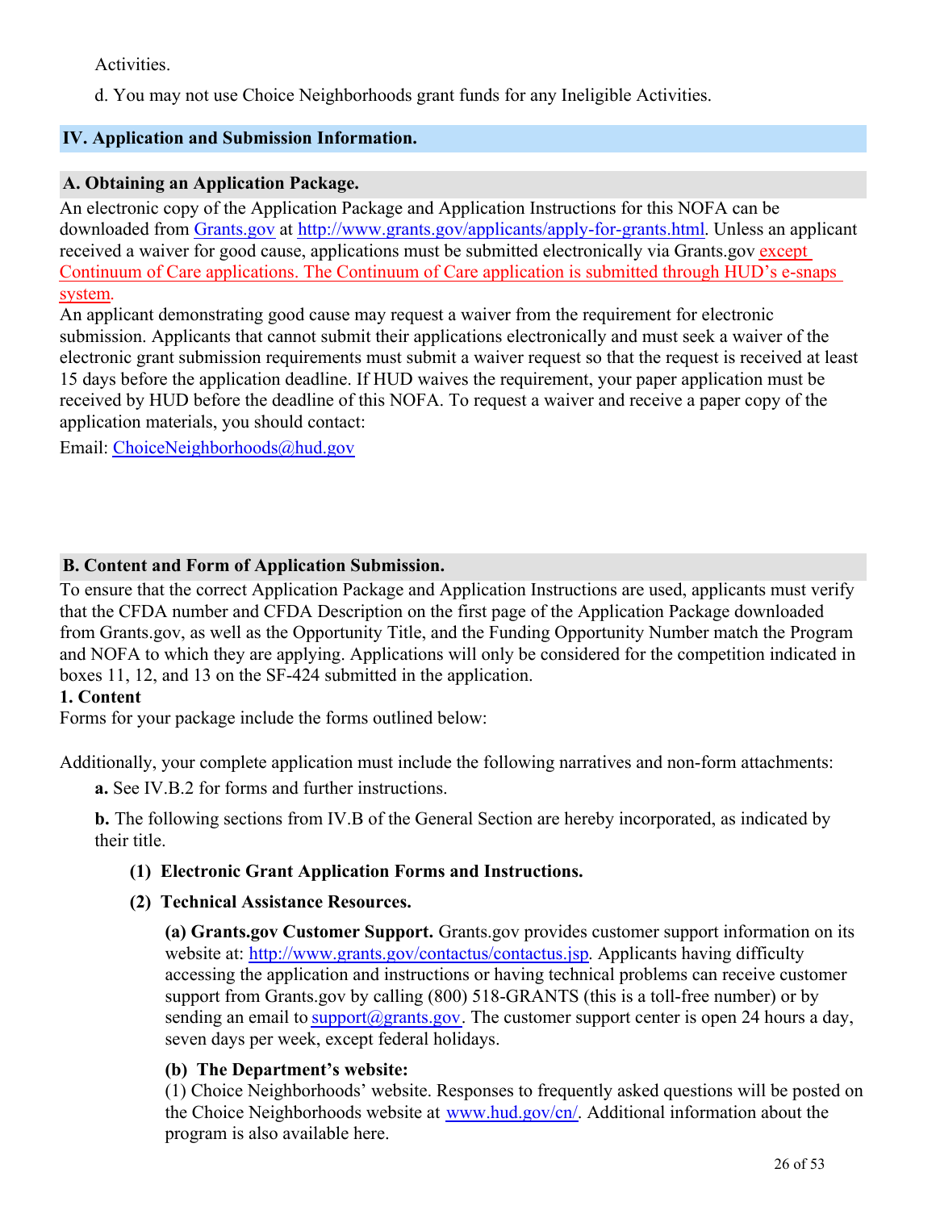Activities.

d. You may not use Choice Neighborhoods grant funds for any Ineligible Activities.

## IV. Application and Submission Information.

### A. Obtaining an Application Package.

An electronic copy of the Application Package and Application Instructions for this NOFA can be downloaded from Grants.gov at http://www.grants.gov/applicants/apply-for-grants.html. Unless an applicant received a waiver for good cause, applications must be submitted electronically via Grants.gov except Continuum of Care applications. The Continuum of Care application is submitted through HUD's e-snaps system.

An applicant demonstrating good cause may request a waiver from the requirement for electronic submission. Applicants that cannot submit their applications electronically and must seek a waiver of the electronic grant submission requirements must submit a waiver request so that the request is received at least 15 days before the application deadline. If HUD waives the requirement, your paper application must be received by HUD before the deadline of this NOFA. To request a waiver and receive a paper copy of the application materials, you should contact:

Email: ChoiceNeighborhoods@hud.gov

### B. Content and Form of Application Submission.

To ensure that the correct Application Package and Application Instructions are used, applicants must verify that the CFDA number and CFDA Description on the first page of the Application Package downloaded from Grants.gov, as well as the Opportunity Title, and the Funding Opportunity Number match the Program and NOFA to which they are applying. Applications will only be considered for the competition indicated in boxes 11, 12, and 13 on the SF-424 submitted in the application.

**1. Content**

Forms for your package include the forms outlined below:

Additionally, your complete application must include the following narratives and non-form attachments:

**a.** See IV.B.2 for forms and further instructions.

**b.** The following sections from IV.B of the General Section are hereby incorporated, as indicated by their title.

**(1) Electronic Grant Application Forms and Instructions.**

**(2) Technical Assistance Resources.**

**(a) Grants.gov Customer Support.** Grants.gov provides customer support information on its website at: http://www.grants.gov/contactus/contactus.jsp. Applicants having difficulty accessing the application and instructions or having technical problems can receive customer support from Grants.gov by calling (800) 518-GRANTS (this is a toll-free number) or by sending an email to support@grants.gov. The customer support center is open 24 hours a day, seven days per week, except federal holidays.

**(b) The Department's website:**

(1) Choice Neighborhoods' website. Responses to frequently asked questions will be posted on the Choice Neighborhoods website at www.hud.gov/cn/. Additional information about the program is also available here.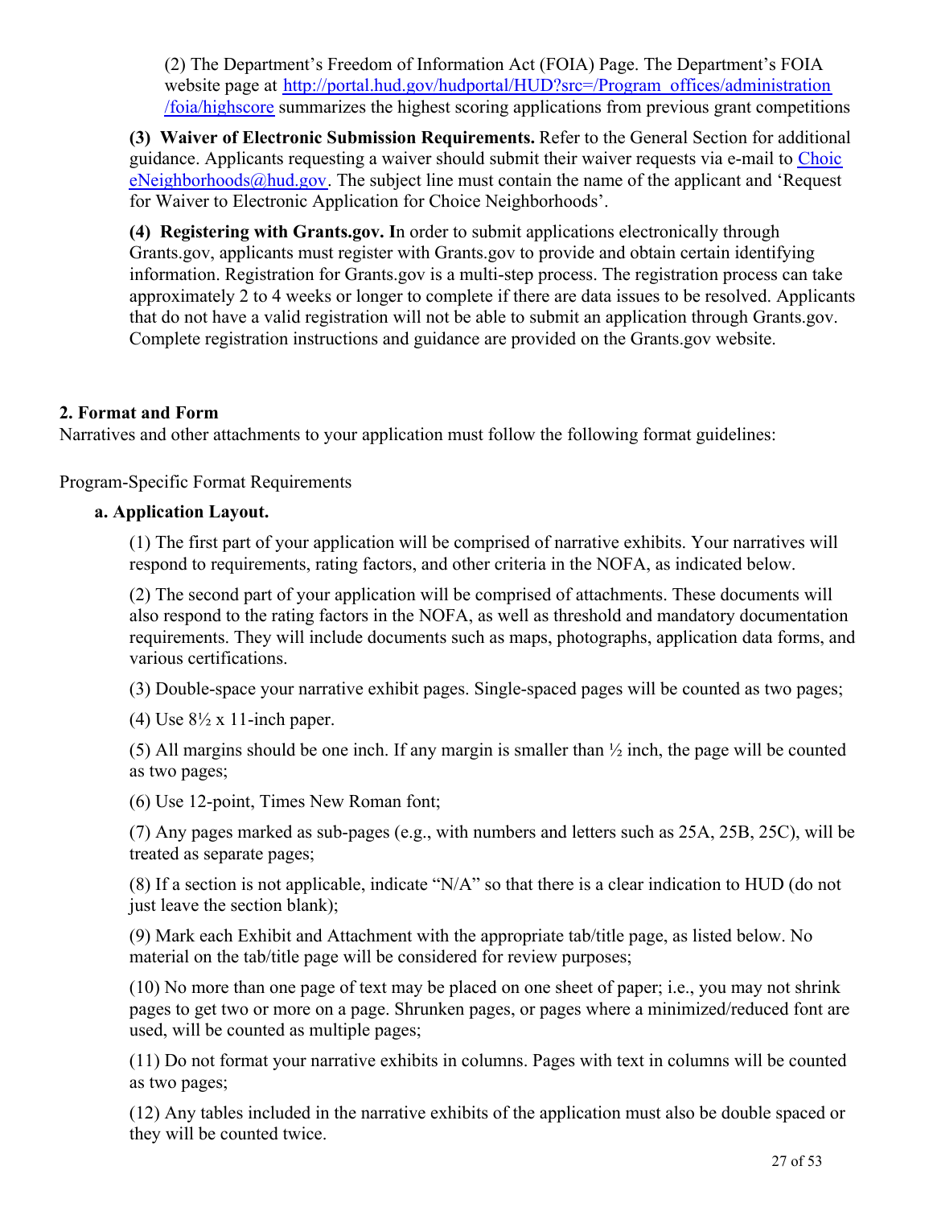(2) The Department's Freedom of Information Act (FOIA) Page. The Department's FOIA website page at [http://portal.hud.gov/hudportal/HUD?src=/Program_offices/administration/foia/highscore](http://portal.hud.gov/hudportal/HUD?src=/Program_offices/administration/foia/highscore) summarizes the highest scoring applications from previous grant competitions

**(3) Waiver of Electronic Submission Requirements.** Refer to the General Section for additional guidance. Applicants requesting a waiver should submit their waiver requests via e-mail to [ChoiceNeighborhoods@hud.gov](mailto:ChoiceNeighborhoods@hud.gov). The subject line must contain the name of the applicant and 'Request for Waiver to Electronic Application for Choice Neighborhoods'.

**(4) Registering with Grants.gov. I**n order to submit applications electronically through Grants.gov, applicants must register with Grants.gov to provide and obtain certain identifying information. Registration for Grants.gov is a multi-step process. The registration process can take approximately 2 to 4 weeks or longer to complete if there are data issues to be resolved. Applicants that do not have a valid registration will not be able to submit an application through Grants.gov. Complete registration instructions and guidance are provided on the Grants.gov website.

### 2. Format and Form

Narratives and other attachments to your application must follow the following format guidelines:

Program-Specific Format Requirements

**a. Application Layout.**

(1) The first part of your application will be comprised of narrative exhibits. Your narratives will respond to requirements, rating factors, and other criteria in the NOFA, as indicated below.

(2) The second part of your application will be comprised of attachments. These documents will also respond to the rating factors in the NOFA, as well as threshold and mandatory documentation requirements. They will include documents such as maps, photographs, application data forms, and various certifications.

(3) Double-space your narrative exhibit pages. Single-spaced pages will be counted as two pages;

(4) Use 8½ x 11-inch paper.

(5) All margins should be one inch. If any margin is smaller than ½ inch, the page will be counted as two pages;

(6) Use 12-point, Times New Roman font;

(7) Any pages marked as sub-pages (e.g., with numbers and letters such as 25A, 25B, 25C), will be treated as separate pages;

(8) If a section is not applicable, indicate "N/A" so that there is a clear indication to HUD (do not just leave the section blank);

(9) Mark each Exhibit and Attachment with the appropriate tab/title page, as listed below. No material on the tab/title page will be considered for review purposes;

(10) No more than one page of text may be placed on one sheet of paper; i.e., you may not shrink pages to get two or more on a page. Shrunken pages, or pages where a minimized/reduced font are used, will be counted as multiple pages;

(11) Do not format your narrative exhibits in columns. Pages with text in columns will be counted as two pages;

(12) Any tables included in the narrative exhibits of the application must also be double spaced or they will be counted twice.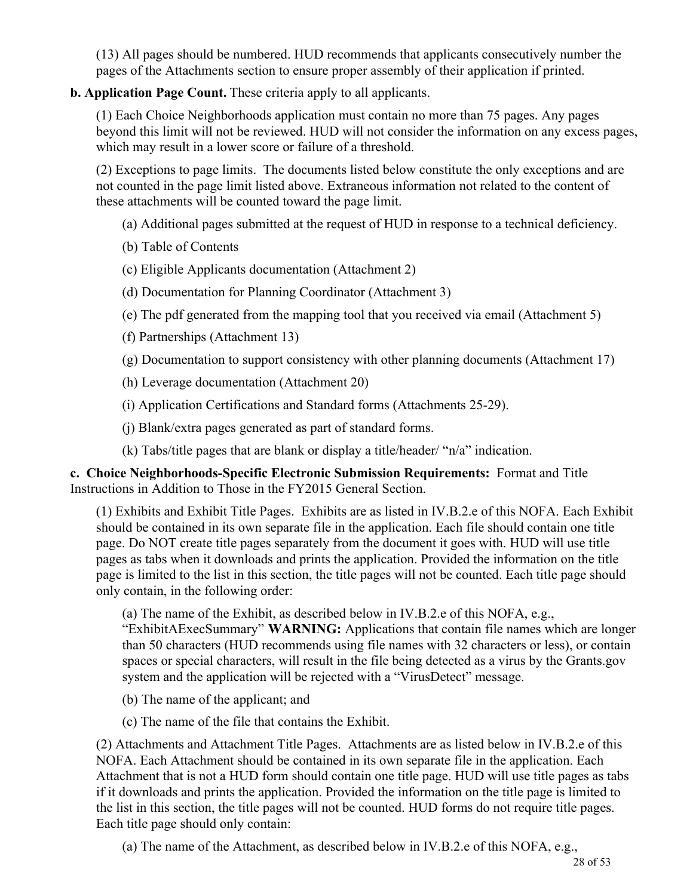(13) All pages should be numbered. HUD recommends that applicants consecutively number the pages of the Attachments section to ensure proper assembly of their application if printed.

**b. Application Page Count.** These criteria apply to all applicants.

(1) Each Choice Neighborhoods application must contain no more than 75 pages. Any pages beyond this limit will not be reviewed. HUD will not consider the information on any excess pages, which may result in a lower score or failure of a threshold.

(2) Exceptions to page limits. The documents listed below constitute the only exceptions and are not counted in the page limit listed above. Extraneous information not related to the content of these attachments will be counted toward the page limit.

(a) Additional pages submitted at the request of HUD in response to a technical deficiency.

(b) Table of Contents

(c) Eligible Applicants documentation (Attachment 2)

(d) Documentation for Planning Coordinator (Attachment 3)

(e) The pdf generated from the mapping tool that you received via email (Attachment 5)

(f) Partnerships (Attachment 13)

(g) Documentation to support consistency with other planning documents (Attachment 17)

(h) Leverage documentation (Attachment 20)

(i) Application Certifications and Standard forms (Attachments 25-29).

(j) Blank/extra pages generated as part of standard forms.

(k) Tabs/title pages that are blank or display a title/header/ “n/a” indication.

**c. Choice Neighborhoods-Specific Electronic Submission Requirements:** Format and Title Instructions in Addition to Those in the FY2015 General Section.

(1) Exhibits and Exhibit Title Pages. Exhibits are as listed in IV.B.2.e of this NOFA. Each Exhibit should be contained in its own separate file in the application. Each file should contain one title page. Do NOT create title pages separately from the document it goes with. HUD will use title pages as tabs when it downloads and prints the application. Provided the information on the title page is limited to the list in this section, the title pages will not be counted. Each title page should only contain, in the following order:

(a) The name of the Exhibit, as described below in IV.B.2.e of this NOFA, e.g., “ExhibitAExecSummary” **WARNING:** Applications that contain file names which are longer than 50 characters (HUD recommends using file names with 32 characters or less), or contain spaces or special characters, will result in the file being detected as a virus by the Grants.gov system and the application will be rejected with a “VirusDetect” message.

(b) The name of the applicant; and

(c) The name of the file that contains the Exhibit.

(2) Attachments and Attachment Title Pages. Attachments are as listed below in IV.B.2.e of this NOFA. Each Attachment should be contained in its own separate file in the application. Each Attachment that is not a HUD form should contain one title page. HUD will use title pages as tabs if it downloads and prints the application. Provided the information on the title page is limited to the list in this section, the title pages will not be counted. HUD forms do not require title pages. Each title page should only contain:

(a) The name of the Attachment, as described below in IV.B.2.e of this NOFA, e.g.,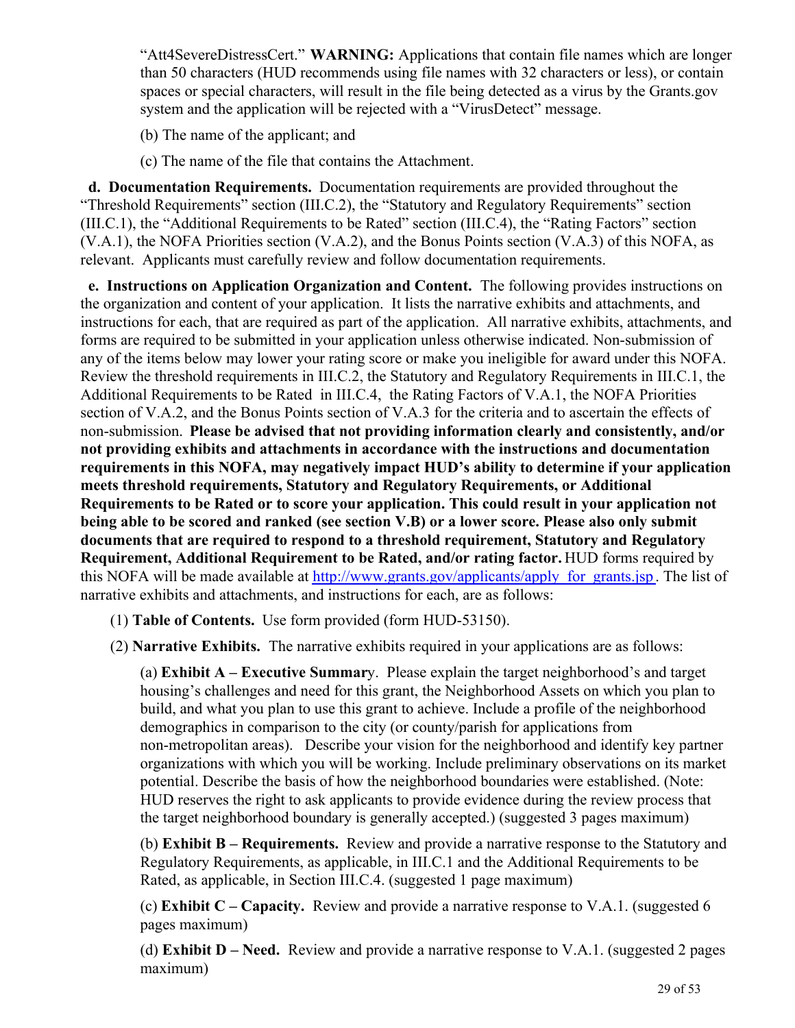"Att4SevereDistressCert." **WARNING:** Applications that contain file names which are longer than 50 characters (HUD recommends using file names with 32 characters or less), or contain spaces or special characters, will result in the file being detected as a virus by the Grants.gov system and the application will be rejected with a "VirusDetect" message.

(b) The name of the applicant; and

(c) The name of the file that contains the Attachment.

**d. Documentation Requirements.** Documentation requirements are provided throughout the "Threshold Requirements" section (III.C.2), the "Statutory and Regulatory Requirements" section (III.C.1), the "Additional Requirements to be Rated" section (III.C.4), the "Rating Factors" section (V.A.1), the NOFA Priorities section (V.A.2), and the Bonus Points section (V.A.3) of this NOFA, as relevant. Applicants must carefully review and follow documentation requirements.

**e. Instructions on Application Organization and Content.** The following provides instructions on the organization and content of your application. It lists the narrative exhibits and attachments, and instructions for each, that are required as part of the application. All narrative exhibits, attachments, and forms are required to be submitted in your application unless otherwise indicated. Non-submission of any of the items below may lower your rating score or make you ineligible for award under this NOFA. Review the threshold requirements in III.C.2, the Statutory and Regulatory Requirements in III.C.1, the Additional Requirements to be Rated in III.C.4, the Rating Factors of V.A.1, the NOFA Priorities section of V.A.2, and the Bonus Points section of V.A.3 for the criteria and to ascertain the effects of non-submission. **Please be advised that not providing information clearly and consistently, and/or not providing exhibits and attachments in accordance with the instructions and documentation requirements in this NOFA, may negatively impact HUD's ability to determine if your application meets threshold requirements, Statutory and Regulatory Requirements, or Additional Requirements to be Rated or to score your application. This could result in your application not being able to be scored and ranked (see section V.B) or a lower score. Please also only submit documents that are required to respond to a threshold requirement, Statutory and Regulatory Requirement, Additional Requirement to be Rated, and/or rating factor.** HUD forms required by this NOFA will be made available at http://www.grants.gov/applicants/apply_for_grants.jsp. The list of narrative exhibits and attachments, and instructions for each, are as follows:

(1) **Table of Contents.** Use form provided (form HUD-53150).

(2) **Narrative Exhibits.** The narrative exhibits required in your applications are as follows:

(a) **Exhibit A – Executive Summary**. Please explain the target neighborhood's and target housing's challenges and need for this grant, the Neighborhood Assets on which you plan to build, and what you plan to use this grant to achieve. Include a profile of the neighborhood demographics in comparison to the city (or county/parish for applications from non-metropolitan areas). Describe your vision for the neighborhood and identify key partner organizations with which you will be working. Include preliminary observations on its market potential. Describe the basis of how the neighborhood boundaries were established. (Note: HUD reserves the right to ask applicants to provide evidence during the review process that the target neighborhood boundary is generally accepted.) (suggested 3 pages maximum)

(b) **Exhibit B – Requirements.** Review and provide a narrative response to the Statutory and Regulatory Requirements, as applicable, in III.C.1 and the Additional Requirements to be Rated, as applicable, in Section III.C.4. (suggested 1 page maximum)

(c) **Exhibit C – Capacity.** Review and provide a narrative response to V.A.1. (suggested 6 pages maximum)

(d) **Exhibit D – Need.** Review and provide a narrative response to V.A.1. (suggested 2 pages maximum)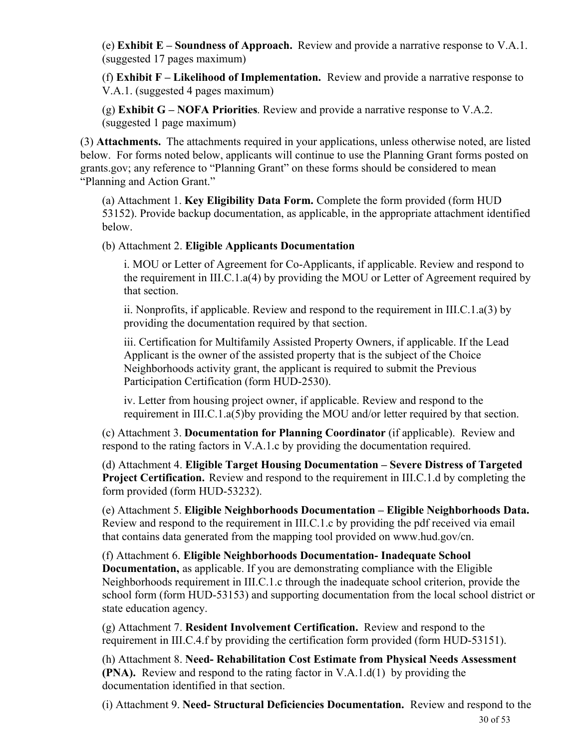(e) **Exhibit E – Soundness of Approach.** Review and provide a narrative response to V.A.1. (suggested 17 pages maximum)

(f) **Exhibit F – Likelihood of Implementation.** Review and provide a narrative response to V.A.1. (suggested 4 pages maximum)

(g) **Exhibit G – NOFA Priorities**. Review and provide a narrative response to V.A.2. (suggested 1 page maximum)

(3) **Attachments.** The attachments required in your applications, unless otherwise noted, are listed below. For forms noted below, applicants will continue to use the Planning Grant forms posted on grants.gov; any reference to "Planning Grant" on these forms should be considered to mean "Planning and Action Grant."

(a) Attachment 1. **Key Eligibility Data Form.** Complete the form provided (form HUD 53152). Provide backup documentation, as applicable, in the appropriate attachment identified below.

(b) Attachment 2. **Eligible Applicants Documentation**

i. MOU or Letter of Agreement for Co-Applicants, if applicable. Review and respond to the requirement in III.C.1.a(4) by providing the MOU or Letter of Agreement required by that section.

ii. Nonprofits, if applicable. Review and respond to the requirement in III.C.1.a(3) by providing the documentation required by that section.

iii. Certification for Multifamily Assisted Property Owners, if applicable. If the Lead Applicant is the owner of the assisted property that is the subject of the Choice Neighborhoods activity grant, the applicant is required to submit the Previous Participation Certification (form HUD-2530).

iv. Letter from housing project owner, if applicable. Review and respond to the requirement in III.C.1.a(5)by providing the MOU and/or letter required by that section.

(c) Attachment 3. **Documentation for Planning Coordinator** (if applicable). Review and respond to the rating factors in V.A.1.c by providing the documentation required.

(d) Attachment 4. **Eligible Target Housing Documentation – Severe Distress of Targeted Project Certification.** Review and respond to the requirement in III.C.1.d by completing the form provided (form HUD-53232).

(e) Attachment 5. **Eligible Neighborhoods Documentation – Eligible Neighborhoods Data.** Review and respond to the requirement in III.C.1.c by providing the pdf received via email that contains data generated from the mapping tool provided on www.hud.gov/cn.

(f) Attachment 6. **Eligible Neighborhoods Documentation- Inadequate School Documentation,** as applicable. If you are demonstrating compliance with the Eligible Neighborhoods requirement in III.C.1.c through the inadequate school criterion, provide the school form (form HUD-53153) and supporting documentation from the local school district or state education agency.

(g) Attachment 7. **Resident Involvement Certification.** Review and respond to the requirement in III.C.4.f by providing the certification form provided (form HUD-53151).

(h) Attachment 8. **Need- Rehabilitation Cost Estimate from Physical Needs Assessment (PNA).** Review and respond to the rating factor in V.A.1.d(1) by providing the documentation identified in that section.

(i) Attachment 9. **Need- Structural Deficiencies Documentation.** Review and respond to the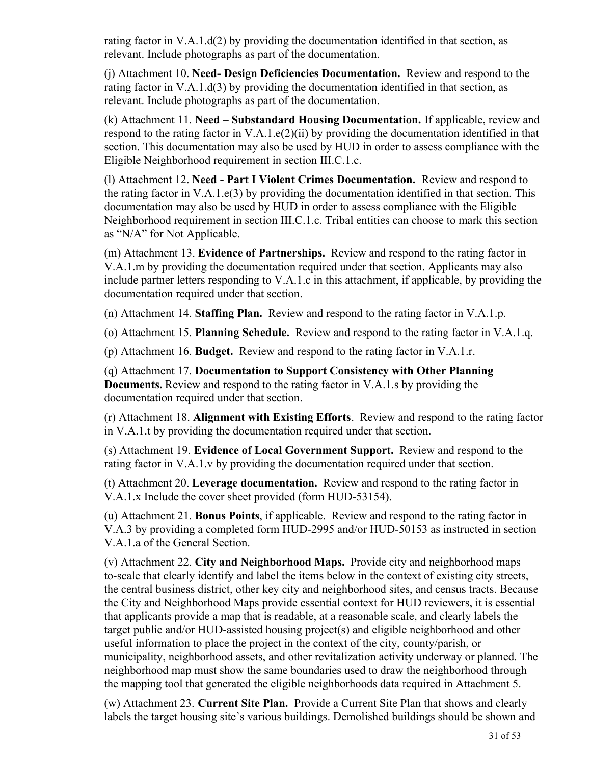rating factor in V.A.1.d(2) by providing the documentation identified in that section, as relevant. Include photographs as part of the documentation.

(j) Attachment 10. **Need- Design Deficiencies Documentation.** Review and respond to the rating factor in V.A.1.d(3) by providing the documentation identified in that section, as relevant. Include photographs as part of the documentation.

(k) Attachment 11. **Need – Substandard Housing Documentation.** If applicable, review and respond to the rating factor in V.A.1.e(2)(ii) by providing the documentation identified in that section. This documentation may also be used by HUD in order to assess compliance with the Eligible Neighborhood requirement in section III.C.1.c.

(l) Attachment 12. **Need - Part I Violent Crimes Documentation.** Review and respond to the rating factor in V.A.1.e(3) by providing the documentation identified in that section. This documentation may also be used by HUD in order to assess compliance with the Eligible Neighborhood requirement in section III.C.1.c. Tribal entities can choose to mark this section as "N/A" for Not Applicable.

(m) Attachment 13. **Evidence of Partnerships.** Review and respond to the rating factor in V.A.1.m by providing the documentation required under that section. Applicants may also include partner letters responding to V.A.1.c in this attachment, if applicable, by providing the documentation required under that section.

(n) Attachment 14. **Staffing Plan.** Review and respond to the rating factor in V.A.1.p.

(o) Attachment 15. **Planning Schedule.** Review and respond to the rating factor in V.A.1.q.

(p) Attachment 16. **Budget.** Review and respond to the rating factor in V.A.1.r.

(q) Attachment 17. **Documentation to Support Consistency with Other Planning Documents.** Review and respond to the rating factor in V.A.1.s by providing the documentation required under that section.

(r) Attachment 18. **Alignment with Existing Efforts**. Review and respond to the rating factor in V.A.1.t by providing the documentation required under that section.

(s) Attachment 19. **Evidence of Local Government Support.** Review and respond to the rating factor in V.A.1.v by providing the documentation required under that section.

(t) Attachment 20. **Leverage documentation.** Review and respond to the rating factor in V.A.1.x Include the cover sheet provided (form HUD-53154).

(u) Attachment 21. **Bonus Points**, if applicable. Review and respond to the rating factor in V.A.3 by providing a completed form HUD-2995 and/or HUD-50153 as instructed in section V.A.1.a of the General Section.

(v) Attachment 22. **City and Neighborhood Maps.** Provide city and neighborhood maps to-scale that clearly identify and label the items below in the context of existing city streets, the central business district, other key city and neighborhood sites, and census tracts. Because the City and Neighborhood Maps provide essential context for HUD reviewers, it is essential that applicants provide a map that is readable, at a reasonable scale, and clearly labels the target public and/or HUD-assisted housing project(s) and eligible neighborhood and other useful information to place the project in the context of the city, county/parish, or municipality, neighborhood assets, and other revitalization activity underway or planned. The neighborhood map must show the same boundaries used to draw the neighborhood through the mapping tool that generated the eligible neighborhoods data required in Attachment 5.

(w) Attachment 23. **Current Site Plan.** Provide a Current Site Plan that shows and clearly labels the target housing site's various buildings. Demolished buildings should be shown and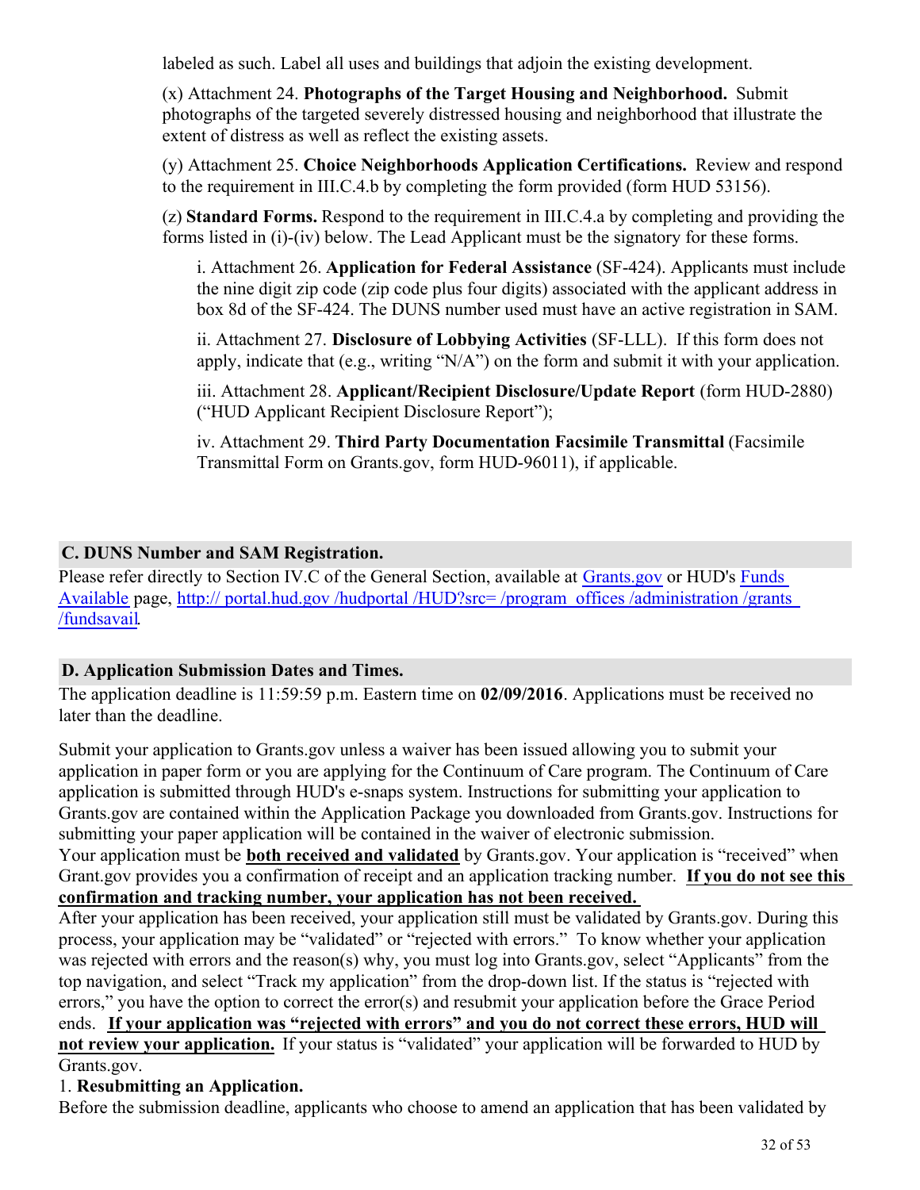labeled as such. Label all uses and buildings that adjoin the existing development.

(x) Attachment 24. **Photographs of the Target Housing and Neighborhood.** Submit photographs of the targeted severely distressed housing and neighborhood that illustrate the extent of distress as well as reflect the existing assets.

(y) Attachment 25. **Choice Neighborhoods Application Certifications.** Review and respond to the requirement in III.C.4.b by completing the form provided (form HUD 53156).

(z) **Standard Forms.** Respond to the requirement in III.C.4.a by completing and providing the forms listed in (i)-(iv) below. The Lead Applicant must be the signatory for these forms.

i. Attachment 26. **Application for Federal Assistance** (SF-424). Applicants must include the nine digit zip code (zip code plus four digits) associated with the applicant address in box 8d of the SF-424. The DUNS number used must have an active registration in SAM.

ii. Attachment 27. **Disclosure of Lobbying Activities** (SF-LLL). If this form does not apply, indicate that (e.g., writing "N/A") on the form and submit it with your application.

iii. Attachment 28. **Applicant/Recipient Disclosure/Update Report** (form HUD-2880) ("HUD Applicant Recipient Disclosure Report");

iv. Attachment 29. **Third Party Documentation Facsimile Transmittal** (Facsimile Transmittal Form on Grants.gov, form HUD-96011), if applicable.

## C. DUNS Number and SAM Registration.

Please refer directly to Section IV.C of the General Section, available at Grants.gov or HUD's Funds Available page, http:// portal.hud.gov /hudportal /HUD?src= /program_offices /administration /grants /fundsavail.

## D. Application Submission Dates and Times.

The application deadline is 11:59:59 p.m. Eastern time on **02/09/2016**. Applications must be received no later than the deadline.

Submit your application to Grants.gov unless a waiver has been issued allowing you to submit your application in paper form or you are applying for the Continuum of Care program. The Continuum of Care application is submitted through HUD's e-snaps system. Instructions for submitting your application to Grants.gov are contained within the Application Package you downloaded from Grants.gov. Instructions for submitting your paper application will be contained in the waiver of electronic submission.
Your application must be **both received and validated** by Grants.gov. Your application is "received" when Grant.gov provides you a confirmation of receipt and an application tracking number. **If you do not see this confirmation and tracking number, your application has not been received.**
After your application has been received, your application still must be validated by Grants.gov. During this process, your application may be "validated" or "rejected with errors." To know whether your application was rejected with errors and the reason(s) why, you must log into Grants.gov, select "Applicants" from the top navigation, and select "Track my application" from the drop-down list. If the status is "rejected with errors," you have the option to correct the error(s) and resubmit your application before the Grace Period ends. **If your application was "rejected with errors" and you do not correct these errors, HUD will not review your application.** If your status is "validated" your application will be forwarded to HUD by Grants.gov.

1. **Resubmitting an Application.**

Before the submission deadline, applicants who choose to amend an application that has been validated by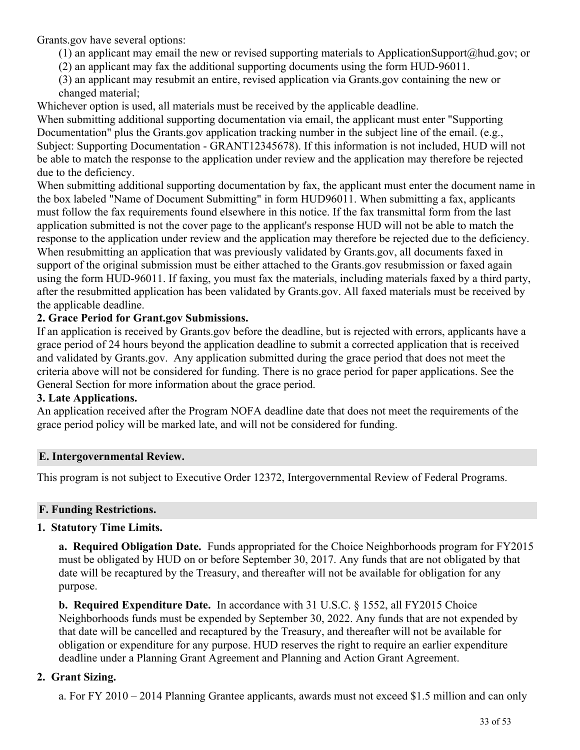Grants.gov have several options:

(1) an applicant may email the new or revised supporting materials to ApplicationSupport@hud.gov; or

(2) an applicant may fax the additional supporting documents using the form HUD-96011.

(3) an applicant may resubmit an entire, revised application via Grants.gov containing the new or changed material;

Whichever option is used, all materials must be received by the applicable deadline.

When submitting additional supporting documentation via email, the applicant must enter "Supporting Documentation" plus the Grants.gov application tracking number in the subject line of the email. (e.g., Subject: Supporting Documentation - GRANT12345678). If this information is not included, HUD will not be able to match the response to the application under review and the application may therefore be rejected due to the deficiency.

When submitting additional supporting documentation by fax, the applicant must enter the document name in the box labeled "Name of Document Submitting" in form HUD96011. When submitting a fax, applicants must follow the fax requirements found elsewhere in this notice. If the fax transmittal form from the last application submitted is not the cover page to the applicant's response HUD will not be able to match the response to the application under review and the application may therefore be rejected due to the deficiency. When resubmitting an application that was previously validated by Grants.gov, all documents faxed in support of the original submission must be either attached to the Grants.gov resubmission or faxed again using the form HUD-96011. If faxing, you must fax the materials, including materials faxed by a third party, after the resubmitted application has been validated by Grants.gov. All faxed materials must be received by the applicable deadline.

**2. Grace Period for Grant.gov Submissions.**

If an application is received by Grants.gov before the deadline, but is rejected with errors, applicants have a grace period of 24 hours beyond the application deadline to submit a corrected application that is received and validated by Grants.gov. Any application submitted during the grace period that does not meet the criteria above will not be considered for funding. There is no grace period for paper applications. See the General Section for more information about the grace period.

**3. Late Applications.**

An application received after the Program NOFA deadline date that does not meet the requirements of the grace period policy will be marked late, and will not be considered for funding.

## E. Intergovernmental Review.

This program is not subject to Executive Order 12372, Intergovernmental Review of Federal Programs.

## F. Funding Restrictions.

**1. Statutory Time Limits.**

**a. Required Obligation Date.** Funds appropriated for the Choice Neighborhoods program for FY2015 must be obligated by HUD on or before September 30, 2017. Any funds that are not obligated by that date will be recaptured by the Treasury, and thereafter will not be available for obligation for any purpose.

**b. Required Expenditure Date.** In accordance with 31 U.S.C. § 1552, all FY2015 Choice Neighborhoods funds must be expended by September 30, 2022. Any funds that are not expended by that date will be cancelled and recaptured by the Treasury, and thereafter will not be available for obligation or expenditure for any purpose. HUD reserves the right to require an earlier expenditure deadline under a Planning Grant Agreement and Planning and Action Grant Agreement.

**2. Grant Sizing.**

a. For FY 2010 – 2014 Planning Grantee applicants, awards must not exceed $1.5 million and can only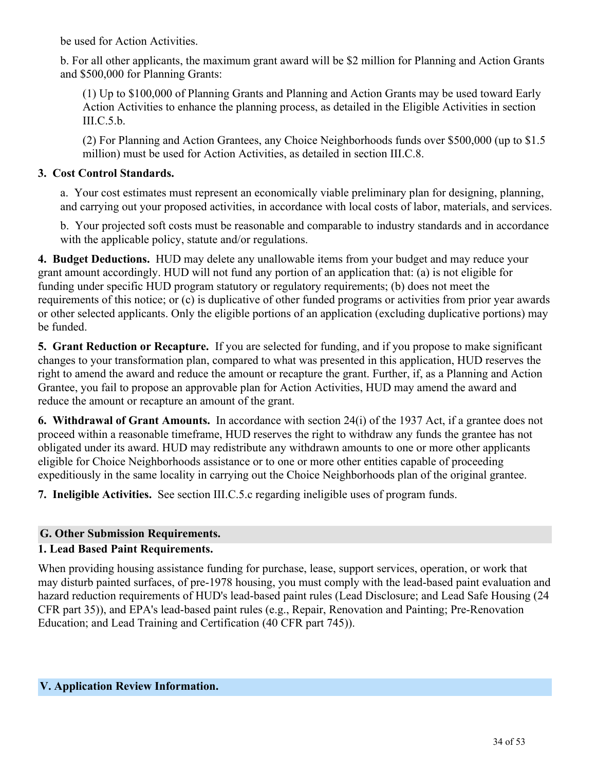be used for Action Activities.

b. For all other applicants, the maximum grant award will be $2 million for Planning and Action Grants and $500,000 for Planning Grants:

(1) Up to $100,000 of Planning Grants and Planning and Action Grants may be used toward Early Action Activities to enhance the planning process, as detailed in the Eligible Activities in section III.C.5.b.

(2) For Planning and Action Grantees, any Choice Neighborhoods funds over $500,000 (up to $1.5 million) must be used for Action Activities, as detailed in section III.C.8.

**3. Cost Control Standards.**

a. Your cost estimates must represent an economically viable preliminary plan for designing, planning, and carrying out your proposed activities, in accordance with local costs of labor, materials, and services.

b. Your projected soft costs must be reasonable and comparable to industry standards and in accordance with the applicable policy, statute and/or regulations.

**4. Budget Deductions.** HUD may delete any unallowable items from your budget and may reduce your grant amount accordingly. HUD will not fund any portion of an application that: (a) is not eligible for funding under specific HUD program statutory or regulatory requirements; (b) does not meet the requirements of this notice; or (c) is duplicative of other funded programs or activities from prior year awards or other selected applicants. Only the eligible portions of an application (excluding duplicative portions) may be funded.

**5. Grant Reduction or Recapture.** If you are selected for funding, and if you propose to make significant changes to your transformation plan, compared to what was presented in this application, HUD reserves the right to amend the award and reduce the amount or recapture the grant. Further, if, as a Planning and Action Grantee, you fail to propose an approvable plan for Action Activities, HUD may amend the award and reduce the amount or recapture an amount of the grant.

**6. Withdrawal of Grant Amounts.** In accordance with section 24(i) of the 1937 Act, if a grantee does not proceed within a reasonable timeframe, HUD reserves the right to withdraw any funds the grantee has not obligated under its award. HUD may redistribute any withdrawn amounts to one or more other applicants eligible for Choice Neighborhoods assistance or to one or more other entities capable of proceeding expeditiously in the same locality in carrying out the Choice Neighborhoods plan of the original grantee.

**7. Ineligible Activities.** See section III.C.5.c regarding ineligible uses of program funds.

## G. Other Submission Requirements.

### 1. Lead Based Paint Requirements.

When providing housing assistance funding for purchase, lease, support services, operation, or work that may disturb painted surfaces, of pre-1978 housing, you must comply with the lead-based paint evaluation and hazard reduction requirements of HUD's lead-based paint rules (Lead Disclosure; and Lead Safe Housing (24 CFR part 35)), and EPA's lead-based paint rules (e.g., Repair, Renovation and Painting; Pre-Renovation Education; and Lead Training and Certification (40 CFR part 745)).

## V. Application Review Information.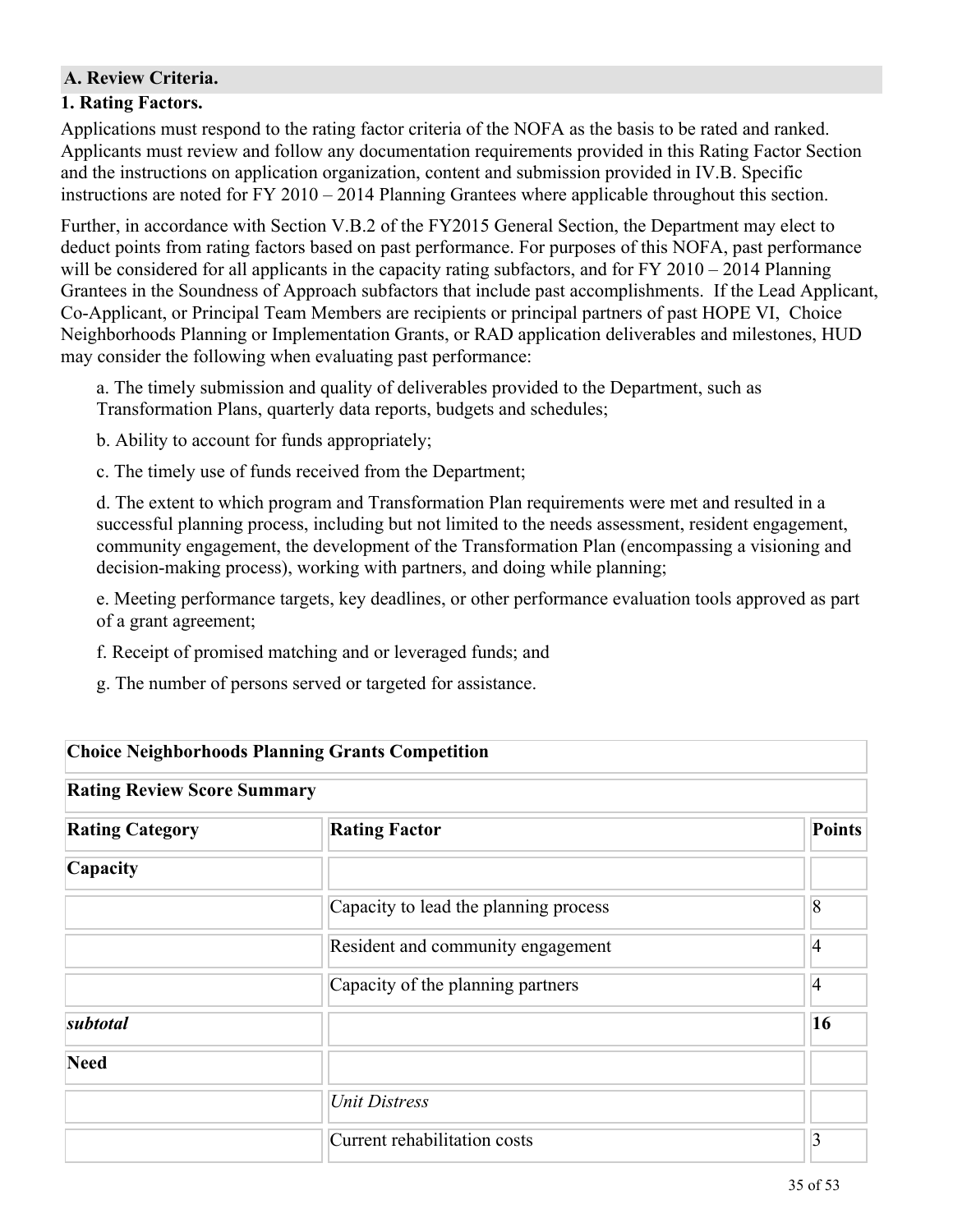## A. Review Criteria.

### 1. Rating Factors.

Applications must respond to the rating factor criteria of the NOFA as the basis to be rated and ranked. Applicants must review and follow any documentation requirements provided in this Rating Factor Section and the instructions on application organization, content and submission provided in IV.B. Specific instructions are noted for FY 2010 – 2014 Planning Grantees where applicable throughout this section.

Further, in accordance with Section V.B.2 of the FY2015 General Section, the Department may elect to deduct points from rating factors based on past performance. For purposes of this NOFA, past performance will be considered for all applicants in the capacity rating subfactors, and for FY 2010 – 2014 Planning Grantees in the Soundness of Approach subfactors that include past accomplishments. If the Lead Applicant, Co-Applicant, or Principal Team Members are recipients or principal partners of past HOPE VI, Choice Neighborhoods Planning or Implementation Grants, or RAD application deliverables and milestones, HUD may consider the following when evaluating past performance:

a. The timely submission and quality of deliverables provided to the Department, such as Transformation Plans, quarterly data reports, budgets and schedules;

b. Ability to account for funds appropriately;

c. The timely use of funds received from the Department;

d. The extent to which program and Transformation Plan requirements were met and resulted in a successful planning process, including but not limited to the needs assessment, resident engagement, community engagement, the development of the Transformation Plan (encompassing a visioning and decision-making process), working with partners, and doing while planning;

e. Meeting performance targets, key deadlines, or other performance evaluation tools approved as part of a grant agreement;

f. Receipt of promised matching and or leveraged funds; and

g. The number of persons served or targeted for assistance.

| **Choice Neighborhoods Planning Grants Competition** | | |
|---|---|---|
| **Rating Review Score Summary** | | |
| **Rating Category** | **Rating Factor** | **Points** |
| **Capacity** | | |
| | Capacity to lead the planning process | 8 |
| | Resident and community engagement | 4 |
| | Capacity of the planning partners | 4 |
| ***subtotal*** | | **16** |
| **Need** | | |
| | *Unit Distress* | |
| | Current rehabilitation costs | 3 |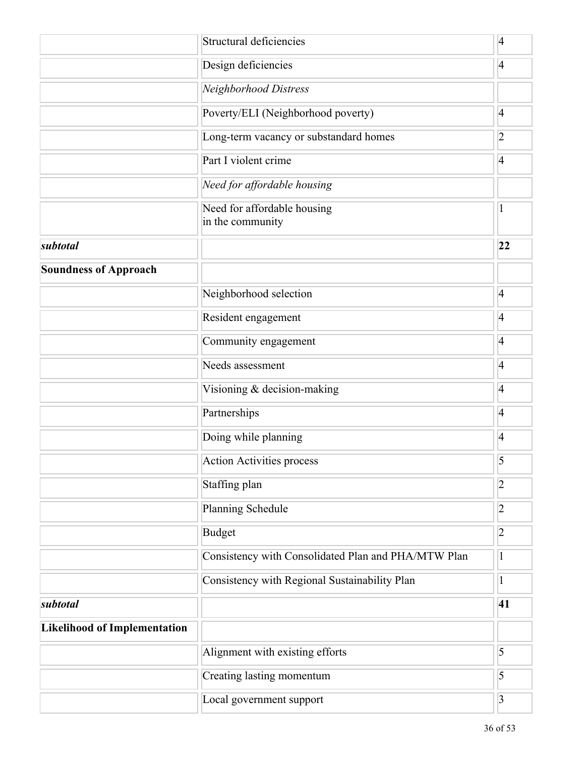| | | |
|---|---|---|
| | Structural deficiencies | 4 |
| | Design deficiencies | 4 |
| | *Neighborhood Distress* | |
| | Poverty/ELI (Neighborhood poverty) | 4 |
| | Long-term vacancy or substandard homes | 2 |
| | Part I violent crime | 4 |
| | *Need for affordable housing* | |
| | Need for affordable housing in the community | 1 |
| ***subtotal*** | | **22** |
| **Soundness of Approach** | | |
| | Neighborhood selection | 4 |
| | Resident engagement | 4 |
| | Community engagement | 4 |
| | Needs assessment | 4 |
| | Visioning & decision-making | 4 |
| | Partnerships | 4 |
| | Doing while planning | 4 |
| | Action Activities process | 5 |
| | Staffing plan | 2 |
| | Planning Schedule | 2 |
| | Budget | 2 |
| | Consistency with Consolidated Plan and PHA/MTW Plan | 1 |
| | Consistency with Regional Sustainability Plan | 1 |
| ***subtotal*** | | **41** |
| **Likelihood of Implementation** | | |
| | Alignment with existing efforts | 5 |
| | Creating lasting momentum | 5 |
| | Local government support | 3 |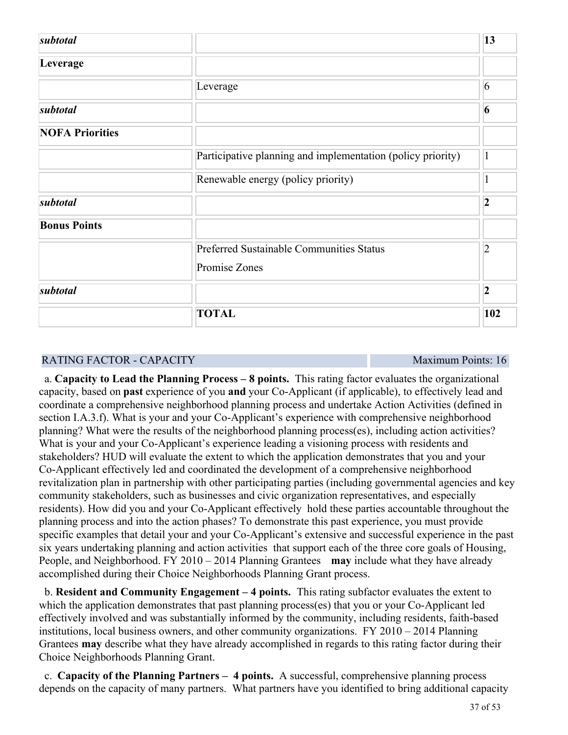| | | |
|---|---|---|
| ***subtotal*** | | **13** |
| **Leverage** | | |
| | Leverage | 6 |
| ***subtotal*** | | **6** |
| **NOFA Priorities** | | |
| | Participative planning and implementation (policy priority) | 1 |
| | Renewable energy (policy priority) | 1 |
| ***subtotal*** | | **2** |
| **Bonus Points** | | |
| | Preferred Sustainable Communities Status<br>Promise Zones | 2 |
| ***subtotal*** | | **2** |
| | **TOTAL** | **102** |

RATING FACTOR - CAPACITY Maximum Points: 16

a. **Capacity to Lead the Planning Process – 8 points.** This rating factor evaluates the organizational capacity, based on **past** experience of you **and** your Co-Applicant (if applicable), to effectively lead and coordinate a comprehensive neighborhood planning process and undertake Action Activities (defined in section I.A.3.f). What is your and your Co-Applicant's experience with comprehensive neighborhood planning? What were the results of the neighborhood planning process(es), including action activities? What is your and your Co-Applicant's experience leading a visioning process with residents and stakeholders? HUD will evaluate the extent to which the application demonstrates that you and your Co-Applicant effectively led and coordinated the development of a comprehensive neighborhood revitalization plan in partnership with other participating parties (including governmental agencies and key community stakeholders, such as businesses and civic organization representatives, and especially residents). How did you and your Co-Applicant effectively hold these parties accountable throughout the planning process and into the action phases? To demonstrate this past experience, you must provide specific examples that detail your and your Co-Applicant's extensive and successful experience in the past six years undertaking planning and action activities that support each of the three core goals of Housing, People, and Neighborhood. FY 2010 – 2014 Planning Grantees **may** include what they have already accomplished during their Choice Neighborhoods Planning Grant process.

b. **Resident and Community Engagement – 4 points.** This rating subfactor evaluates the extent to which the application demonstrates that past planning process(es) that you or your Co-Applicant led effectively involved and was substantially informed by the community, including residents, faith-based institutions, local business owners, and other community organizations. FY 2010 – 2014 Planning Grantees **may** describe what they have already accomplished in regards to this rating factor during their Choice Neighborhoods Planning Grant.

c. **Capacity of the Planning Partners – 4 points.** A successful, comprehensive planning process depends on the capacity of many partners. What partners have you identified to bring additional capacity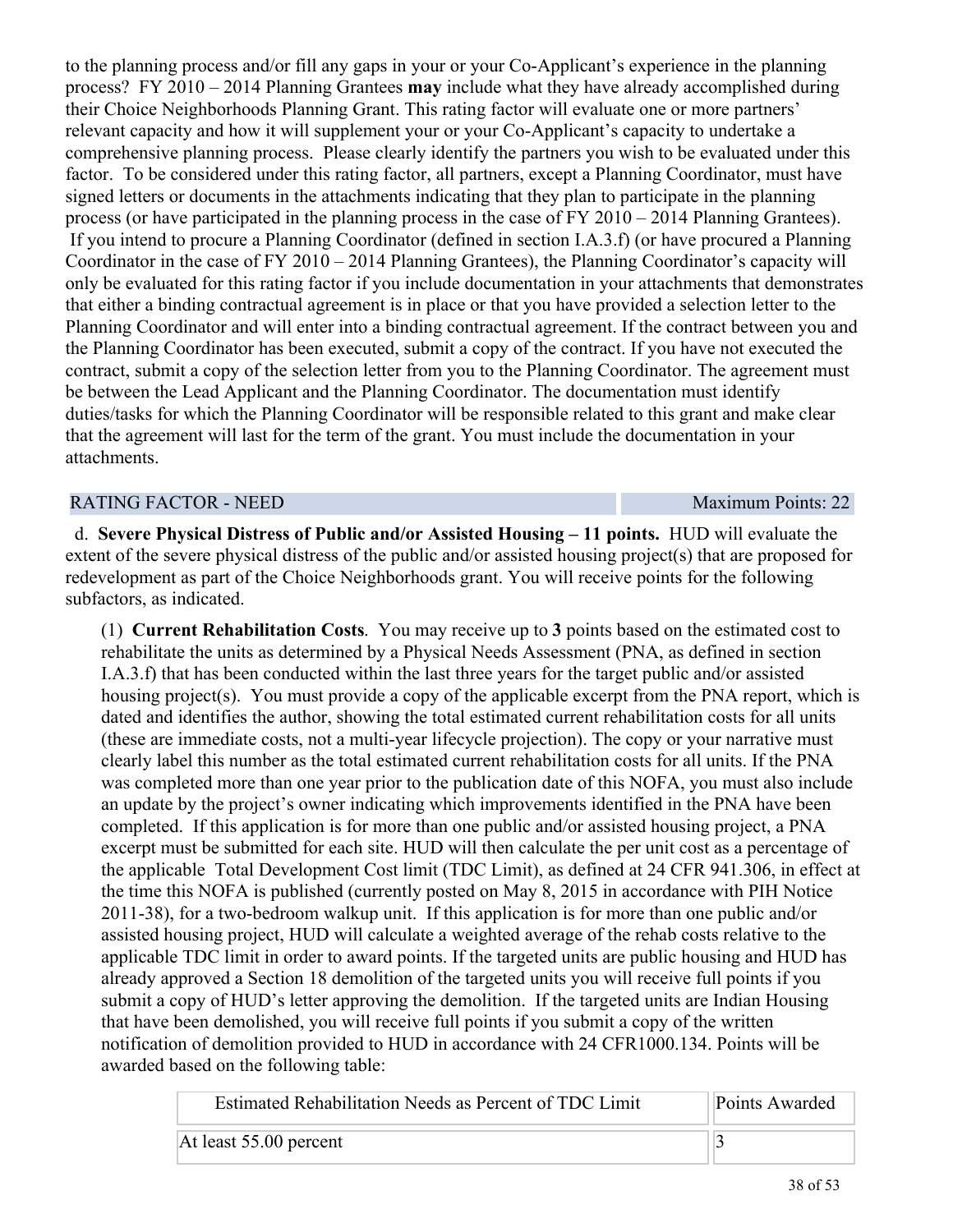to the planning process and/or fill any gaps in your or your Co-Applicant's experience in the planning process? FY 2010 – 2014 Planning Grantees **may** include what they have already accomplished during their Choice Neighborhoods Planning Grant. This rating factor will evaluate one or more partners' relevant capacity and how it will supplement your or your Co-Applicant's capacity to undertake a comprehensive planning process. Please clearly identify the partners you wish to be evaluated under this factor. To be considered under this rating factor, all partners, except a Planning Coordinator, must have signed letters or documents in the attachments indicating that they plan to participate in the planning process (or have participated in the planning process in the case of FY 2010 – 2014 Planning Grantees). If you intend to procure a Planning Coordinator (defined in section I.A.3.f) (or have procured a Planning Coordinator in the case of FY 2010 – 2014 Planning Grantees), the Planning Coordinator's capacity will only be evaluated for this rating factor if you include documentation in your attachments that demonstrates that either a binding contractual agreement is in place or that you have provided a selection letter to the Planning Coordinator and will enter into a binding contractual agreement. If the contract between you and the Planning Coordinator has been executed, submit a copy of the contract. If you have not executed the contract, submit a copy of the selection letter from you to the Planning Coordinator. The agreement must be between the Lead Applicant and the Planning Coordinator. The documentation must identify duties/tasks for which the Planning Coordinator will be responsible related to this grant and make clear that the agreement will last for the term of the grant. You must include the documentation in your attachments.

| RATING FACTOR - NEED | Maximum Points: 22 |
|---|---|

d. **Severe Physical Distress of Public and/or Assisted Housing – 11 points.** HUD will evaluate the extent of the severe physical distress of the public and/or assisted housing project(s) that are proposed for redevelopment as part of the Choice Neighborhoods grant. You will receive points for the following subfactors, as indicated.

(1) **Current Rehabilitation Costs**. You may receive up to **3** points based on the estimated cost to rehabilitate the units as determined by a Physical Needs Assessment (PNA, as defined in section I.A.3.f) that has been conducted within the last three years for the target public and/or assisted housing project(s). You must provide a copy of the applicable excerpt from the PNA report, which is dated and identifies the author, showing the total estimated current rehabilitation costs for all units (these are immediate costs, not a multi-year lifecycle projection). The copy or your narrative must clearly label this number as the total estimated current rehabilitation costs for all units. If the PNA was completed more than one year prior to the publication date of this NOFA, you must also include an update by the project's owner indicating which improvements identified in the PNA have been completed. If this application is for more than one public and/or assisted housing project, a PNA excerpt must be submitted for each site. HUD will then calculate the per unit cost as a percentage of the applicable Total Development Cost limit (TDC Limit), as defined at 24 CFR 941.306, in effect at the time this NOFA is published (currently posted on May 8, 2015 in accordance with PIH Notice 2011-38), for a two-bedroom walkup unit. If this application is for more than one public and/or assisted housing project, HUD will calculate a weighted average of the rehab costs relative to the applicable TDC limit in order to award points. If the targeted units are public housing and HUD has already approved a Section 18 demolition of the targeted units you will receive full points if you submit a copy of HUD's letter approving the demolition. If the targeted units are Indian Housing that have been demolished, you will receive full points if you submit a copy of the written notification of demolition provided to HUD in accordance with 24 CFR1000.134. Points will be awarded based on the following table:

| Estimated Rehabilitation Needs as Percent of TDC Limit | Points Awarded |
|---|---|
| At least 55.00 percent | 3 |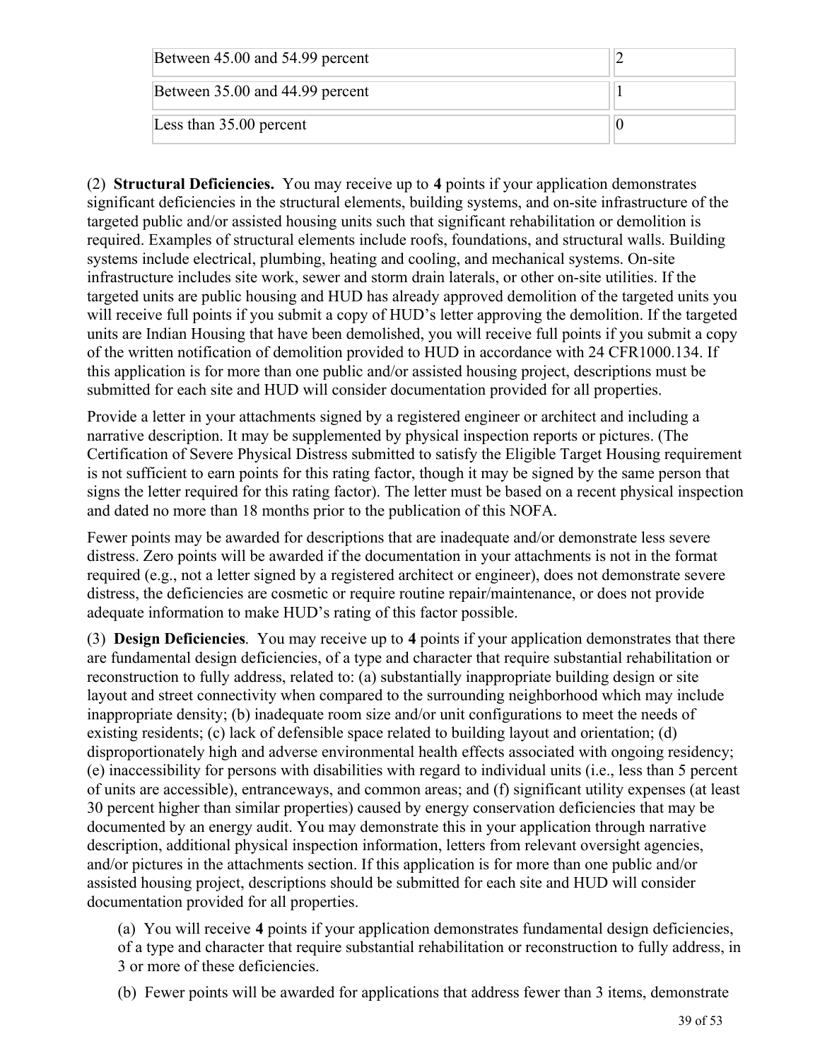| | |
|---|---|
| Between 45.00 and 54.99 percent | 2 |
| Between 35.00 and 44.99 percent | 1 |
| Less than 35.00 percent | 0 |

(2) **Structural Deficiencies.** You may receive up to **4** points if your application demonstrates significant deficiencies in the structural elements, building systems, and on-site infrastructure of the targeted public and/or assisted housing units such that significant rehabilitation or demolition is required. Examples of structural elements include roofs, foundations, and structural walls. Building systems include electrical, plumbing, heating and cooling, and mechanical systems. On-site infrastructure includes site work, sewer and storm drain laterals, or other on-site utilities. If the targeted units are public housing and HUD has already approved demolition of the targeted units you will receive full points if you submit a copy of HUD's letter approving the demolition. If the targeted units are Indian Housing that have been demolished, you will receive full points if you submit a copy of the written notification of demolition provided to HUD in accordance with 24 CFR1000.134. If this application is for more than one public and/or assisted housing project, descriptions must be submitted for each site and HUD will consider documentation provided for all properties.

Provide a letter in your attachments signed by a registered engineer or architect and including a narrative description. It may be supplemented by physical inspection reports or pictures. (The Certification of Severe Physical Distress submitted to satisfy the Eligible Target Housing requirement is not sufficient to earn points for this rating factor, though it may be signed by the same person that signs the letter required for this rating factor). The letter must be based on a recent physical inspection and dated no more than 18 months prior to the publication of this NOFA.

Fewer points may be awarded for descriptions that are inadequate and/or demonstrate less severe distress. Zero points will be awarded if the documentation in your attachments is not in the format required (e.g., not a letter signed by a registered architect or engineer), does not demonstrate severe distress, the deficiencies are cosmetic or require routine repair/maintenance, or does not provide adequate information to make HUD's rating of this factor possible.

(3) **Design Deficiencies**. You may receive up to **4** points if your application demonstrates that there are fundamental design deficiencies, of a type and character that require substantial rehabilitation or reconstruction to fully address, related to: (a) substantially inappropriate building design or site layout and street connectivity when compared to the surrounding neighborhood which may include inappropriate density; (b) inadequate room size and/or unit configurations to meet the needs of existing residents; (c) lack of defensible space related to building layout and orientation; (d) disproportionately high and adverse environmental health effects associated with ongoing residency; (e) inaccessibility for persons with disabilities with regard to individual units (i.e., less than 5 percent of units are accessible), entranceways, and common areas; and (f) significant utility expenses (at least 30 percent higher than similar properties) caused by energy conservation deficiencies that may be documented by an energy audit. You may demonstrate this in your application through narrative description, additional physical inspection information, letters from relevant oversight agencies, and/or pictures in the attachments section. If this application is for more than one public and/or assisted housing project, descriptions should be submitted for each site and HUD will consider documentation provided for all properties.

(a) You will receive **4** points if your application demonstrates fundamental design deficiencies, of a type and character that require substantial rehabilitation or reconstruction to fully address, in 3 or more of these deficiencies.

(b) Fewer points will be awarded for applications that address fewer than 3 items, demonstrate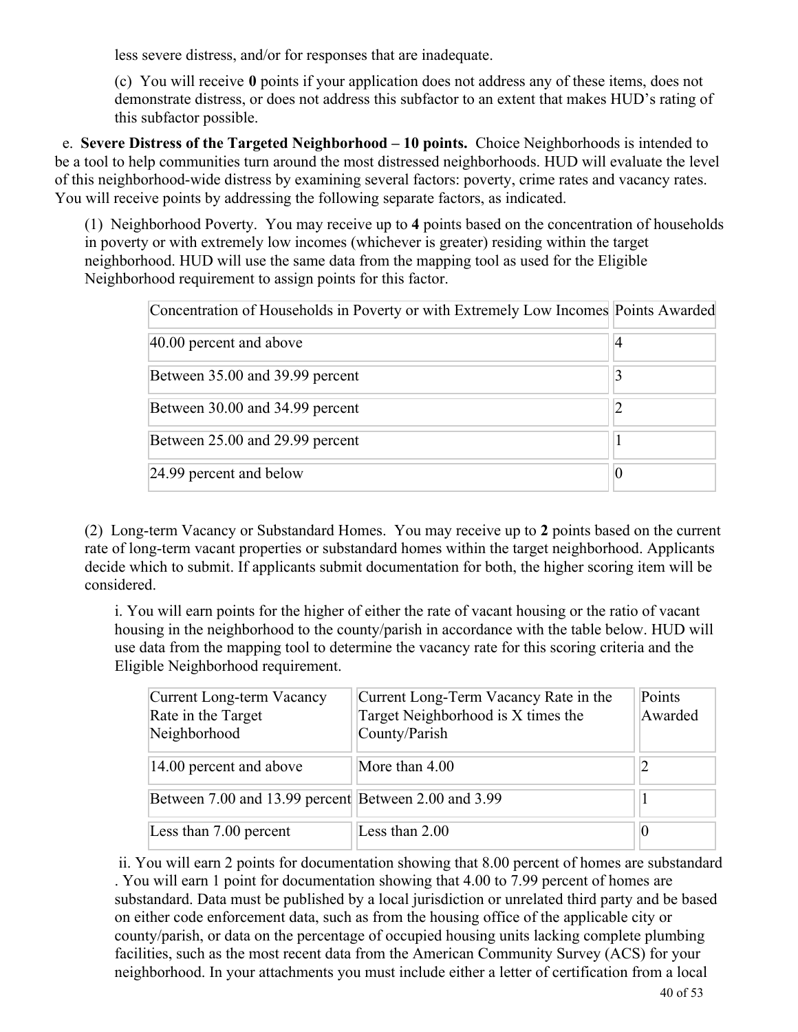less severe distress, and/or for responses that are inadequate.

(c) You will receive **0** points if your application does not address any of these items, does not demonstrate distress, or does not address this subfactor to an extent that makes HUD's rating of this subfactor possible.

e. **Severe Distress of the Targeted Neighborhood – 10 points.** Choice Neighborhoods is intended to be a tool to help communities turn around the most distressed neighborhoods. HUD will evaluate the level of this neighborhood-wide distress by examining several factors: poverty, crime rates and vacancy rates. You will receive points by addressing the following separate factors, as indicated.

(1) Neighborhood Poverty. You may receive up to **4** points based on the concentration of households in poverty or with extremely low incomes (whichever is greater) residing within the target neighborhood. HUD will use the same data from the mapping tool as used for the Eligible Neighborhood requirement to assign points for this factor.

| Concentration of Households in Poverty or with Extremely Low Incomes | Points Awarded |
|---|---|
| 40.00 percent and above | 4 |
| Between 35.00 and 39.99 percent | 3 |
| Between 30.00 and 34.99 percent | 2 |
| Between 25.00 and 29.99 percent | 1 |
| 24.99 percent and below | 0 |

(2) Long-term Vacancy or Substandard Homes. You may receive up to **2** points based on the current rate of long-term vacant properties or substandard homes within the target neighborhood. Applicants decide which to submit. If applicants submit documentation for both, the higher scoring item will be considered.

i. You will earn points for the higher of either the rate of vacant housing or the ratio of vacant housing in the neighborhood to the county/parish in accordance with the table below. HUD will use data from the mapping tool to determine the vacancy rate for this scoring criteria and the Eligible Neighborhood requirement.

| Current Long-term Vacancy Rate in the Target Neighborhood | Current Long-Term Vacancy Rate in the Target Neighborhood is X times the County/Parish | Points Awarded |
|---|---|---|
| 14.00 percent and above | More than 4.00 | 2 |
| Between 7.00 and 13.99 percent | Between 2.00 and 3.99 | 1 |
| Less than 7.00 percent | Less than 2.00 | 0 |

ii. You will earn 2 points for documentation showing that 8.00 percent of homes are substandard . You will earn 1 point for documentation showing that 4.00 to 7.99 percent of homes are substandard. Data must be published by a local jurisdiction or unrelated third party and be based on either code enforcement data, such as from the housing office of the applicable city or county/parish, or data on the percentage of occupied housing units lacking complete plumbing facilities, such as the most recent data from the American Community Survey (ACS) for your neighborhood. In your attachments you must include either a letter of certification from a local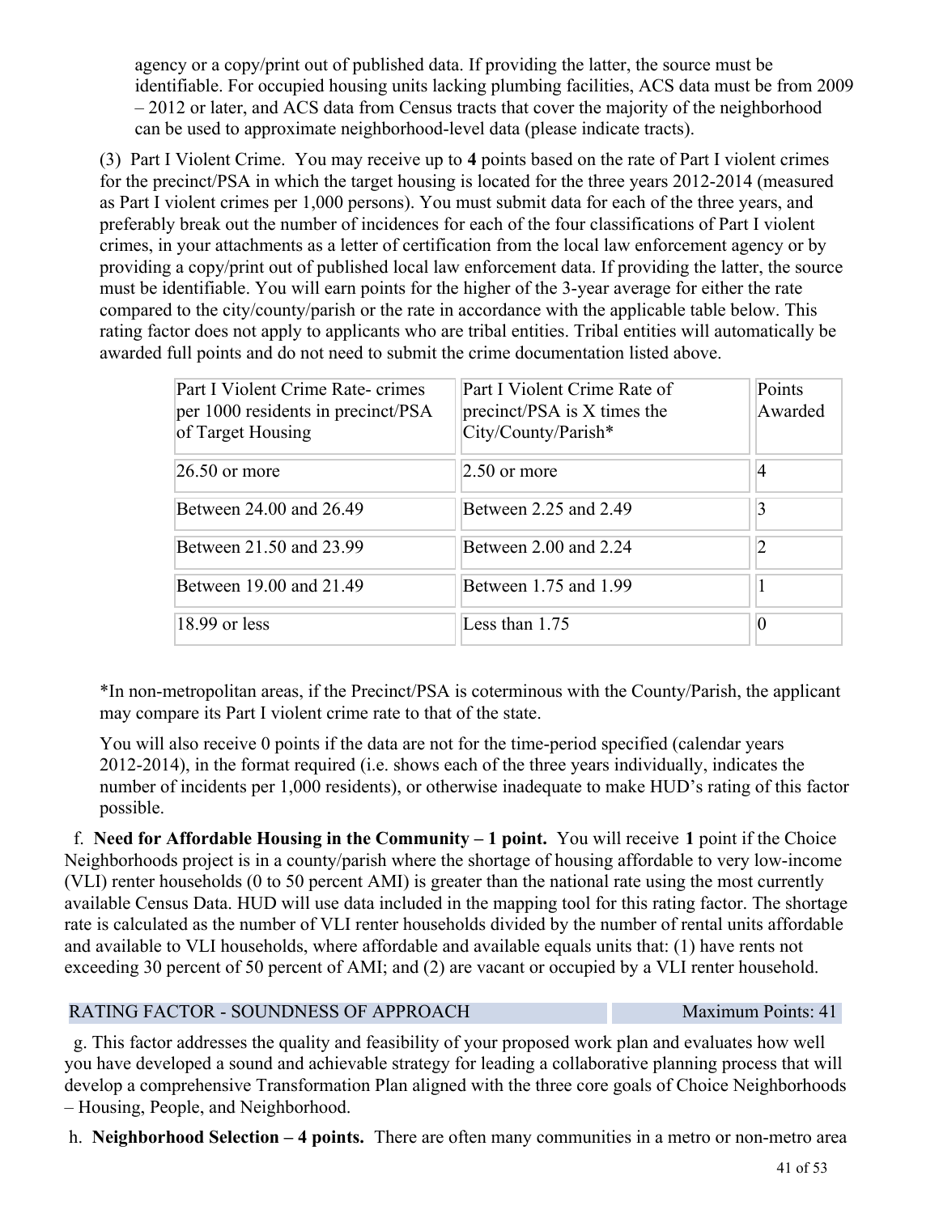agency or a copy/print out of published data. If providing the latter, the source must be identifiable. For occupied housing units lacking plumbing facilities, ACS data must be from 2009 – 2012 or later, and ACS data from Census tracts that cover the majority of the neighborhood can be used to approximate neighborhood-level data (please indicate tracts).

(3) Part I Violent Crime. You may receive up to **4** points based on the rate of Part I violent crimes for the precinct/PSA in which the target housing is located for the three years 2012-2014 (measured as Part I violent crimes per 1,000 persons). You must submit data for each of the three years, and preferably break out the number of incidences for each of the four classifications of Part I violent crimes, in your attachments as a letter of certification from the local law enforcement agency or by providing a copy/print out of published local law enforcement data. If providing the latter, the source must be identifiable. You will earn points for the higher of the 3-year average for either the rate compared to the city/county/parish or the rate in accordance with the applicable table below. This rating factor does not apply to applicants who are tribal entities. Tribal entities will automatically be awarded full points and do not need to submit the crime documentation listed above.

| Part I Violent Crime Rate- crimes per 1000 residents in precinct/PSA of Target Housing | Part I Violent Crime Rate of precinct/PSA is X times the City/County/Parish* | Points Awarded |
|---|---|---|
| 26.50 or more | 2.50 or more | 4 |
| Between 24.00 and 26.49 | Between 2.25 and 2.49 | 3 |
| Between 21.50 and 23.99 | Between 2.00 and 2.24 | 2 |
| Between 19.00 and 21.49 | Between 1.75 and 1.99 | 1 |
| 18.99 or less | Less than 1.75 | 0 |

*In non-metropolitan areas, if the Precinct/PSA is coterminous with the County/Parish, the applicant may compare its Part I violent crime rate to that of the state.

You will also receive 0 points if the data are not for the time-period specified (calendar years 2012-2014), in the format required (i.e. shows each of the three years individually, indicates the number of incidents per 1,000 residents), or otherwise inadequate to make HUD's rating of this factor possible.

f. **Need for Affordable Housing in the Community – 1 point.** You will receive **1** point if the Choice Neighborhoods project is in a county/parish where the shortage of housing affordable to very low-income (VLI) renter households (0 to 50 percent AMI) is greater than the national rate using the most currently available Census Data. HUD will use data included in the mapping tool for this rating factor. The shortage rate is calculated as the number of VLI renter households divided by the number of rental units affordable and available to VLI households, where affordable and available equals units that: (1) have rents not exceeding 30 percent of 50 percent of AMI; and (2) are vacant or occupied by a VLI renter household.

| RATING FACTOR - SOUNDNESS OF APPROACH | Maximum Points: 41 |
|---|---|

g. This factor addresses the quality and feasibility of your proposed work plan and evaluates how well you have developed a sound and achievable strategy for leading a collaborative planning process that will develop a comprehensive Transformation Plan aligned with the three core goals of Choice Neighborhoods – Housing, People, and Neighborhood.

h. **Neighborhood Selection – 4 points.** There are often many communities in a metro or non-metro area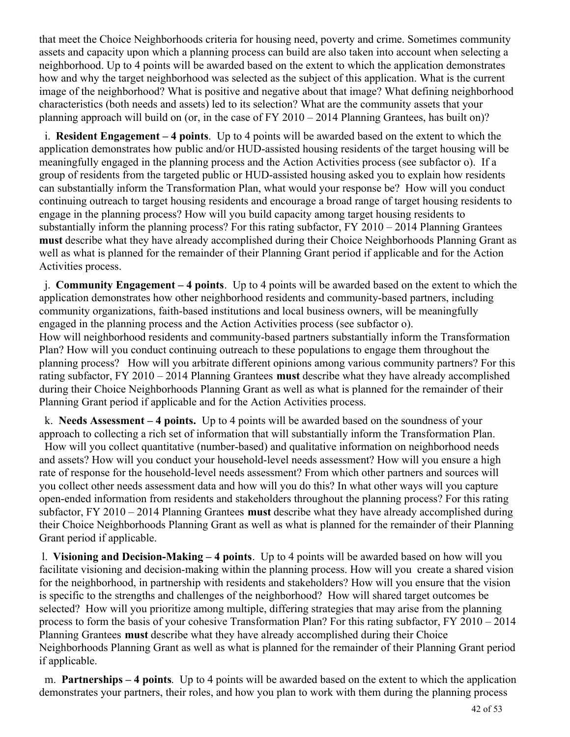that meet the Choice Neighborhoods criteria for housing need, poverty and crime. Sometimes community assets and capacity upon which a planning process can build are also taken into account when selecting a neighborhood. Up to 4 points will be awarded based on the extent to which the application demonstrates how and why the target neighborhood was selected as the subject of this application. What is the current image of the neighborhood? What is positive and negative about that image? What defining neighborhood characteristics (both needs and assets) led to its selection? What are the community assets that your planning approach will build on (or, in the case of FY 2010 – 2014 Planning Grantees, has built on)?

i. **Resident Engagement – 4 points**. Up to 4 points will be awarded based on the extent to which the application demonstrates how public and/or HUD-assisted housing residents of the target housing will be meaningfully engaged in the planning process and the Action Activities process (see subfactor o). If a group of residents from the targeted public or HUD-assisted housing asked you to explain how residents can substantially inform the Transformation Plan, what would your response be? How will you conduct continuing outreach to target housing residents and encourage a broad range of target housing residents to engage in the planning process? How will you build capacity among target housing residents to substantially inform the planning process? For this rating subfactor, FY 2010 – 2014 Planning Grantees **must** describe what they have already accomplished during their Choice Neighborhoods Planning Grant as well as what is planned for the remainder of their Planning Grant period if applicable and for the Action Activities process.

j. **Community Engagement – 4 points**. Up to 4 points will be awarded based on the extent to which the application demonstrates how other neighborhood residents and community-based partners, including community organizations, faith-based institutions and local business owners, will be meaningfully engaged in the planning process and the Action Activities process (see subfactor o).
How will neighborhood residents and community-based partners substantially inform the Transformation Plan? How will you conduct continuing outreach to these populations to engage them throughout the planning process? How will you arbitrate different opinions among various community partners? For this rating subfactor, FY 2010 – 2014 Planning Grantees **must** describe what they have already accomplished during their Choice Neighborhoods Planning Grant as well as what is planned for the remainder of their Planning Grant period if applicable and for the Action Activities process.

k. **Needs Assessment – 4 points.** Up to 4 points will be awarded based on the soundness of your approach to collecting a rich set of information that will substantially inform the Transformation Plan.
How will you collect quantitative (number-based) and qualitative information on neighborhood needs and assets? How will you conduct your household-level needs assessment? How will you ensure a high rate of response for the household-level needs assessment? From which other partners and sources will you collect other needs assessment data and how will you do this? In what other ways will you capture open-ended information from residents and stakeholders throughout the planning process? For this rating subfactor, FY 2010 – 2014 Planning Grantees **must** describe what they have already accomplished during their Choice Neighborhoods Planning Grant as well as what is planned for the remainder of their Planning Grant period if applicable.

l. **Visioning and Decision-Making – 4 points**. Up to 4 points will be awarded based on how will you facilitate visioning and decision-making within the planning process. How will you create a shared vision for the neighborhood, in partnership with residents and stakeholders? How will you ensure that the vision is specific to the strengths and challenges of the neighborhood? How will shared target outcomes be selected? How will you prioritize among multiple, differing strategies that may arise from the planning process to form the basis of your cohesive Transformation Plan? For this rating subfactor, FY 2010 – 2014 Planning Grantees **must** describe what they have already accomplished during their Choice Neighborhoods Planning Grant as well as what is planned for the remainder of their Planning Grant period if applicable.

m. **Partnerships – 4 points**. Up to 4 points will be awarded based on the extent to which the application demonstrates your partners, their roles, and how you plan to work with them during the planning process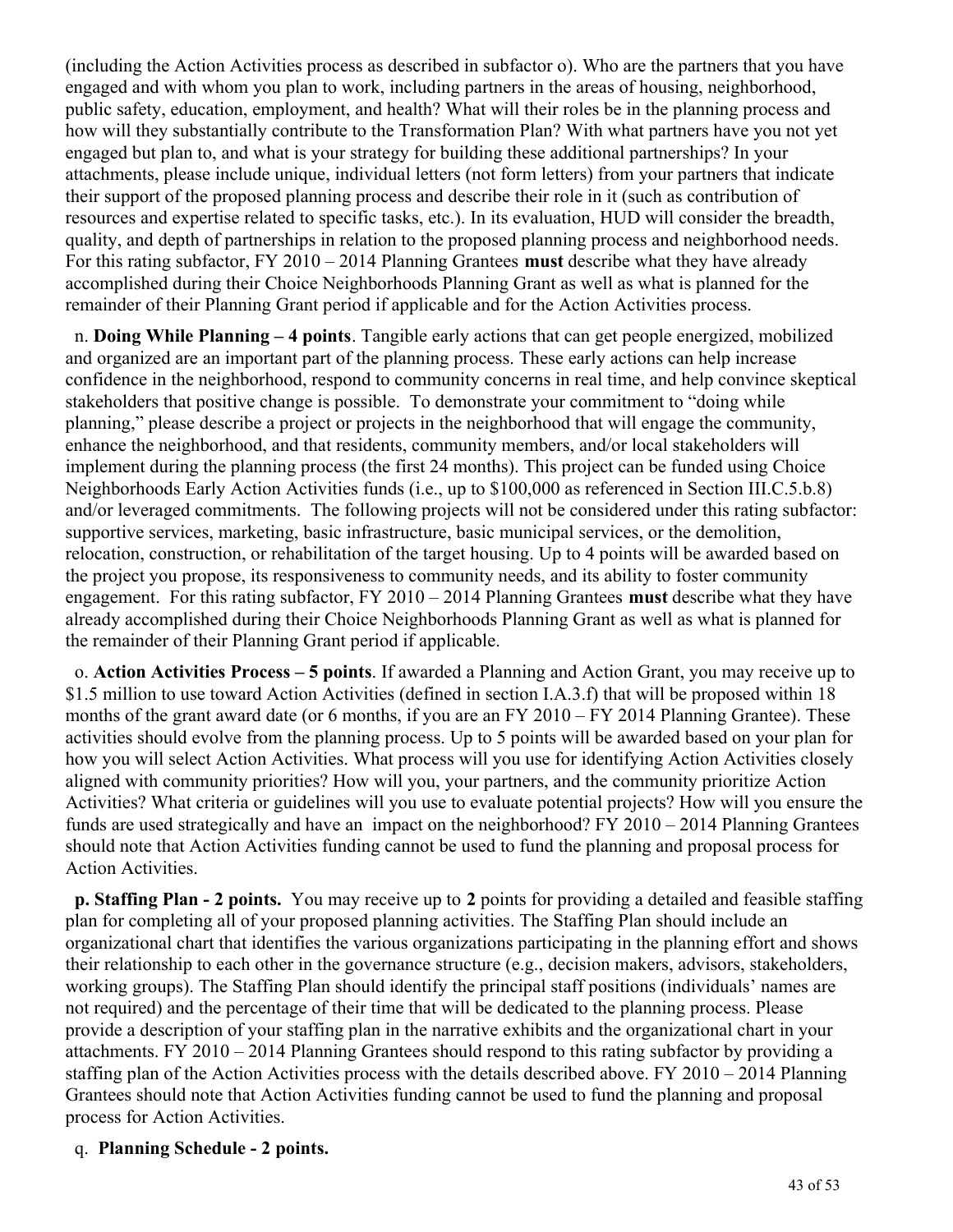(including the Action Activities process as described in subfactor o). Who are the partners that you have engaged and with whom you plan to work, including partners in the areas of housing, neighborhood, public safety, education, employment, and health? What will their roles be in the planning process and how will they substantially contribute to the Transformation Plan? With what partners have you not yet engaged but plan to, and what is your strategy for building these additional partnerships? In your attachments, please include unique, individual letters (not form letters) from your partners that indicate their support of the proposed planning process and describe their role in it (such as contribution of resources and expertise related to specific tasks, etc.). In its evaluation, HUD will consider the breadth, quality, and depth of partnerships in relation to the proposed planning process and neighborhood needs. For this rating subfactor, FY 2010 – 2014 Planning Grantees **must** describe what they have already accomplished during their Choice Neighborhoods Planning Grant as well as what is planned for the remainder of their Planning Grant period if applicable and for the Action Activities process.

n. **Doing While Planning – 4 points**. Tangible early actions that can get people energized, mobilized and organized are an important part of the planning process. These early actions can help increase confidence in the neighborhood, respond to community concerns in real time, and help convince skeptical stakeholders that positive change is possible. To demonstrate your commitment to "doing while planning," please describe a project or projects in the neighborhood that will engage the community, enhance the neighborhood, and that residents, community members, and/or local stakeholders will implement during the planning process (the first 24 months). This project can be funded using Choice Neighborhoods Early Action Activities funds (i.e., up to $100,000 as referenced in Section III.C.5.b.8) and/or leveraged commitments. The following projects will not be considered under this rating subfactor: supportive services, marketing, basic infrastructure, basic municipal services, or the demolition, relocation, construction, or rehabilitation of the target housing. Up to 4 points will be awarded based on the project you propose, its responsiveness to community needs, and its ability to foster community engagement. For this rating subfactor, FY 2010 – 2014 Planning Grantees **must** describe what they have already accomplished during their Choice Neighborhoods Planning Grant as well as what is planned for the remainder of their Planning Grant period if applicable.

o. **Action Activities Process – 5 points**. If awarded a Planning and Action Grant, you may receive up to $1.5 million to use toward Action Activities (defined in section I.A.3.f) that will be proposed within 18 months of the grant award date (or 6 months, if you are an FY 2010 – FY 2014 Planning Grantee). These activities should evolve from the planning process. Up to 5 points will be awarded based on your plan for how you will select Action Activities. What process will you use for identifying Action Activities closely aligned with community priorities? How will you, your partners, and the community prioritize Action Activities? What criteria or guidelines will you use to evaluate potential projects? How will you ensure the funds are used strategically and have an impact on the neighborhood? FY 2010 – 2014 Planning Grantees should note that Action Activities funding cannot be used to fund the planning and proposal process for Action Activities.

**p. Staffing Plan - 2 points.** You may receive up to **2** points for providing a detailed and feasible staffing plan for completing all of your proposed planning activities. The Staffing Plan should include an organizational chart that identifies the various organizations participating in the planning effort and shows their relationship to each other in the governance structure (e.g., decision makers, advisors, stakeholders, working groups). The Staffing Plan should identify the principal staff positions (individuals' names are not required) and the percentage of their time that will be dedicated to the planning process. Please provide a description of your staffing plan in the narrative exhibits and the organizational chart in your attachments. FY 2010 – 2014 Planning Grantees should respond to this rating subfactor by providing a staffing plan of the Action Activities process with the details described above. FY 2010 – 2014 Planning Grantees should note that Action Activities funding cannot be used to fund the planning and proposal process for Action Activities.

q. **Planning Schedule - 2 points.**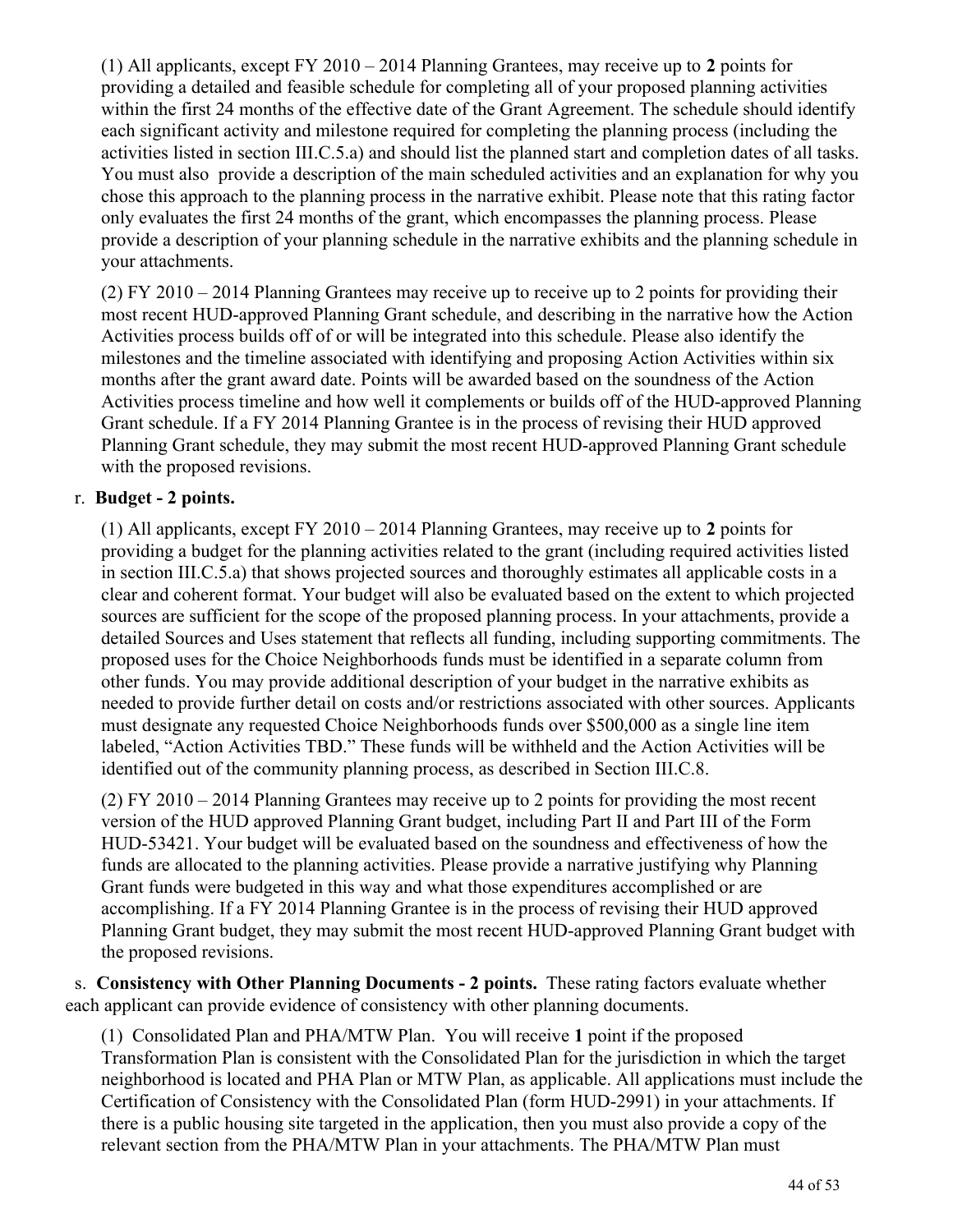(1) All applicants, except FY 2010 – 2014 Planning Grantees, may receive up to **2** points for providing a detailed and feasible schedule for completing all of your proposed planning activities within the first 24 months of the effective date of the Grant Agreement. The schedule should identify each significant activity and milestone required for completing the planning process (including the activities listed in section III.C.5.a) and should list the planned start and completion dates of all tasks. You must also provide a description of the main scheduled activities and an explanation for why you chose this approach to the planning process in the narrative exhibit. Please note that this rating factor only evaluates the first 24 months of the grant, which encompasses the planning process. Please provide a description of your planning schedule in the narrative exhibits and the planning schedule in your attachments.

(2) FY 2010 – 2014 Planning Grantees may receive up to receive up to 2 points for providing their most recent HUD-approved Planning Grant schedule, and describing in the narrative how the Action Activities process builds off of or will be integrated into this schedule. Please also identify the milestones and the timeline associated with identifying and proposing Action Activities within six months after the grant award date. Points will be awarded based on the soundness of the Action Activities process timeline and how well it complements or builds off of the HUD-approved Planning Grant schedule. If a FY 2014 Planning Grantee is in the process of revising their HUD approved Planning Grant schedule, they may submit the most recent HUD-approved Planning Grant schedule with the proposed revisions.

r. **Budget - 2 points.**

(1) All applicants, except FY 2010 – 2014 Planning Grantees, may receive up to **2** points for providing a budget for the planning activities related to the grant (including required activities listed in section III.C.5.a) that shows projected sources and thoroughly estimates all applicable costs in a clear and coherent format. Your budget will also be evaluated based on the extent to which projected sources are sufficient for the scope of the proposed planning process. In your attachments, provide a detailed Sources and Uses statement that reflects all funding, including supporting commitments. The proposed uses for the Choice Neighborhoods funds must be identified in a separate column from other funds. You may provide additional description of your budget in the narrative exhibits as needed to provide further detail on costs and/or restrictions associated with other sources. Applicants must designate any requested Choice Neighborhoods funds over $500,000 as a single line item labeled, “Action Activities TBD.” These funds will be withheld and the Action Activities will be identified out of the community planning process, as described in Section III.C.8.

(2) FY 2010 – 2014 Planning Grantees may receive up to 2 points for providing the most recent version of the HUD approved Planning Grant budget, including Part II and Part III of the Form HUD-53421. Your budget will be evaluated based on the soundness and effectiveness of how the funds are allocated to the planning activities. Please provide a narrative justifying why Planning Grant funds were budgeted in this way and what those expenditures accomplished or are accomplishing. If a FY 2014 Planning Grantee is in the process of revising their HUD approved Planning Grant budget, they may submit the most recent HUD-approved Planning Grant budget with the proposed revisions.

s. **Consistency with Other Planning Documents - 2 points.** These rating factors evaluate whether each applicant can provide evidence of consistency with other planning documents.

(1) Consolidated Plan and PHA/MTW Plan. You will receive **1** point if the proposed Transformation Plan is consistent with the Consolidated Plan for the jurisdiction in which the target neighborhood is located and PHA Plan or MTW Plan, as applicable. All applications must include the Certification of Consistency with the Consolidated Plan (form HUD-2991) in your attachments. If there is a public housing site targeted in the application, then you must also provide a copy of the relevant section from the PHA/MTW Plan in your attachments. The PHA/MTW Plan must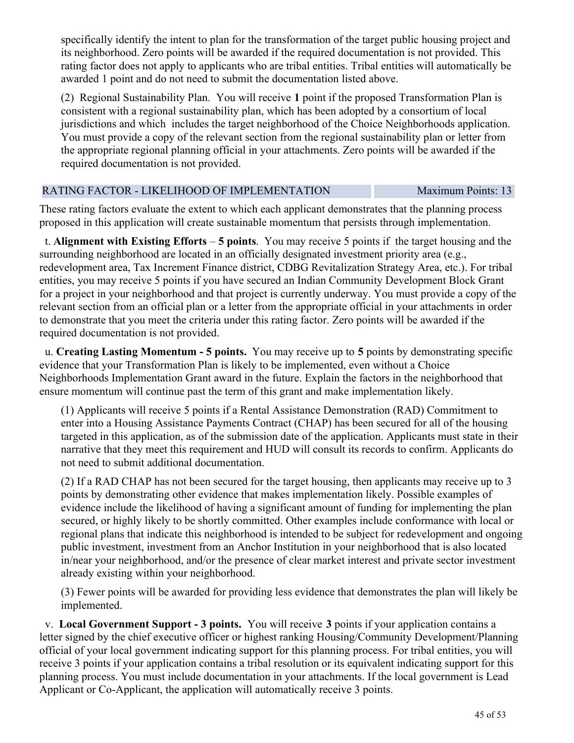specifically identify the intent to plan for the transformation of the target public housing project and its neighborhood. Zero points will be awarded if the required documentation is not provided. This rating factor does not apply to applicants who are tribal entities. Tribal entities will automatically be awarded 1 point and do not need to submit the documentation listed above.

(2) Regional Sustainability Plan. You will receive **1** point if the proposed Transformation Plan is consistent with a regional sustainability plan, which has been adopted by a consortium of local jurisdictions and which includes the target neighborhood of the Choice Neighborhoods application. You must provide a copy of the relevant section from the regional sustainability plan or letter from the appropriate regional planning official in your attachments. Zero points will be awarded if the required documentation is not provided.

| RATING FACTOR - LIKELIHOOD OF IMPLEMENTATION | Maximum Points: 13 |
|---|---|

These rating factors evaluate the extent to which each applicant demonstrates that the planning process proposed in this application will create sustainable momentum that persists through implementation.

t. **Alignment with Existing Efforts** – **5 points**. You may receive 5 points if the target housing and the surrounding neighborhood are located in an officially designated investment priority area (e.g., redevelopment area, Tax Increment Finance district, CDBG Revitalization Strategy Area, etc.). For tribal entities, you may receive 5 points if you have secured an Indian Community Development Block Grant for a project in your neighborhood and that project is currently underway. You must provide a copy of the relevant section from an official plan or a letter from the appropriate official in your attachments in order to demonstrate that you meet the criteria under this rating factor. Zero points will be awarded if the required documentation is not provided.

u. **Creating Lasting Momentum - 5 points.** You may receive up to **5** points by demonstrating specific evidence that your Transformation Plan is likely to be implemented, even without a Choice Neighborhoods Implementation Grant award in the future. Explain the factors in the neighborhood that ensure momentum will continue past the term of this grant and make implementation likely.

(1) Applicants will receive 5 points if a Rental Assistance Demonstration (RAD) Commitment to enter into a Housing Assistance Payments Contract (CHAP) has been secured for all of the housing targeted in this application, as of the submission date of the application. Applicants must state in their narrative that they meet this requirement and HUD will consult its records to confirm. Applicants do not need to submit additional documentation.

(2) If a RAD CHAP has not been secured for the target housing, then applicants may receive up to 3 points by demonstrating other evidence that makes implementation likely. Possible examples of evidence include the likelihood of having a significant amount of funding for implementing the plan secured, or highly likely to be shortly committed. Other examples include conformance with local or regional plans that indicate this neighborhood is intended to be subject for redevelopment and ongoing public investment, investment from an Anchor Institution in your neighborhood that is also located in/near your neighborhood, and/or the presence of clear market interest and private sector investment already existing within your neighborhood.

(3) Fewer points will be awarded for providing less evidence that demonstrates the plan will likely be implemented.

v. **Local Government Support - 3 points.** You will receive **3** points if your application contains a letter signed by the chief executive officer or highest ranking Housing/Community Development/Planning official of your local government indicating support for this planning process. For tribal entities, you will receive 3 points if your application contains a tribal resolution or its equivalent indicating support for this planning process. You must include documentation in your attachments. If the local government is Lead Applicant or Co-Applicant, the application will automatically receive 3 points.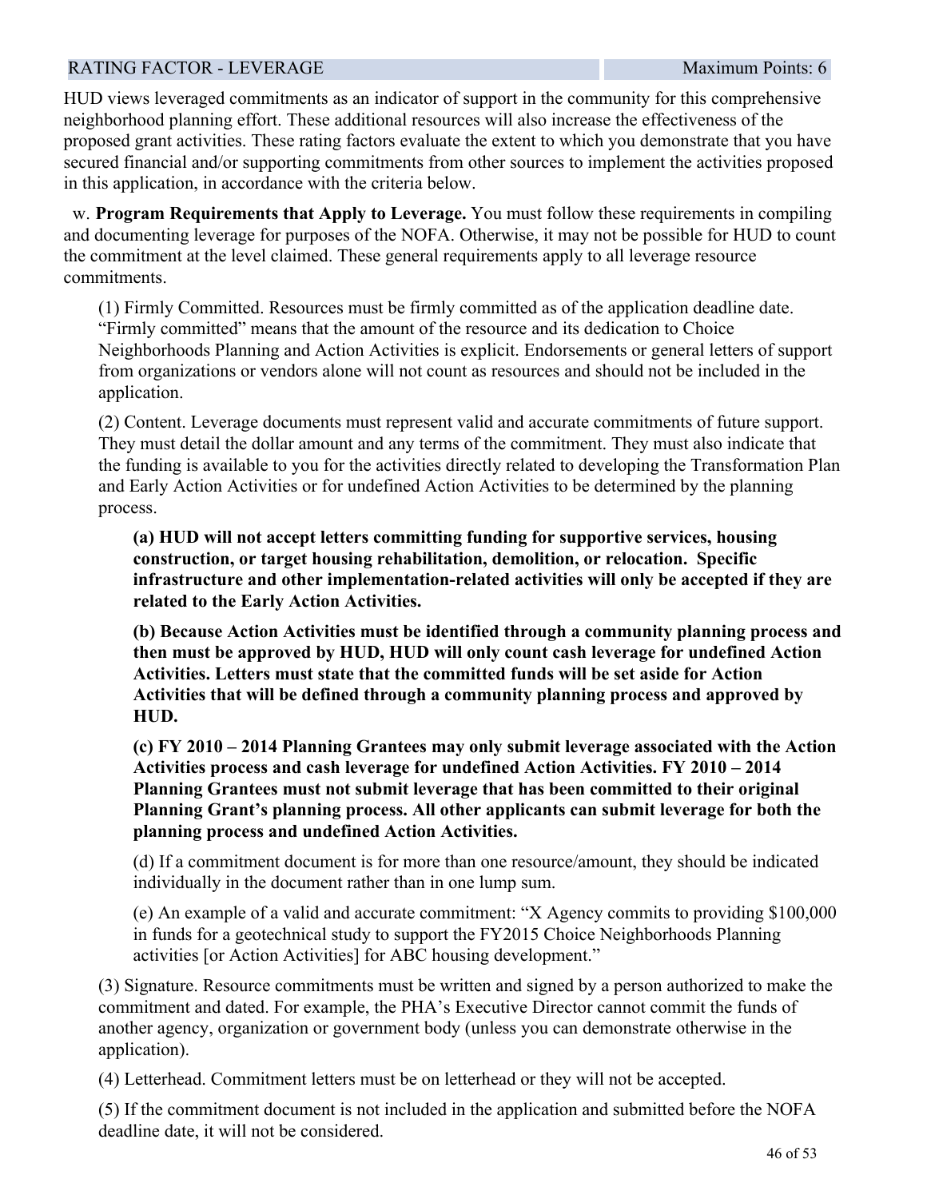| RATING FACTOR - LEVERAGE | Maximum Points: 6 |
| --- | --- |

HUD views leveraged commitments as an indicator of support in the community for this comprehensive neighborhood planning effort. These additional resources will also increase the effectiveness of the proposed grant activities. These rating factors evaluate the extent to which you demonstrate that you have secured financial and/or supporting commitments from other sources to implement the activities proposed in this application, in accordance with the criteria below.

w. **Program Requirements that Apply to Leverage.** You must follow these requirements in compiling and documenting leverage for purposes of the NOFA. Otherwise, it may not be possible for HUD to count the commitment at the level claimed. These general requirements apply to all leverage resource commitments.

(1) Firmly Committed. Resources must be firmly committed as of the application deadline date. "Firmly committed" means that the amount of the resource and its dedication to Choice Neighborhoods Planning and Action Activities is explicit. Endorsements or general letters of support from organizations or vendors alone will not count as resources and should not be included in the application.

(2) Content. Leverage documents must represent valid and accurate commitments of future support. They must detail the dollar amount and any terms of the commitment. They must also indicate that the funding is available to you for the activities directly related to developing the Transformation Plan and Early Action Activities or for undefined Action Activities to be determined by the planning process.

**(a) HUD will not accept letters committing funding for supportive services, housing construction, or target housing rehabilitation, demolition, or relocation. Specific infrastructure and other implementation-related activities will only be accepted if they are related to the Early Action Activities.**

**(b) Because Action Activities must be identified through a community planning process and then must be approved by HUD, HUD will only count cash leverage for undefined Action Activities. Letters must state that the committed funds will be set aside for Action Activities that will be defined through a community planning process and approved by HUD.**

**(c) FY 2010 – 2014 Planning Grantees may only submit leverage associated with the Action Activities process and cash leverage for undefined Action Activities. FY 2010 – 2014 Planning Grantees must not submit leverage that has been committed to their original Planning Grant's planning process. All other applicants can submit leverage for both the planning process and undefined Action Activities.**

(d) If a commitment document is for more than one resource/amount, they should be indicated individually in the document rather than in one lump sum.

(e) An example of a valid and accurate commitment: "X Agency commits to providing $100,000 in funds for a geotechnical study to support the FY2015 Choice Neighborhoods Planning activities [or Action Activities] for ABC housing development."

(3) Signature. Resource commitments must be written and signed by a person authorized to make the commitment and dated. For example, the PHA's Executive Director cannot commit the funds of another agency, organization or government body (unless you can demonstrate otherwise in the application).

(4) Letterhead. Commitment letters must be on letterhead or they will not be accepted.

(5) If the commitment document is not included in the application and submitted before the NOFA deadline date, it will not be considered.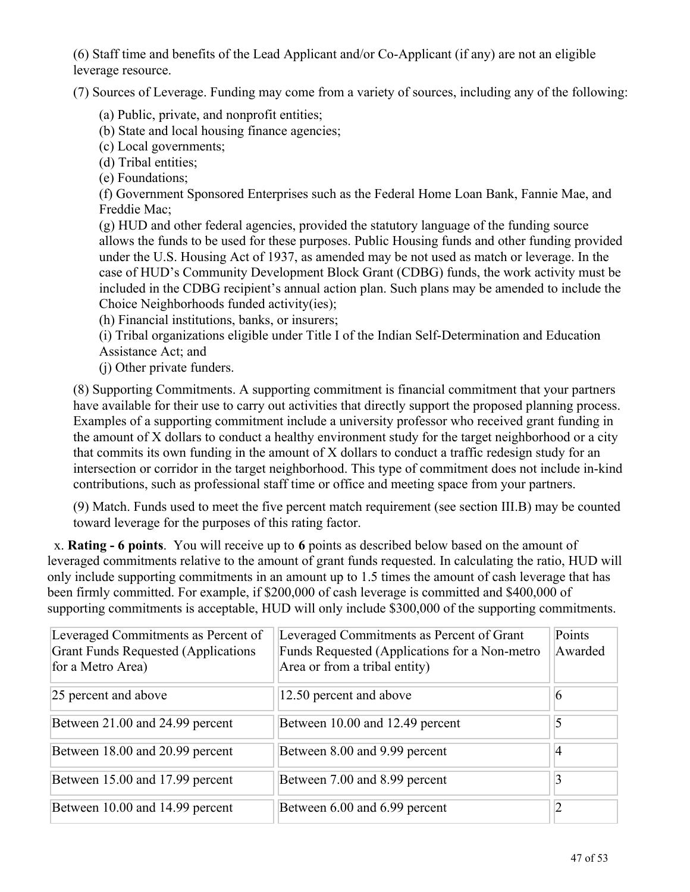(6) Staff time and benefits of the Lead Applicant and/or Co-Applicant (if any) are not an eligible leverage resource.

(7) Sources of Leverage. Funding may come from a variety of sources, including any of the following:

(a) Public, private, and nonprofit entities;
(b) State and local housing finance agencies;
(c) Local governments;
(d) Tribal entities;
(e) Foundations;
(f) Government Sponsored Enterprises such as the Federal Home Loan Bank, Fannie Mae, and Freddie Mac;
(g) HUD and other federal agencies, provided the statutory language of the funding source allows the funds to be used for these purposes. Public Housing funds and other funding provided under the U.S. Housing Act of 1937, as amended may be not used as match or leverage. In the case of HUD's Community Development Block Grant (CDBG) funds, the work activity must be included in the CDBG recipient's annual action plan. Such plans may be amended to include the Choice Neighborhoods funded activity(ies);
(h) Financial institutions, banks, or insurers;
(i) Tribal organizations eligible under Title I of the Indian Self-Determination and Education Assistance Act; and
(j) Other private funders.

(8) Supporting Commitments. A supporting commitment is financial commitment that your partners have available for their use to carry out activities that directly support the proposed planning process. Examples of a supporting commitment include a university professor who received grant funding in the amount of X dollars to conduct a healthy environment study for the target neighborhood or a city that commits its own funding in the amount of X dollars to conduct a traffic redesign study for an intersection or corridor in the target neighborhood. This type of commitment does not include in-kind contributions, such as professional staff time or office and meeting space from your partners.

(9) Match. Funds used to meet the five percent match requirement (see section III.B) may be counted toward leverage for the purposes of this rating factor.

x. **Rating - 6 points**. You will receive up to **6** points as described below based on the amount of leveraged commitments relative to the amount of grant funds requested. In calculating the ratio, HUD will only include supporting commitments in an amount up to 1.5 times the amount of cash leverage that has been firmly committed. For example, if $200,000 of cash leverage is committed and $400,000 of supporting commitments is acceptable, HUD will only include $300,000 of the supporting commitments.

| Leveraged Commitments as Percent of Grant Funds Requested (Applications for a Metro Area) | Leveraged Commitments as Percent of Grant Funds Requested (Applications for a Non-metro Area or from a tribal entity) | Points Awarded |
|---|---|---|
| 25 percent and above | 12.50 percent and above | 6 |
| Between 21.00 and 24.99 percent | Between 10.00 and 12.49 percent | 5 |
| Between 18.00 and 20.99 percent | Between 8.00 and 9.99 percent | 4 |
| Between 15.00 and 17.99 percent | Between 7.00 and 8.99 percent | 3 |
| Between 10.00 and 14.99 percent | Between 6.00 and 6.99 percent | 2 |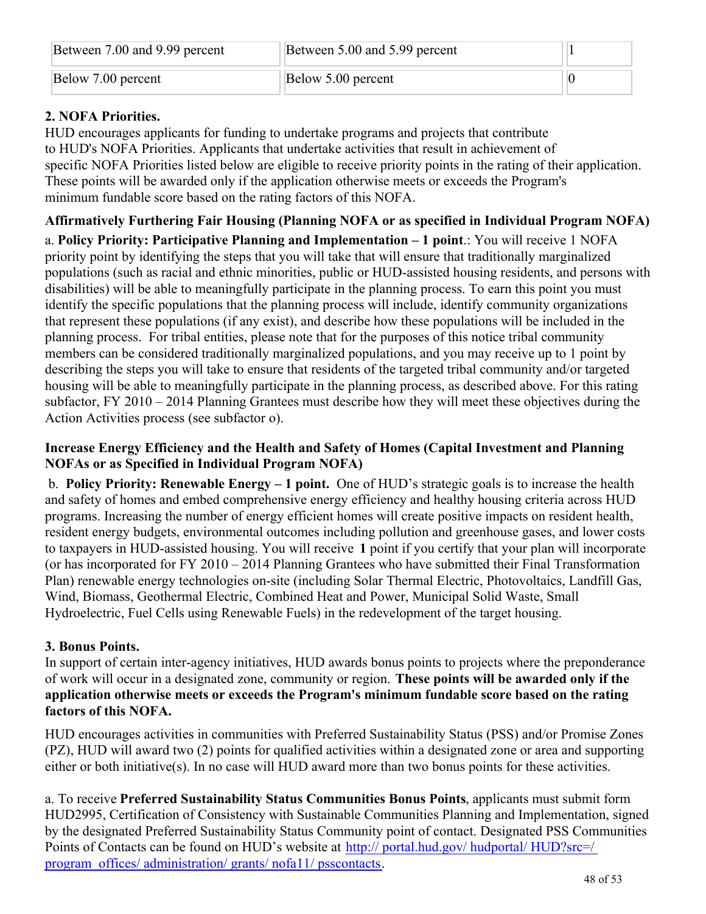| Between 7.00 and 9.99 percent | Between 5.00 and 5.99 percent | 1 |
|---|---|---|
| Below 7.00 percent | Below 5.00 percent | 0 |

**2. NOFA Priorities.**
HUD encourages applicants for funding to undertake programs and projects that contribute to HUD's NOFA Priorities. Applicants that undertake activities that result in achievement of specific NOFA Priorities listed below are eligible to receive priority points in the rating of their application. These points will be awarded only if the application otherwise meets or exceeds the Program's minimum fundable score based on the rating factors of this NOFA.

**Affirmatively Furthering Fair Housing (Planning NOFA or as specified in Individual Program NOFA)**

a. **Policy Priority: Participative Planning and Implementation – 1 point**.: You will receive 1 NOFA priority point by identifying the steps that you will take that will ensure that traditionally marginalized populations (such as racial and ethnic minorities, public or HUD-assisted housing residents, and persons with disabilities) will be able to meaningfully participate in the planning process. To earn this point you must identify the specific populations that the planning process will include, identify community organizations that represent these populations (if any exist), and describe how these populations will be included in the planning process. For tribal entities, please note that for the purposes of this notice tribal community members can be considered traditionally marginalized populations, and you may receive up to 1 point by describing the steps you will take to ensure that residents of the targeted tribal community and/or targeted housing will be able to meaningfully participate in the planning process, as described above. For this rating subfactor, FY 2010 – 2014 Planning Grantees must describe how they will meet these objectives during the Action Activities process (see subfactor o).

**Increase Energy Efficiency and the Health and Safety of Homes (Capital Investment and Planning NOFAs or as Specified in Individual Program NOFA)**

b. **Policy Priority: Renewable Energy – 1 point.** One of HUD's strategic goals is to increase the health and safety of homes and embed comprehensive energy efficiency and healthy housing criteria across HUD programs. Increasing the number of energy efficient homes will create positive impacts on resident health, resident energy budgets, environmental outcomes including pollution and greenhouse gases, and lower costs to taxpayers in HUD-assisted housing. You will receive **1** point if you certify that your plan will incorporate (or has incorporated for FY 2010 – 2014 Planning Grantees who have submitted their Final Transformation Plan) renewable energy technologies on-site (including Solar Thermal Electric, Photovoltaics, Landfill Gas, Wind, Biomass, Geothermal Electric, Combined Heat and Power, Municipal Solid Waste, Small Hydroelectric, Fuel Cells using Renewable Fuels) in the redevelopment of the target housing.

**3. Bonus Points.**
In support of certain inter-agency initiatives, HUD awards bonus points to projects where the preponderance of work will occur in a designated zone, community or region. **These points will be awarded only if the application otherwise meets or exceeds the Program's minimum fundable score based on the rating factors of this NOFA.**

HUD encourages activities in communities with Preferred Sustainability Status (PSS) and/or Promise Zones (PZ), HUD will award two (2) points for qualified activities within a designated zone or area and supporting either or both initiative(s). In no case will HUD award more than two bonus points for these activities.

a. To receive **Preferred Sustainability Status Communities Bonus Points**, applicants must submit form HUD2995, Certification of Consistency with Sustainable Communities Planning and Implementation, signed by the designated Preferred Sustainability Status Community point of contact. Designated PSS Communities Points of Contacts can be found on HUD's website at http:// portal.hud.gov/ hudportal/ HUD?src=/ program_offices/ administration/ grants/ nofa11/ psscontacts.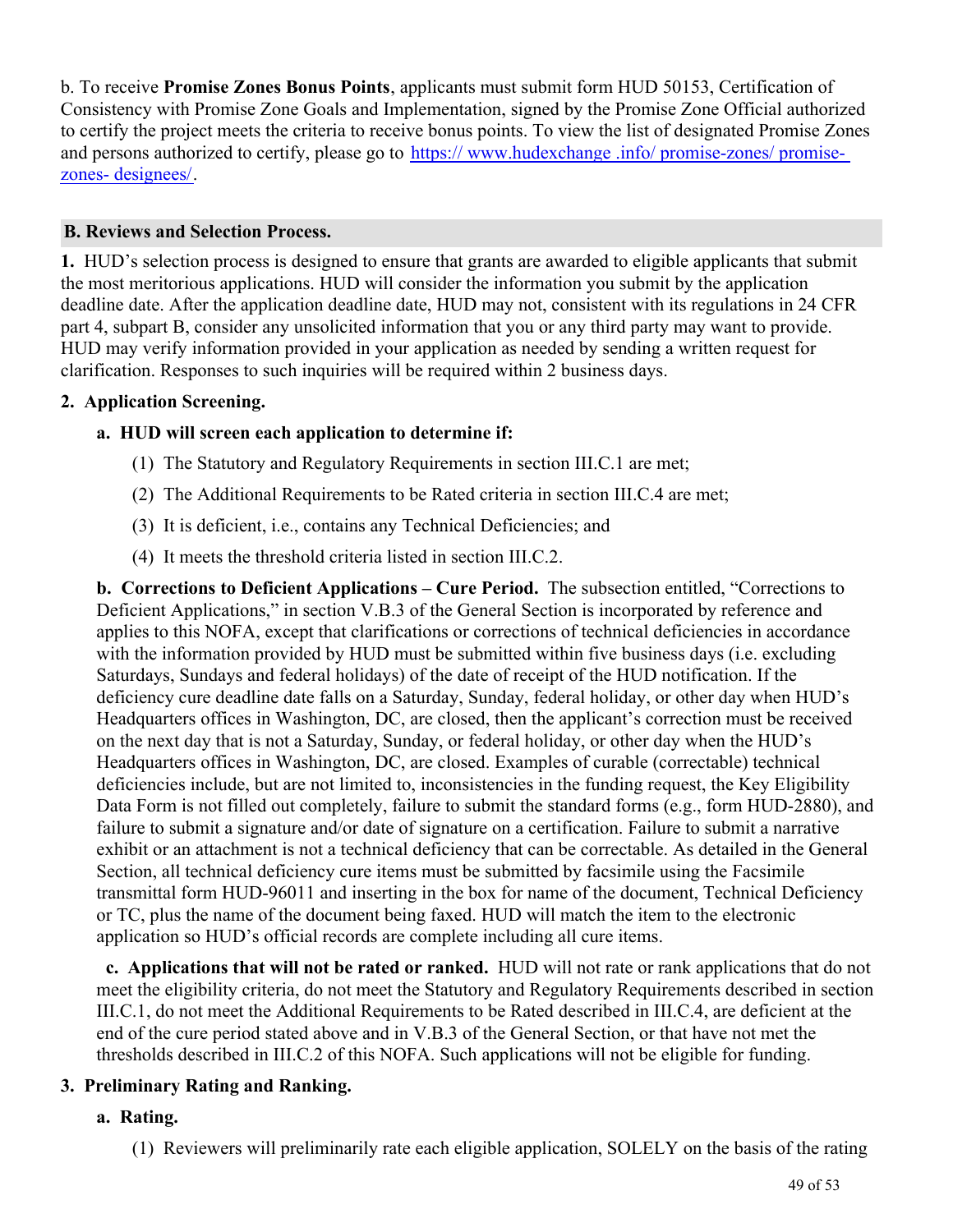b. To receive **Promise Zones Bonus Points**, applicants must submit form HUD 50153, Certification of Consistency with Promise Zone Goals and Implementation, signed by the Promise Zone Official authorized to certify the project meets the criteria to receive bonus points. To view the list of designated Promise Zones and persons authorized to certify, please go to [https:// www.hudexchange .info/ promise-zones/ promise-zones- designees/](https://www.hudexchange.info/promise-zones/promise-zones-designees/).

## B. Reviews and Selection Process.

**1.** HUD's selection process is designed to ensure that grants are awarded to eligible applicants that submit the most meritorious applications. HUD will consider the information you submit by the application deadline date. After the application deadline date, HUD may not, consistent with its regulations in 24 CFR part 4, subpart B, consider any unsolicited information that you or any third party may want to provide. HUD may verify information provided in your application as needed by sending a written request for clarification. Responses to such inquiries will be required within 2 business days.

**2. Application Screening.**

**a. HUD will screen each application to determine if:**

(1) The Statutory and Regulatory Requirements in section III.C.1 are met;

(2) The Additional Requirements to be Rated criteria in section III.C.4 are met;

(3) It is deficient, i.e., contains any Technical Deficiencies; and

(4) It meets the threshold criteria listed in section III.C.2.

**b. Corrections to Deficient Applications – Cure Period.** The subsection entitled, "Corrections to Deficient Applications," in section V.B.3 of the General Section is incorporated by reference and applies to this NOFA, except that clarifications or corrections of technical deficiencies in accordance with the information provided by HUD must be submitted within five business days (i.e. excluding Saturdays, Sundays and federal holidays) of the date of receipt of the HUD notification. If the deficiency cure deadline date falls on a Saturday, Sunday, federal holiday, or other day when HUD's Headquarters offices in Washington, DC, are closed, then the applicant's correction must be received on the next day that is not a Saturday, Sunday, or federal holiday, or other day when the HUD's Headquarters offices in Washington, DC, are closed. Examples of curable (correctable) technical deficiencies include, but are not limited to, inconsistencies in the funding request, the Key Eligibility Data Form is not filled out completely, failure to submit the standard forms (e.g., form HUD-2880), and failure to submit a signature and/or date of signature on a certification. Failure to submit a narrative exhibit or an attachment is not a technical deficiency that can be correctable. As detailed in the General Section, all technical deficiency cure items must be submitted by facsimile using the Facsimile transmittal form HUD-96011 and inserting in the box for name of the document, Technical Deficiency or TC, plus the name of the document being faxed. HUD will match the item to the electronic application so HUD's official records are complete including all cure items.

**c. Applications that will not be rated or ranked.** HUD will not rate or rank applications that do not meet the eligibility criteria, do not meet the Statutory and Regulatory Requirements described in section III.C.1, do not meet the Additional Requirements to be Rated described in III.C.4, are deficient at the end of the cure period stated above and in V.B.3 of the General Section, or that have not met the thresholds described in III.C.2 of this NOFA. Such applications will not be eligible for funding.

**3. Preliminary Rating and Ranking.**

**a. Rating.**

(1) Reviewers will preliminarily rate each eligible application, SOLELY on the basis of the rating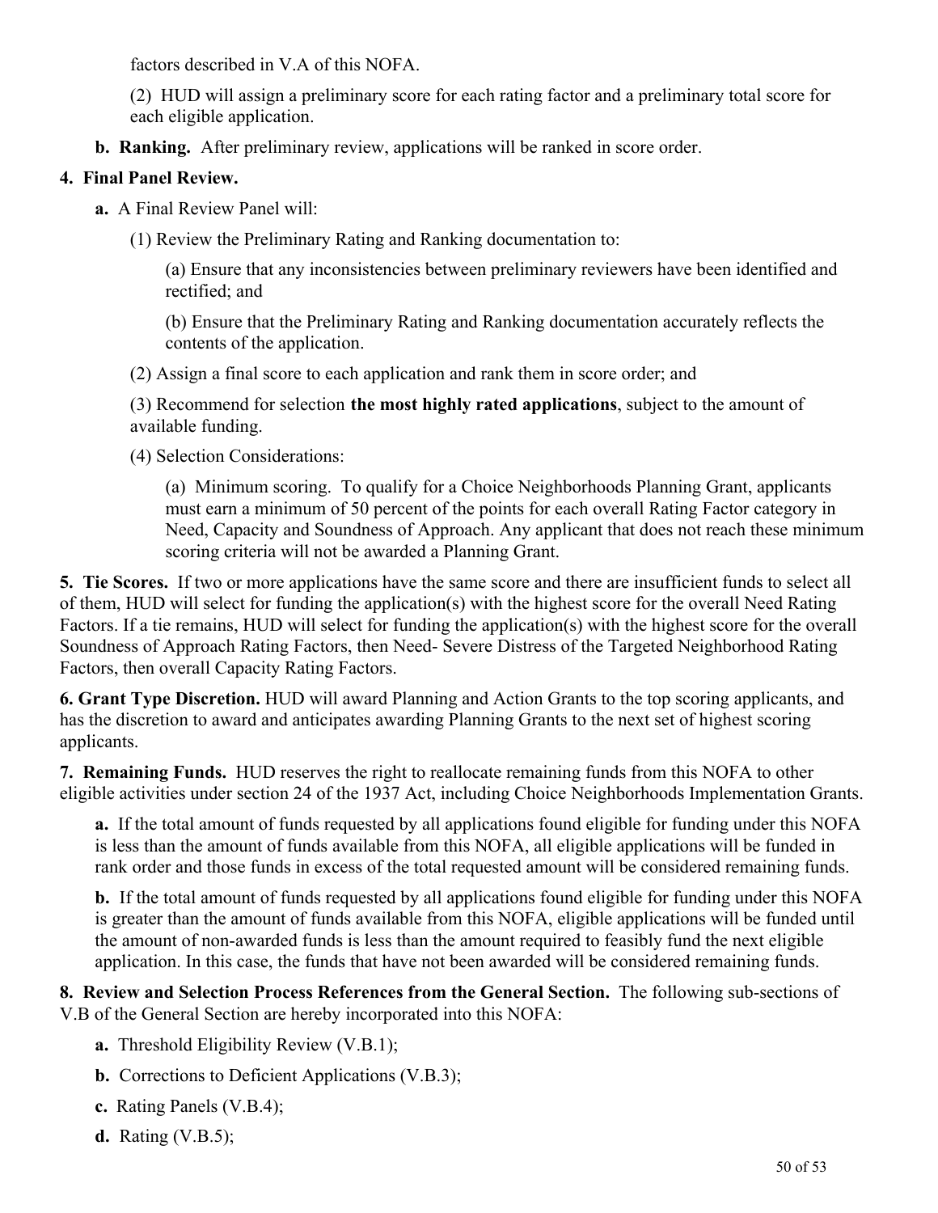factors described in V.A of this NOFA.

(2) HUD will assign a preliminary score for each rating factor and a preliminary total score for each eligible application.

**b. Ranking.** After preliminary review, applications will be ranked in score order.

**4. Final Panel Review.**

**a.** A Final Review Panel will:

(1) Review the Preliminary Rating and Ranking documentation to:

(a) Ensure that any inconsistencies between preliminary reviewers have been identified and rectified; and

(b) Ensure that the Preliminary Rating and Ranking documentation accurately reflects the contents of the application.

(2) Assign a final score to each application and rank them in score order; and

(3) Recommend for selection **the most highly rated applications**, subject to the amount of available funding.

(4) Selection Considerations:

(a) Minimum scoring. To qualify for a Choice Neighborhoods Planning Grant, applicants must earn a minimum of 50 percent of the points for each overall Rating Factor category in Need, Capacity and Soundness of Approach. Any applicant that does not reach these minimum scoring criteria will not be awarded a Planning Grant.

**5. Tie Scores.** If two or more applications have the same score and there are insufficient funds to select all of them, HUD will select for funding the application(s) with the highest score for the overall Need Rating Factors. If a tie remains, HUD will select for funding the application(s) with the highest score for the overall Soundness of Approach Rating Factors, then Need- Severe Distress of the Targeted Neighborhood Rating Factors, then overall Capacity Rating Factors.

**6. Grant Type Discretion.** HUD will award Planning and Action Grants to the top scoring applicants, and has the discretion to award and anticipates awarding Planning Grants to the next set of highest scoring applicants.

**7. Remaining Funds.** HUD reserves the right to reallocate remaining funds from this NOFA to other eligible activities under section 24 of the 1937 Act, including Choice Neighborhoods Implementation Grants.

**a.** If the total amount of funds requested by all applications found eligible for funding under this NOFA is less than the amount of funds available from this NOFA, all eligible applications will be funded in rank order and those funds in excess of the total requested amount will be considered remaining funds.

**b.** If the total amount of funds requested by all applications found eligible for funding under this NOFA is greater than the amount of funds available from this NOFA, eligible applications will be funded until the amount of non-awarded funds is less than the amount required to feasibly fund the next eligible application. In this case, the funds that have not been awarded will be considered remaining funds.

**8. Review and Selection Process References from the General Section.** The following sub-sections of V.B of the General Section are hereby incorporated into this NOFA:

**a.** Threshold Eligibility Review (V.B.1);

**b.** Corrections to Deficient Applications (V.B.3);

**c.** Rating Panels (V.B.4);

**d.** Rating (V.B.5);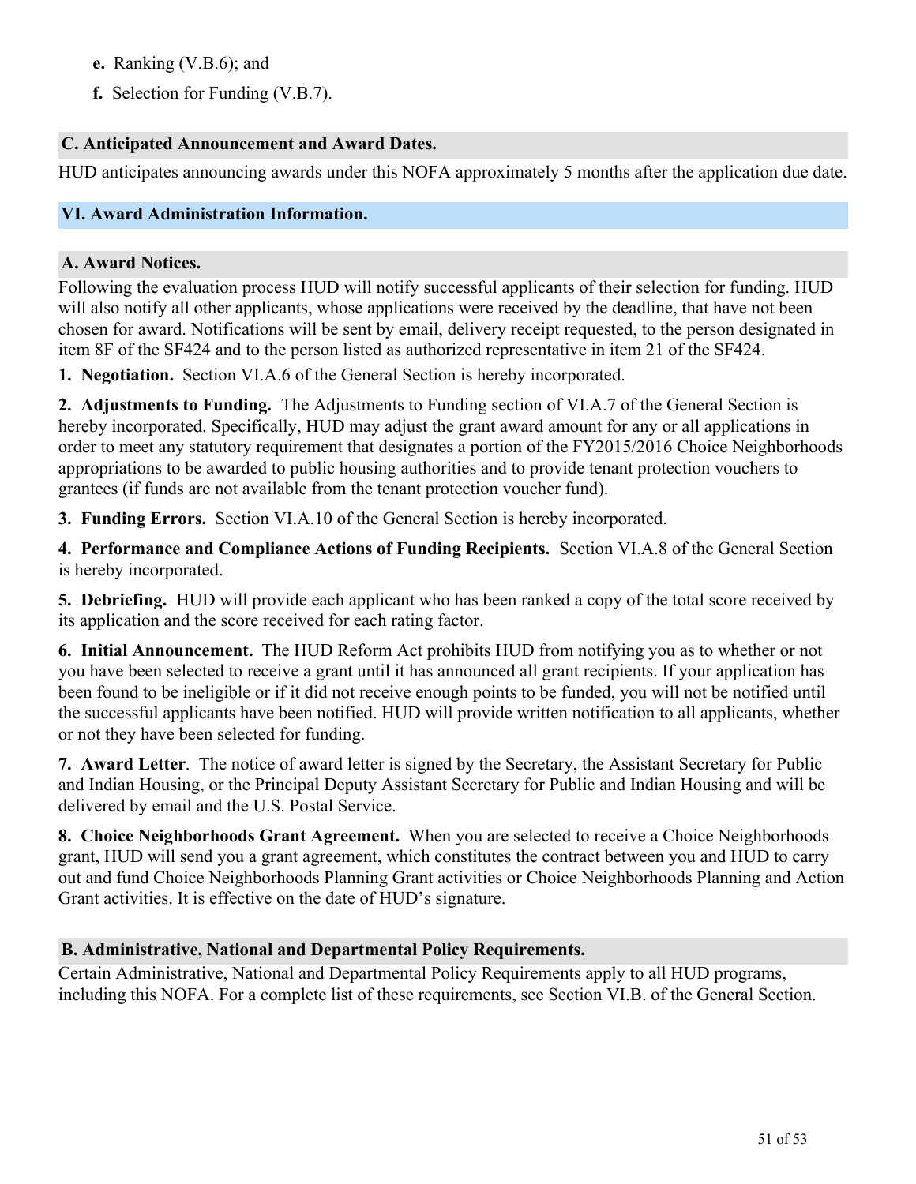**e.** Ranking (V.B.6); and

**f.** Selection for Funding (V.B.7).

### C. Anticipated Announcement and Award Dates.

HUD anticipates announcing awards under this NOFA approximately 5 months after the application due date.

## VI. Award Administration Information.

### A. Award Notices.

Following the evaluation process HUD will notify successful applicants of their selection for funding. HUD will also notify all other applicants, whose applications were received by the deadline, that have not been chosen for award. Notifications will be sent by email, delivery receipt requested, to the person designated in item 8F of the SF424 and to the person listed as authorized representative in item 21 of the SF424.

**1. Negotiation.** Section VI.A.6 of the General Section is hereby incorporated.

**2. Adjustments to Funding.** The Adjustments to Funding section of VI.A.7 of the General Section is hereby incorporated. Specifically, HUD may adjust the grant award amount for any or all applications in order to meet any statutory requirement that designates a portion of the FY2015/2016 Choice Neighborhoods appropriations to be awarded to public housing authorities and to provide tenant protection vouchers to grantees (if funds are not available from the tenant protection voucher fund).

**3. Funding Errors.** Section VI.A.10 of the General Section is hereby incorporated.

**4. Performance and Compliance Actions of Funding Recipients.** Section VI.A.8 of the General Section is hereby incorporated.

**5. Debriefing.** HUD will provide each applicant who has been ranked a copy of the total score received by its application and the score received for each rating factor.

**6. Initial Announcement.** The HUD Reform Act prohibits HUD from notifying you as to whether or not you have been selected to receive a grant until it has announced all grant recipients. If your application has been found to be ineligible or if it did not receive enough points to be funded, you will not be notified until the successful applicants have been notified. HUD will provide written notification to all applicants, whether or not they have been selected for funding.

**7. Award Letter**. The notice of award letter is signed by the Secretary, the Assistant Secretary for Public and Indian Housing, or the Principal Deputy Assistant Secretary for Public and Indian Housing and will be delivered by email and the U.S. Postal Service.

**8. Choice Neighborhoods Grant Agreement.** When you are selected to receive a Choice Neighborhoods grant, HUD will send you a grant agreement, which constitutes the contract between you and HUD to carry out and fund Choice Neighborhoods Planning Grant activities or Choice Neighborhoods Planning and Action Grant activities. It is effective on the date of HUD's signature.

### B. Administrative, National and Departmental Policy Requirements.

Certain Administrative, National and Departmental Policy Requirements apply to all HUD programs, including this NOFA. For a complete list of these requirements, see Section VI.B. of the General Section.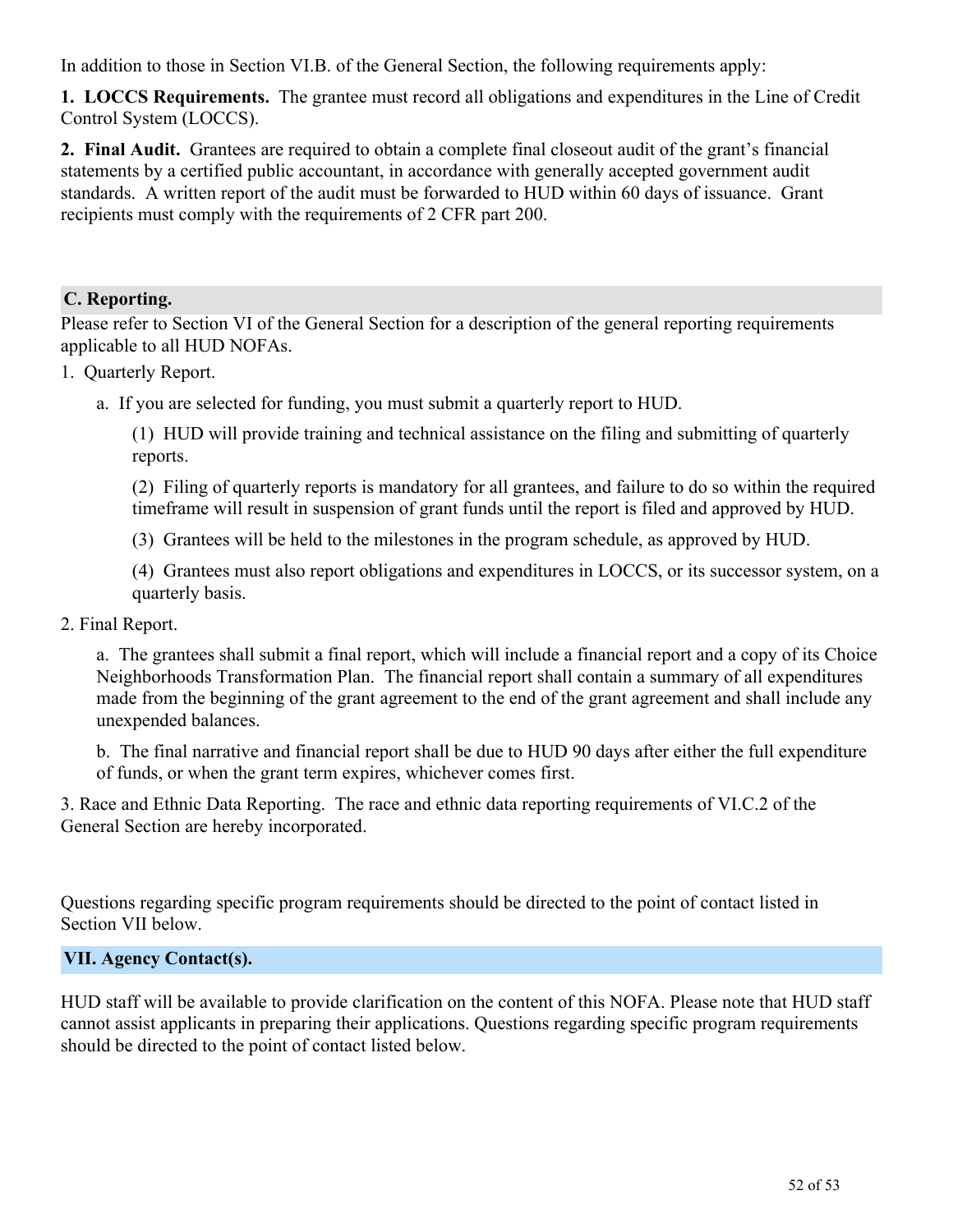In addition to those in Section VI.B. of the General Section, the following requirements apply:

**1. LOCCS Requirements.** The grantee must record all obligations and expenditures in the Line of Credit Control System (LOCCS).

**2. Final Audit.** Grantees are required to obtain a complete final closeout audit of the grant's financial statements by a certified public accountant, in accordance with generally accepted government audit standards. A written report of the audit must be forwarded to HUD within 60 days of issuance. Grant recipients must comply with the requirements of 2 CFR part 200.

### C. Reporting.

Please refer to Section VI of the General Section for a description of the general reporting requirements applicable to all HUD NOFAs.

1. Quarterly Report.

   a. If you are selected for funding, you must submit a quarterly report to HUD.

      (1) HUD will provide training and technical assistance on the filing and submitting of quarterly reports.

      (2) Filing of quarterly reports is mandatory for all grantees, and failure to do so within the required timeframe will result in suspension of grant funds until the report is filed and approved by HUD.

      (3) Grantees will be held to the milestones in the program schedule, as approved by HUD.

      (4) Grantees must also report obligations and expenditures in LOCCS, or its successor system, on a quarterly basis.

2. Final Report.

   a. The grantees shall submit a final report, which will include a financial report and a copy of its Choice Neighborhoods Transformation Plan. The financial report shall contain a summary of all expenditures made from the beginning of the grant agreement to the end of the grant agreement and shall include any unexpended balances.

   b. The final narrative and financial report shall be due to HUD 90 days after either the full expenditure of funds, or when the grant term expires, whichever comes first.

3. Race and Ethnic Data Reporting. The race and ethnic data reporting requirements of VI.C.2 of the General Section are hereby incorporated.

Questions regarding specific program requirements should be directed to the point of contact listed in Section VII below.

## VII. Agency Contact(s).

HUD staff will be available to provide clarification on the content of this NOFA. Please note that HUD staff cannot assist applicants in preparing their applications. Questions regarding specific program requirements should be directed to the point of contact listed below.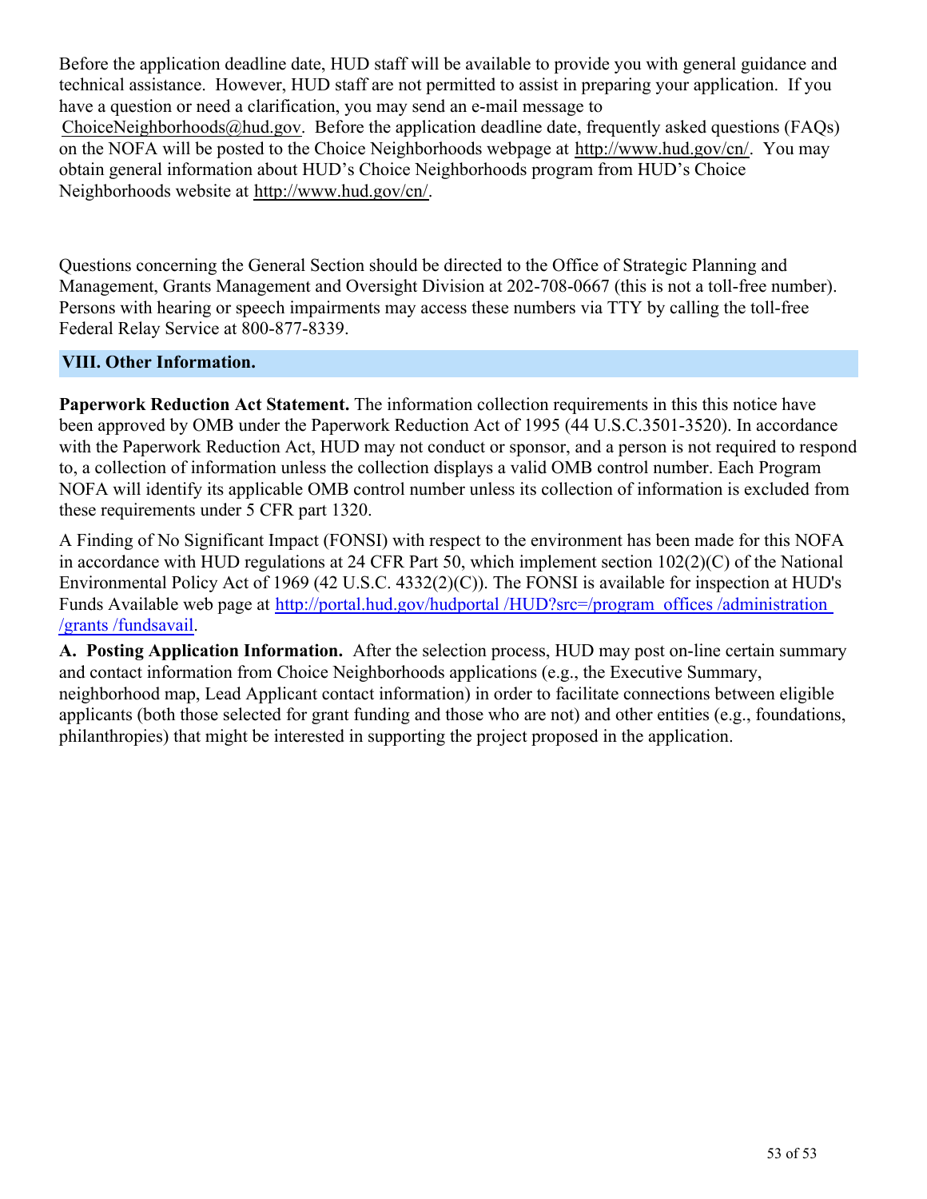Before the application deadline date, HUD staff will be available to provide you with general guidance and technical assistance. However, HUD staff are not permitted to assist in preparing your application. If you have a question or need a clarification, you may send an e-mail message to ChoiceNeighborhoods@hud.gov. Before the application deadline date, frequently asked questions (FAQs) on the NOFA will be posted to the Choice Neighborhoods webpage at http://www.hud.gov/cn/. You may obtain general information about HUD's Choice Neighborhoods program from HUD's Choice Neighborhoods website at http://www.hud.gov/cn/.

Questions concerning the General Section should be directed to the Office of Strategic Planning and Management, Grants Management and Oversight Division at 202-708-0667 (this is not a toll-free number). Persons with hearing or speech impairments may access these numbers via TTY by calling the toll-free Federal Relay Service at 800-877-8339.

## VIII. Other Information.

**Paperwork Reduction Act Statement.** The information collection requirements in this this notice have been approved by OMB under the Paperwork Reduction Act of 1995 (44 U.S.C.3501-3520). In accordance with the Paperwork Reduction Act, HUD may not conduct or sponsor, and a person is not required to respond to, a collection of information unless the collection displays a valid OMB control number. Each Program NOFA will identify its applicable OMB control number unless its collection of information is excluded from these requirements under 5 CFR part 1320.

A Finding of No Significant Impact (FONSI) with respect to the environment has been made for this NOFA in accordance with HUD regulations at 24 CFR Part 50, which implement section 102(2)(C) of the National Environmental Policy Act of 1969 (42 U.S.C. 4332(2)(C)). The FONSI is available for inspection at HUD's Funds Available web page at http://portal.hud.gov/hudportal /HUD?src=/program_offices /administration /grants /fundsavail.

**A. Posting Application Information.** After the selection process, HUD may post on-line certain summary and contact information from Choice Neighborhoods applications (e.g., the Executive Summary, neighborhood map, Lead Applicant contact information) in order to facilitate connections between eligible applicants (both those selected for grant funding and those who are not) and other entities (e.g., foundations, philanthropies) that might be interested in supporting the project proposed in the application.